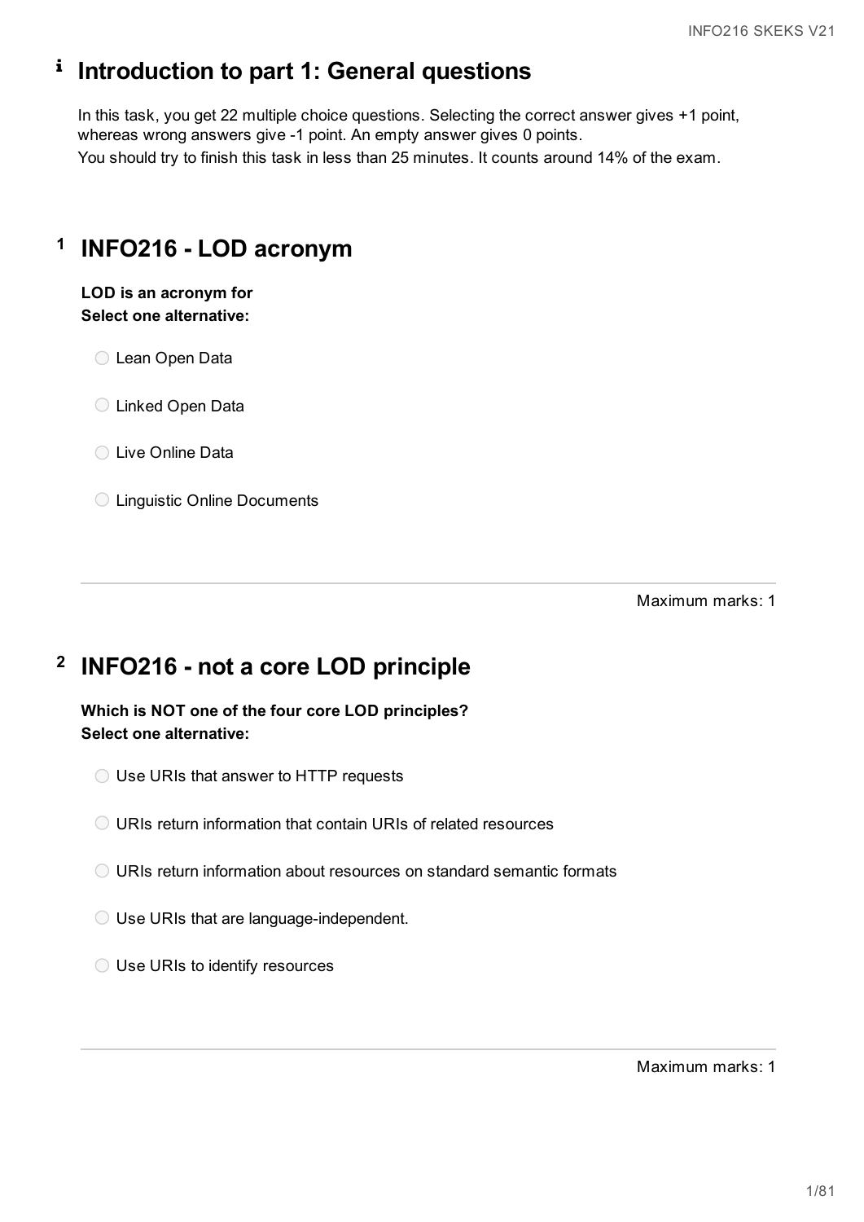# i Introduction to part 1: General questions

In this task, you get 22 multiple choice questions. Selecting the correct answer gives +1 point, whereas wrong answers give -1 point. An empty answer gives 0 points.
You should try to finish this task in less than 25 minutes. It counts around 14% of the exam.

# 1 INFO216 - LOD acronym

**LOD is an acronym for**
**Select one alternative:**

- ○ Lean Open Data
- ○ Linked Open Data
- ○ Live Online Data
- ○ Linguistic Online Documents

Maximum marks: 1

# 2 INFO216 - not a core LOD principle

**Which is NOT one of the four core LOD principles?**
**Select one alternative:**

- ○ Use URIs that answer to HTTP requests
- ○ URIs return information that contain URIs of related resources
- ○ URIs return information about resources on standard semantic formats
- ○ Use URIs that are language-independent.
- ○ Use URIs to identify resources

Maximum marks: 1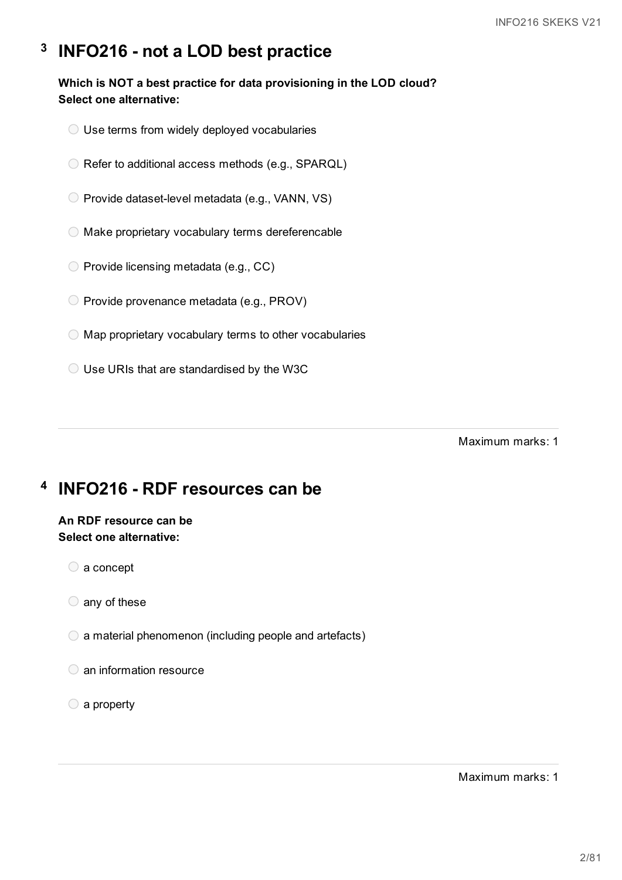## 3 INFO216 - not a LOD best practice

**Which is NOT a best practice for data provisioning in the LOD cloud?**
**Select one alternative:**

- ○ Use terms from widely deployed vocabularies
- ○ Refer to additional access methods (e.g., SPARQL)
- ○ Provide dataset-level metadata (e.g., VANN, VS)
- ○ Make proprietary vocabulary terms dereferencable
- ○ Provide licensing metadata (e.g., CC)
- ○ Provide provenance metadata (e.g., PROV)
- ○ Map proprietary vocabulary terms to other vocabularies
- ○ Use URIs that are standardised by the W3C

Maximum marks: 1

## 4 INFO216 - RDF resources can be

**An RDF resource can be**
**Select one alternative:**

- ○ a concept
- ○ any of these
- ○ a material phenomenon (including people and artefacts)
- ○ an information resource
- ○ a property

Maximum marks: 1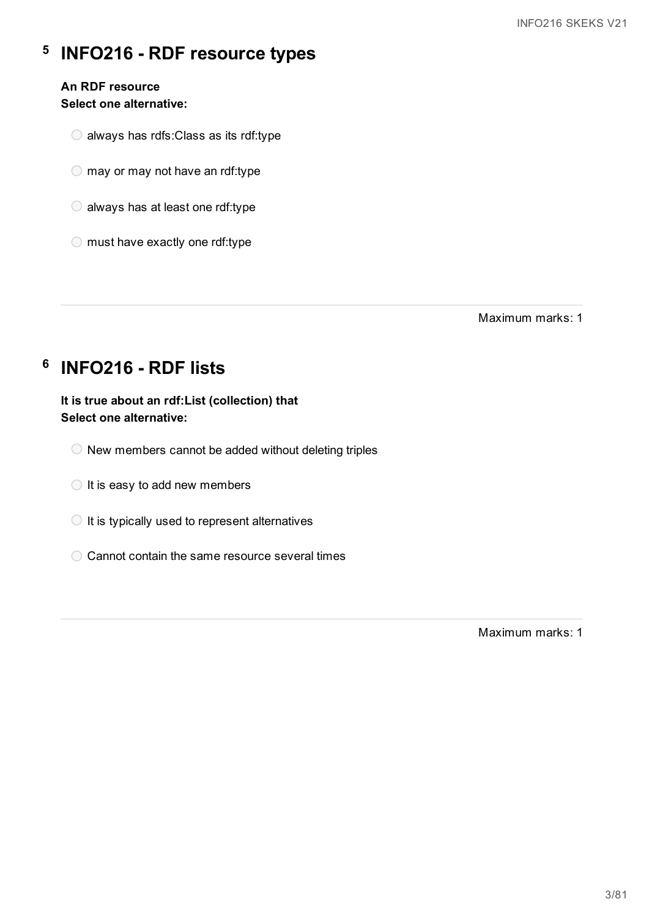# 5 INFO216 - RDF resource types

**An RDF resource**
**Select one alternative:**

- always has rdfs:Class as its rdf:type
- may or may not have an rdf:type
- always has at least one rdf:type
- must have exactly one rdf:type

Maximum marks: 1

# 6 INFO216 - RDF lists

**It is true about an rdf:List (collection) that**
**Select one alternative:**

- New members cannot be added without deleting triples
- It is easy to add new members
- It is typically used to represent alternatives
- Cannot contain the same resource several times

Maximum marks: 1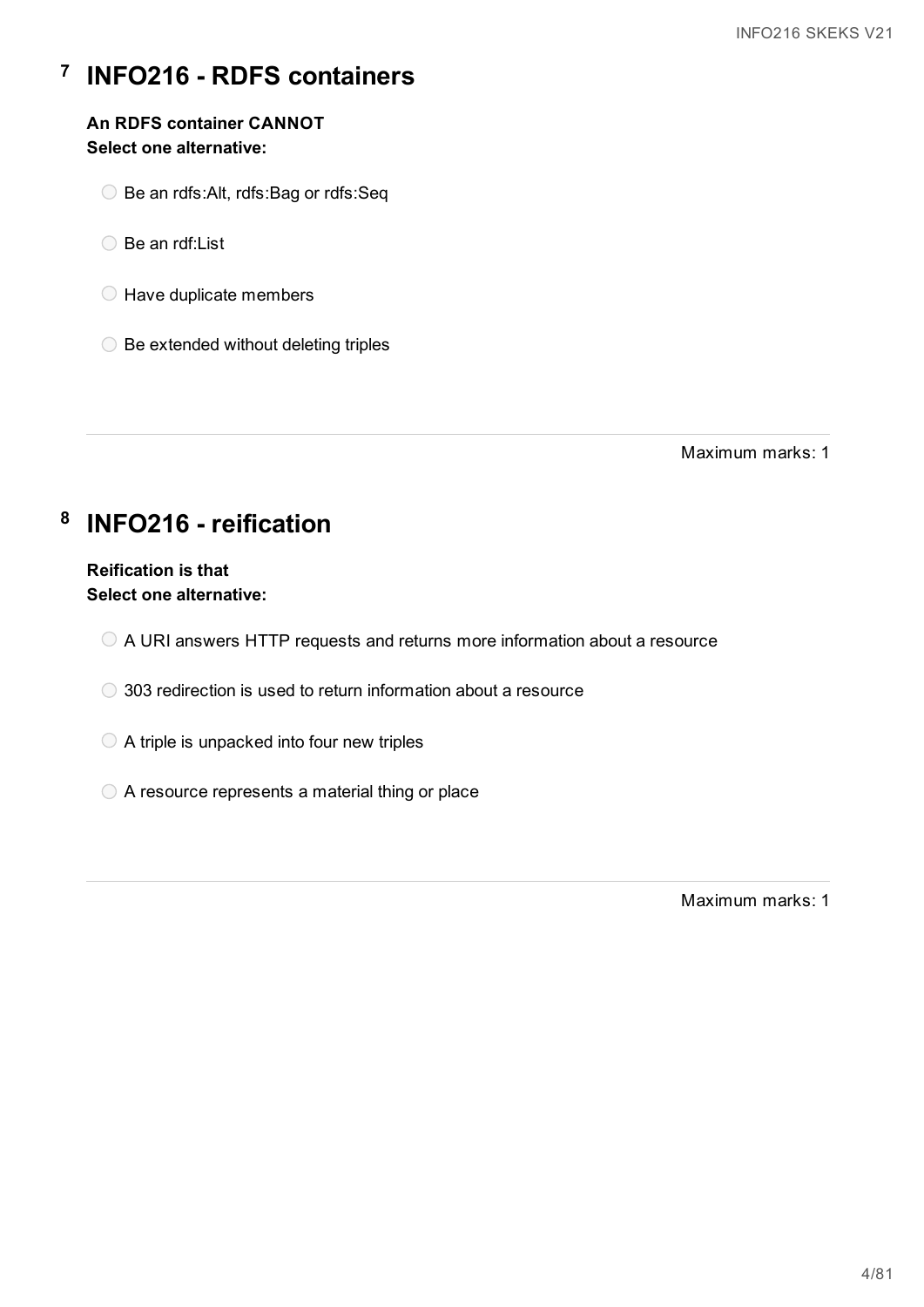## 7 INFO216 - RDFS containers

**An RDFS container CANNOT**
**Select one alternative:**

- Be an rdfs:Alt, rdfs:Bag or rdfs:Seq
- Be an rdf:List
- Have duplicate members
- Be extended without deleting triples

Maximum marks: 1

## 8 INFO216 - reification

**Reification is that**
**Select one alternative:**

- A URI answers HTTP requests and returns more information about a resource
- 303 redirection is used to return information about a resource
- A triple is unpacked into four new triples
- A resource represents a material thing or place

Maximum marks: 1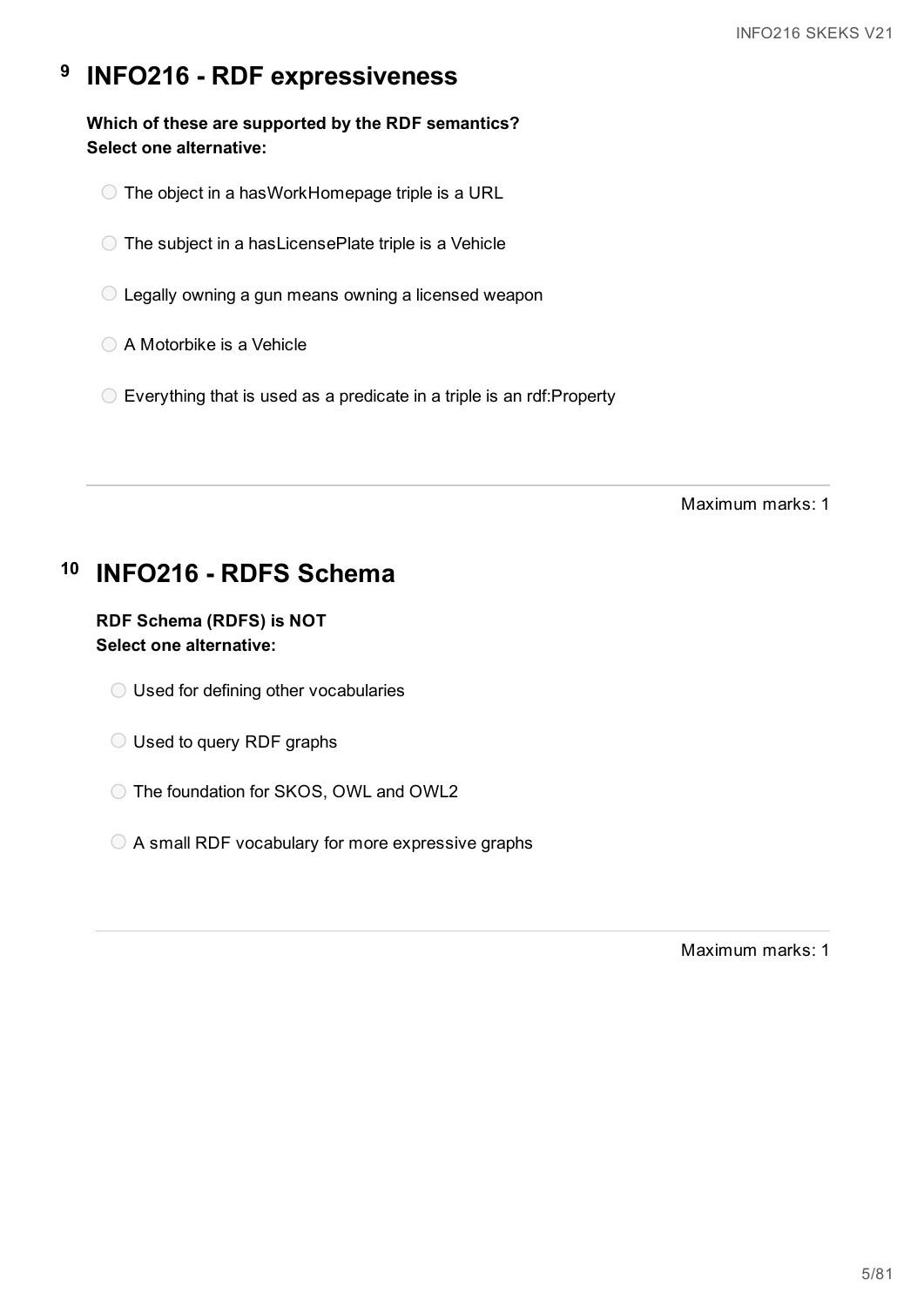## 9 INFO216 - RDF expressiveness

**Which of these are supported by the RDF semantics?**
**Select one alternative:**

- The object in a hasWorkHomepage triple is a URL
- The subject in a hasLicensePlate triple is a Vehicle
- Legally owning a gun means owning a licensed weapon
- A Motorbike is a Vehicle
- Everything that is used as a predicate in a triple is an rdf:Property

Maximum marks: 1

## 10 INFO216 - RDFS Schema

**RDF Schema (RDFS) is NOT**
**Select one alternative:**

- Used for defining other vocabularies
- Used to query RDF graphs
- The foundation for SKOS, OWL and OWL2
- A small RDF vocabulary for more expressive graphs

Maximum marks: 1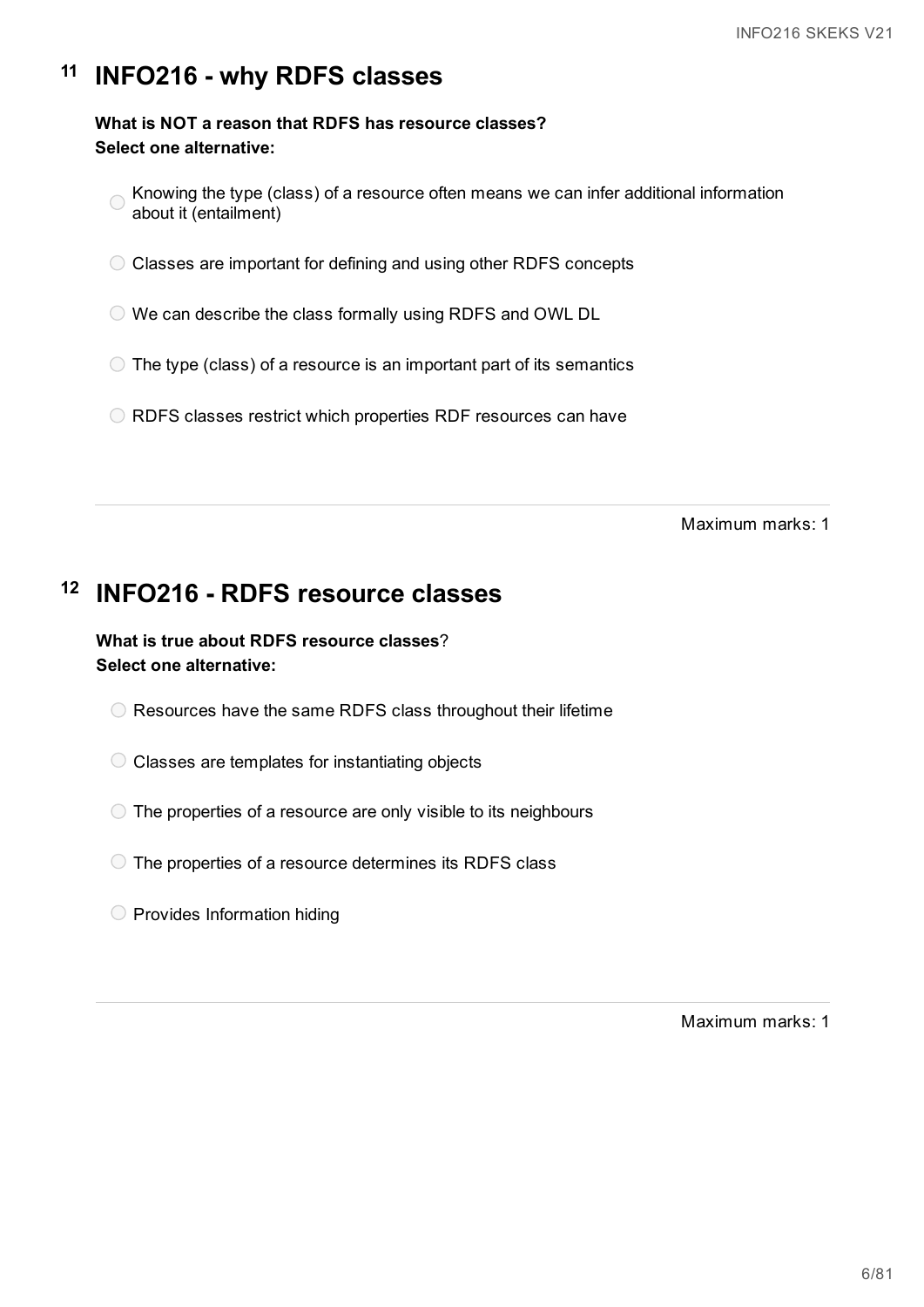# 11 INFO216 - why RDFS classes

**What is NOT a reason that RDFS has resource classes?**
**Select one alternative:**

- Knowing the type (class) of a resource often means we can infer additional information about it (entailment)
- Classes are important for defining and using other RDFS concepts
- We can describe the class formally using RDFS and OWL DL
- The type (class) of a resource is an important part of its semantics
- RDFS classes restrict which properties RDF resources can have

Maximum marks: 1

# 12 INFO216 - RDFS resource classes

**What is true about RDFS resource classes**?
**Select one alternative:**

- Resources have the same RDFS class throughout their lifetime
- Classes are templates for instantiating objects
- The properties of a resource are only visible to its neighbours
- The properties of a resource determines its RDFS class
- Provides Information hiding

Maximum marks: 1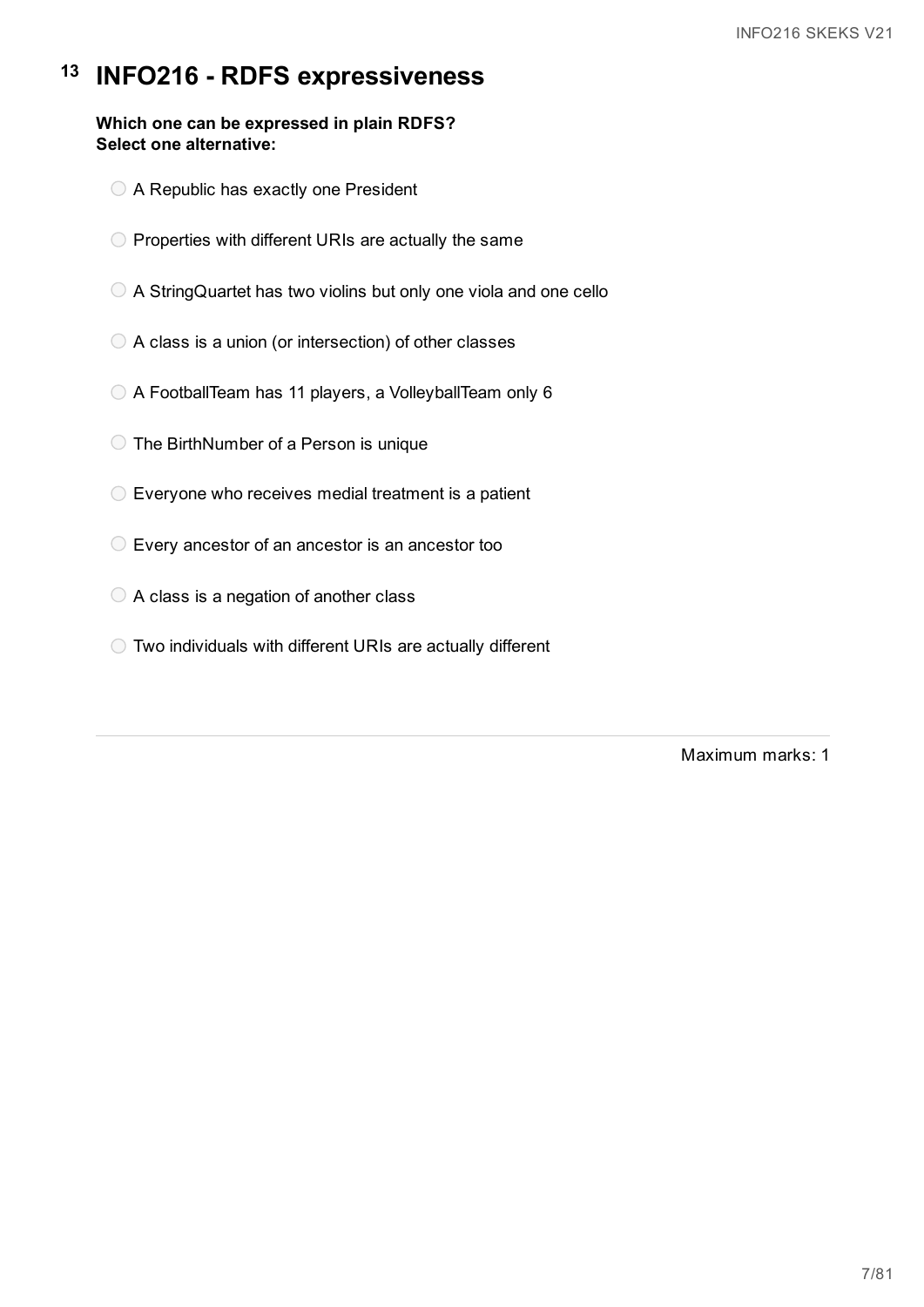# 13 INFO216 - RDFS expressiveness

**Which one can be expressed in plain RDFS?**
**Select one alternative:**

- A Republic has exactly one President
- Properties with different URIs are actually the same
- A StringQuartet has two violins but only one viola and one cello
- A class is a union (or intersection) of other classes
- A FootballTeam has 11 players, a VolleyballTeam only 6
- The BirthNumber of a Person is unique
- Everyone who receives medial treatment is a patient
- Every ancestor of an ancestor is an ancestor too
- A class is a negation of another class
- Two individuals with different URIs are actually different

Maximum marks: 1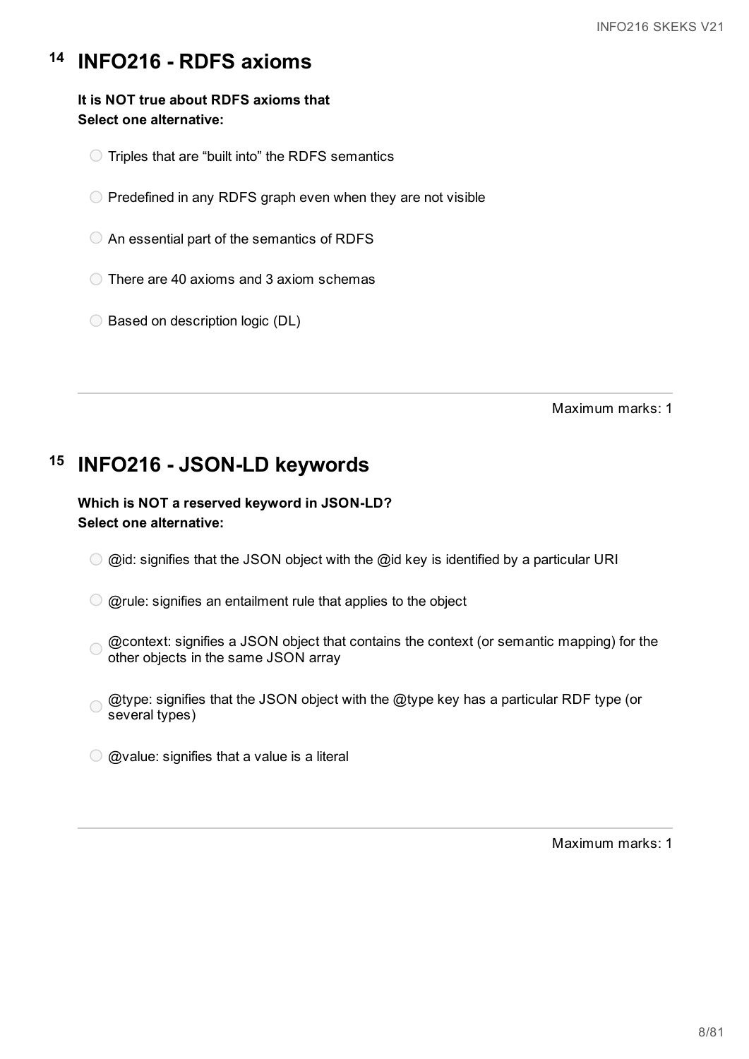# 14 INFO216 - RDFS axioms

**It is NOT true about RDFS axioms that**
**Select one alternative:**

- Triples that are “built into” the RDFS semantics
- Predefined in any RDFS graph even when they are not visible
- An essential part of the semantics of RDFS
- There are 40 axioms and 3 axiom schemas
- Based on description logic (DL)

Maximum marks: 1

# 15 INFO216 - JSON-LD keywords

**Which is NOT a reserved keyword in JSON-LD?**
**Select one alternative:**

- @id: signifies that the JSON object with the @id key is identified by a particular URI
- @rule: signifies an entailment rule that applies to the object
- @context: signifies a JSON object that contains the context (or semantic mapping) for the other objects in the same JSON array
- @type: signifies that the JSON object with the @type key has a particular RDF type (or several types)
- @value: signifies that a value is a literal

Maximum marks: 1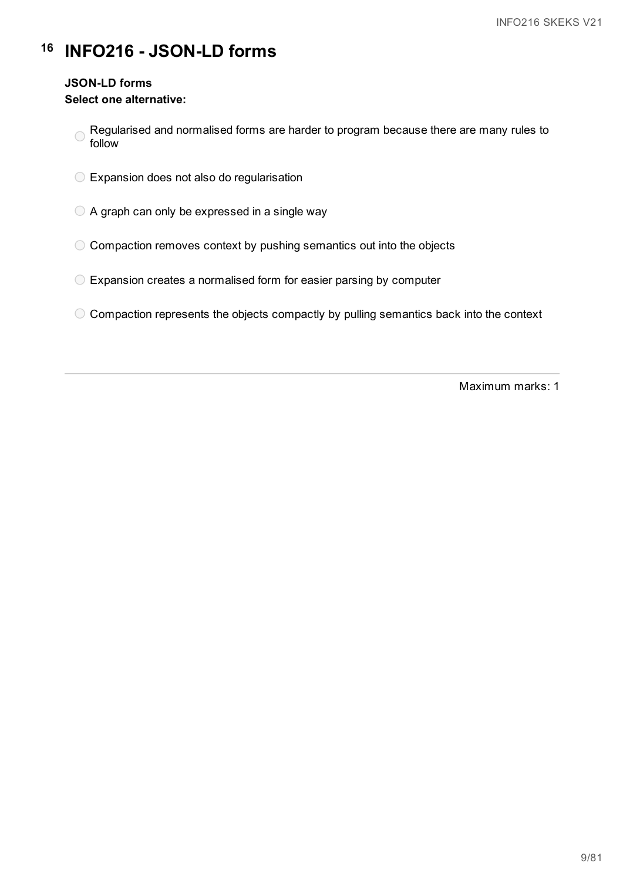# 16 INFO216 - JSON-LD forms

**JSON-LD forms**

**Select one alternative:**

- Regularised and normalised forms are harder to program because there are many rules to follow
- Expansion does not also do regularisation
- A graph can only be expressed in a single way
- Compaction removes context by pushing semantics out into the objects
- Expansion creates a normalised form for easier parsing by computer
- Compaction represents the objects compactly by pulling semantics back into the context

Maximum marks: 1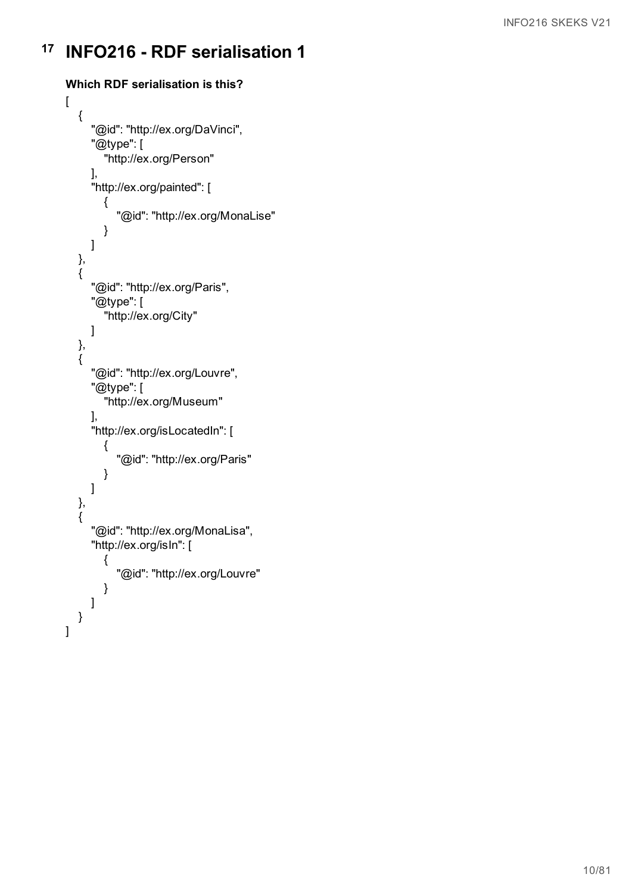# 17 INFO216 - RDF serialisation 1

**Which RDF serialisation is this?**

```
[
   {
      "@id": "http://ex.org/DaVinci",
      "@type": [
         "http://ex.org/Person"
      ],
      "http://ex.org/painted": [
         {
            "@id": "http://ex.org/MonaLise"
         }
      ]
   },
   {
      "@id": "http://ex.org/Paris",
      "@type": [
         "http://ex.org/City"
      ]
   },
   {
      "@id": "http://ex.org/Louvre",
      "@type": [
         "http://ex.org/Museum"
      ],
      "http://ex.org/isLocatedIn": [
         {
            "@id": "http://ex.org/Paris"
         }
      ]
   },
   {
      "@id": "http://ex.org/MonaLisa",
      "http://ex.org/isIn": [
         {
            "@id": "http://ex.org/Louvre"
         }
      ]
   }
]
```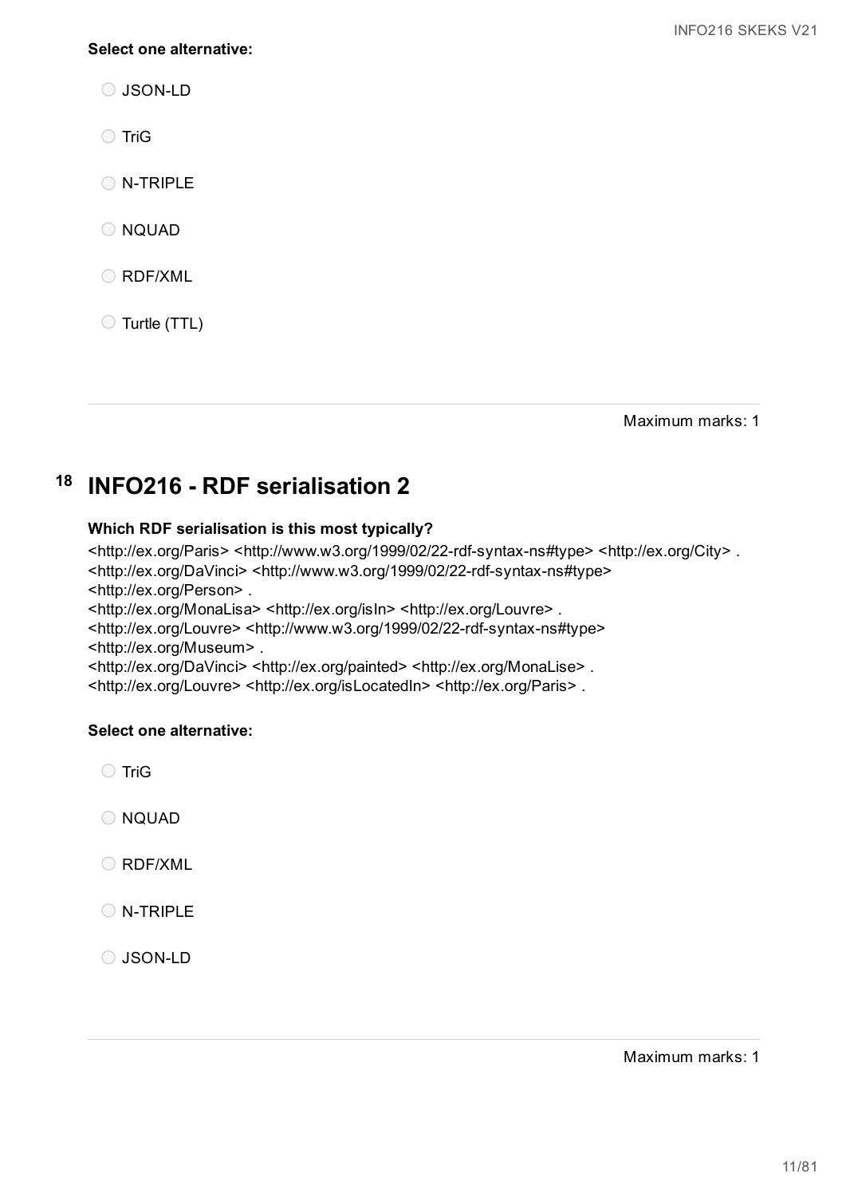**Select one alternative:**

- JSON-LD
- TriG
- N-TRIPLE
- NQUAD
- RDF/XML
- Turtle (TTL)

Maximum marks: 1

## 18 INFO216 - RDF serialisation 2

**Which RDF serialisation is this most typically?**

<http://ex.org/Paris> <http://www.w3.org/1999/02/22-rdf-syntax-ns#type> <http://ex.org/City> .
<http://ex.org/DaVinci> <http://www.w3.org/1999/02/22-rdf-syntax-ns#type>
<http://ex.org/Person> .
<http://ex.org/MonaLisa> <http://ex.org/isIn> <http://ex.org/Louvre> .
<http://ex.org/Louvre> <http://www.w3.org/1999/02/22-rdf-syntax-ns#type>
<http://ex.org/Museum> .
<http://ex.org/DaVinci> <http://ex.org/painted> <http://ex.org/MonaLise> .
<http://ex.org/Louvre> <http://ex.org/isLocatedIn> <http://ex.org/Paris> .

**Select one alternative:**

- TriG
- NQUAD
- RDF/XML
- N-TRIPLE
- JSON-LD

Maximum marks: 1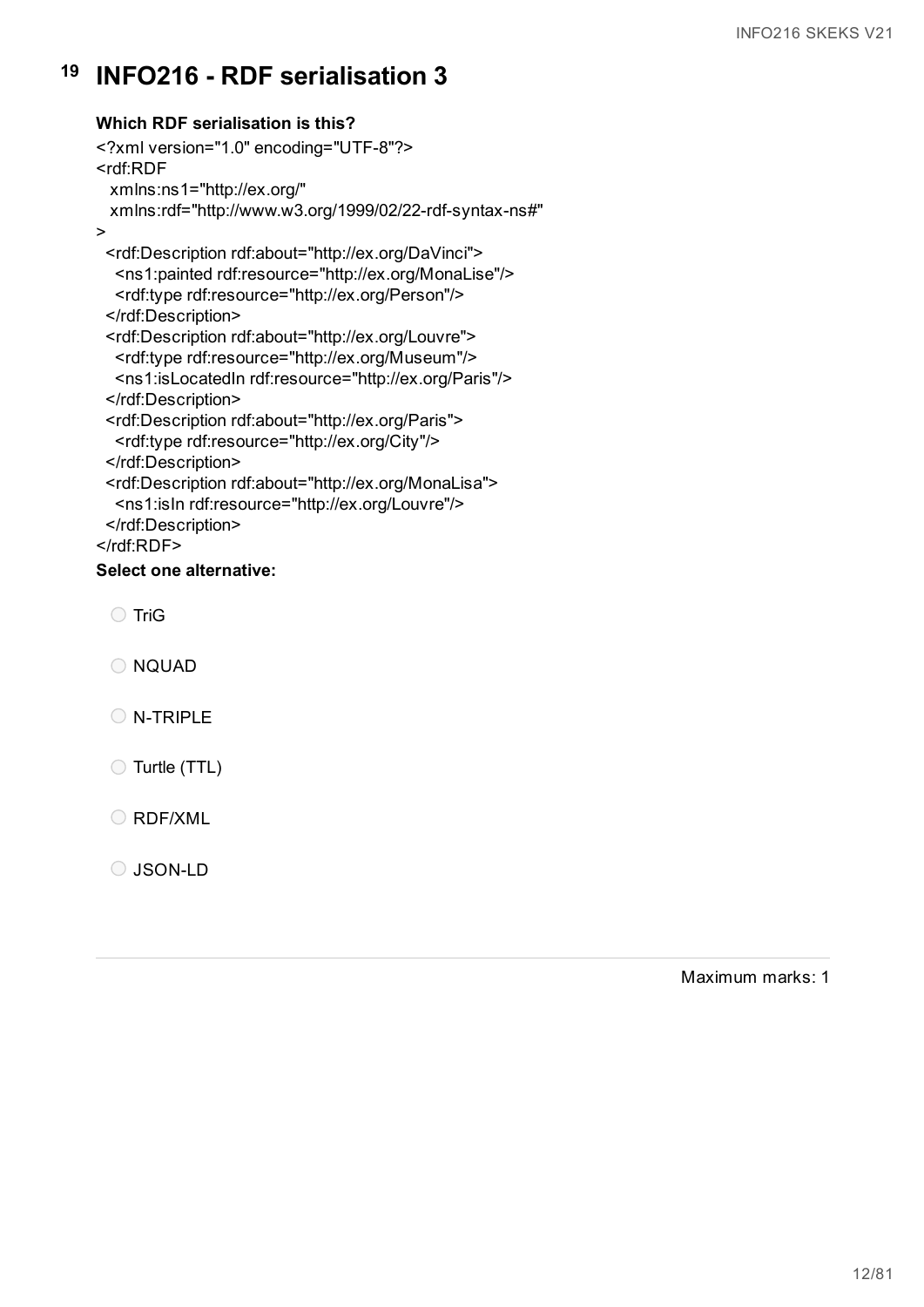# 19 INFO216 - RDF serialisation 3

**Which RDF serialisation is this?**

```
<?xml version="1.0" encoding="UTF-8"?>
<rdf:RDF
   xmlns:ns1="http://ex.org/"
   xmlns:rdf="http://www.w3.org/1999/02/22-rdf-syntax-ns#"
>
  <rdf:Description rdf:about="http://ex.org/DaVinci">
    <ns1:painted rdf:resource="http://ex.org/MonaLise"/>
    <rdf:type rdf:resource="http://ex.org/Person"/>
  </rdf:Description>
  <rdf:Description rdf:about="http://ex.org/Louvre">
    <rdf:type rdf:resource="http://ex.org/Museum"/>
    <ns1:isLocatedIn rdf:resource="http://ex.org/Paris"/>
  </rdf:Description>
  <rdf:Description rdf:about="http://ex.org/Paris">
    <rdf:type rdf:resource="http://ex.org/City"/>
  </rdf:Description>
  <rdf:Description rdf:about="http://ex.org/MonaLisa">
    <ns1:isIn rdf:resource="http://ex.org/Louvre"/>
  </rdf:Description>
</rdf:RDF>
```

**Select one alternative:**

- TriG
- NQUAD
- N-TRIPLE
- Turtle (TTL)
- RDF/XML
- JSON-LD

Maximum marks: 1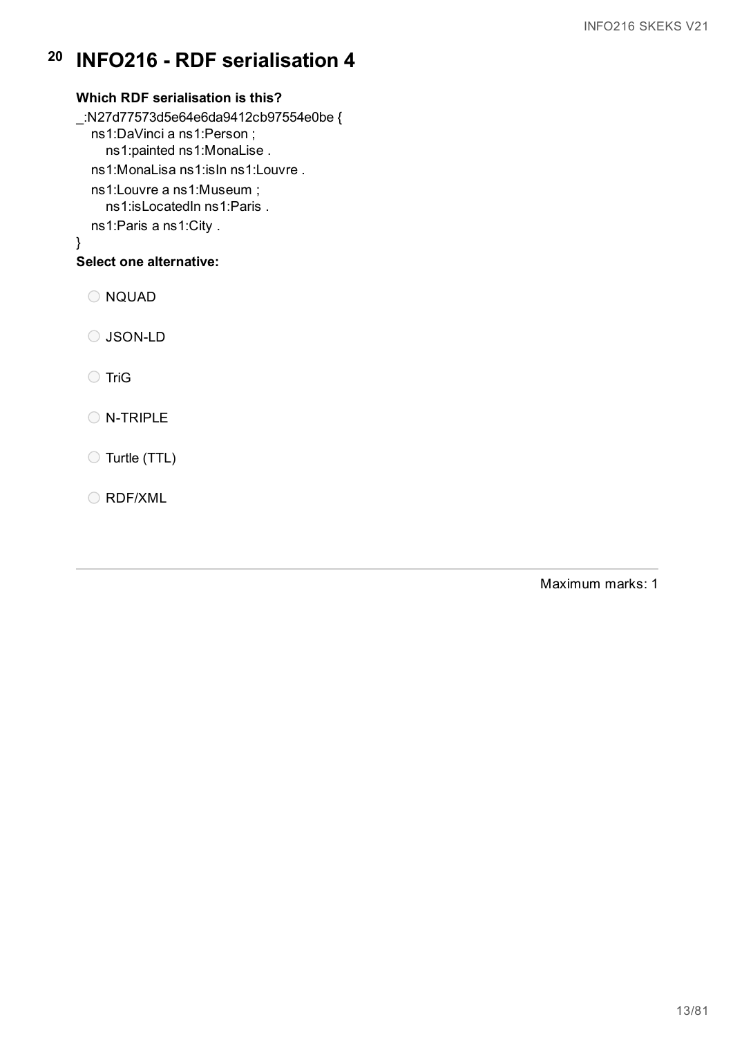# 20 INFO216 - RDF serialisation 4

**Which RDF serialisation is this?**

```
_:N27d77573d5e64e6da9412cb97554e0be {
    ns1:DaVinci a ns1:Person ;
        ns1:painted ns1:MonaLise .
    ns1:MonaLisa ns1:isIn ns1:Louvre .
    ns1:Louvre a ns1:Museum ;
        ns1:isLocatedIn ns1:Paris .
    ns1:Paris a ns1:City .
}
```

**Select one alternative:**

- NQUAD
- JSON-LD
- TriG
- N-TRIPLE
- Turtle (TTL)
- RDF/XML

Maximum marks: 1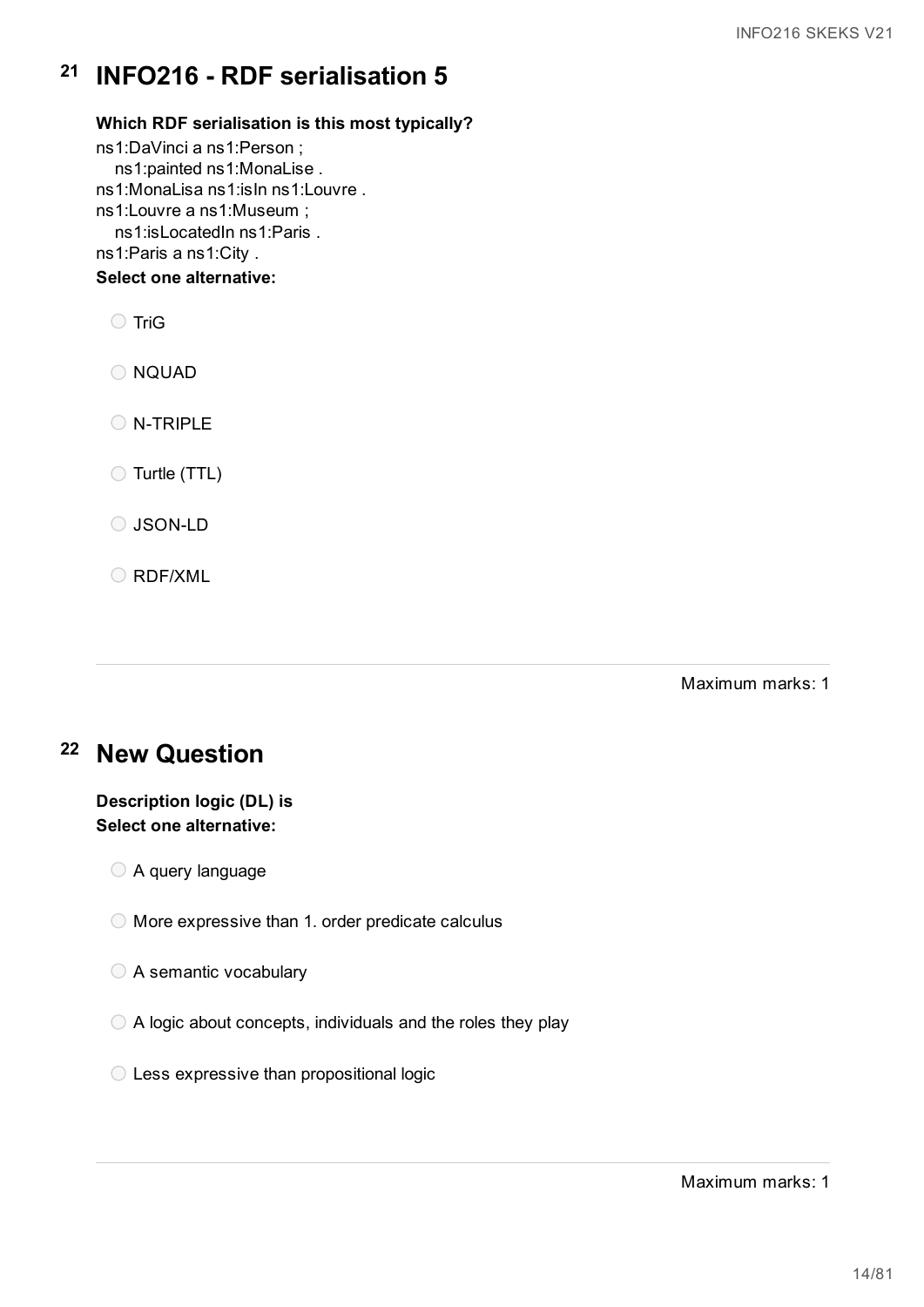## 21 INFO216 - RDF serialisation 5

**Which RDF serialisation is this most typically?**

```
ns1:DaVinci a ns1:Person ;
   ns1:painted ns1:MonaLise .
ns1:MonaLisa ns1:isIn ns1:Louvre .
ns1:Louvre a ns1:Museum ;
   ns1:isLocatedIn ns1:Paris .
ns1:Paris a ns1:City .
```

**Select one alternative:**

- TriG
- NQUAD
- N-TRIPLE
- Turtle (TTL)
- JSON-LD
- RDF/XML

Maximum marks: 1

## 22 New Question

**Description logic (DL) is**
**Select one alternative:**

- A query language
- More expressive than 1. order predicate calculus
- A semantic vocabulary
- A logic about concepts, individuals and the roles they play
- Less expressive than propositional logic

Maximum marks: 1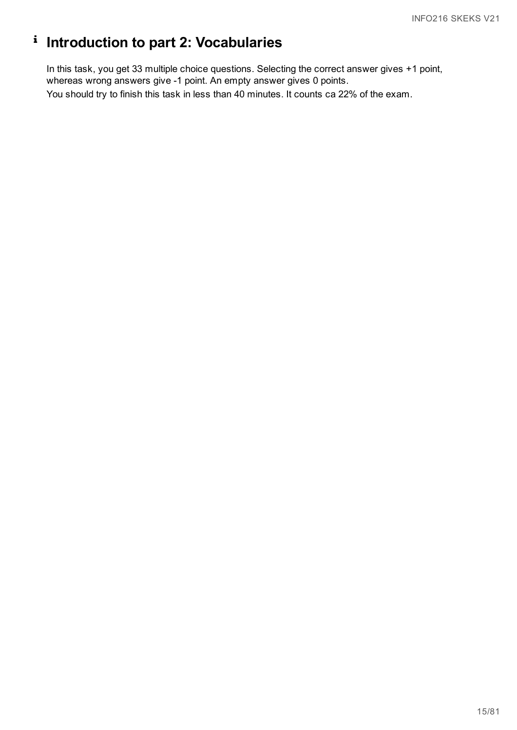# Introduction to part 2: Vocabularies

In this task, you get 33 multiple choice questions. Selecting the correct answer gives +1 point, whereas wrong answers give -1 point. An empty answer gives 0 points.

You should try to finish this task in less than 40 minutes. It counts ca 22% of the exam.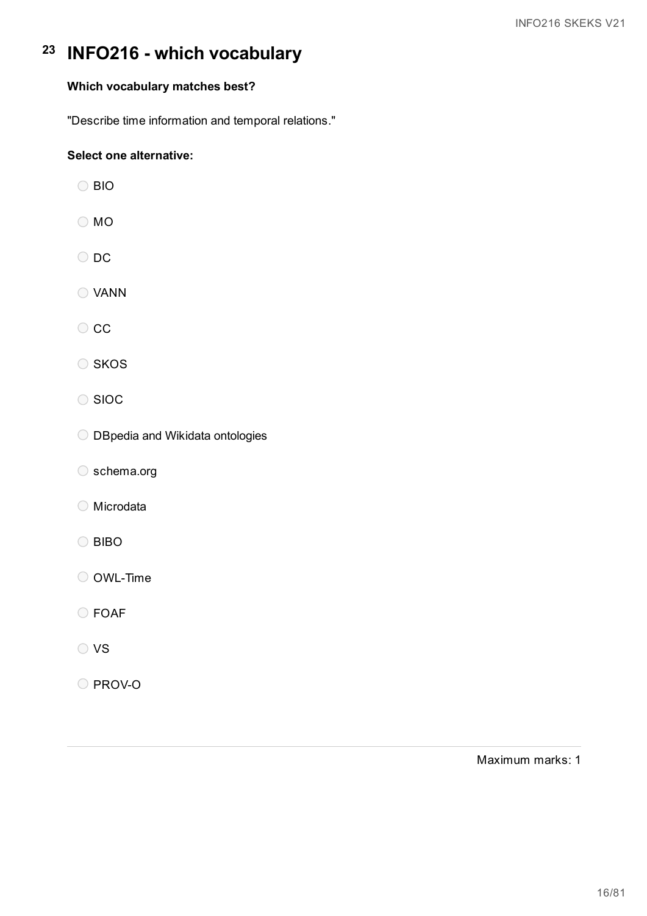# 23 INFO216 - which vocabulary

**Which vocabulary matches best?**

"Describe time information and temporal relations."

**Select one alternative:**

- BIO
- MO
- DC
- VANN
- CC
- SKOS
- SIOC
- DBpedia and Wikidata ontologies
- schema.org
- Microdata
- BIBO
- OWL-Time
- FOAF
- VS
- PROV-O

Maximum marks: 1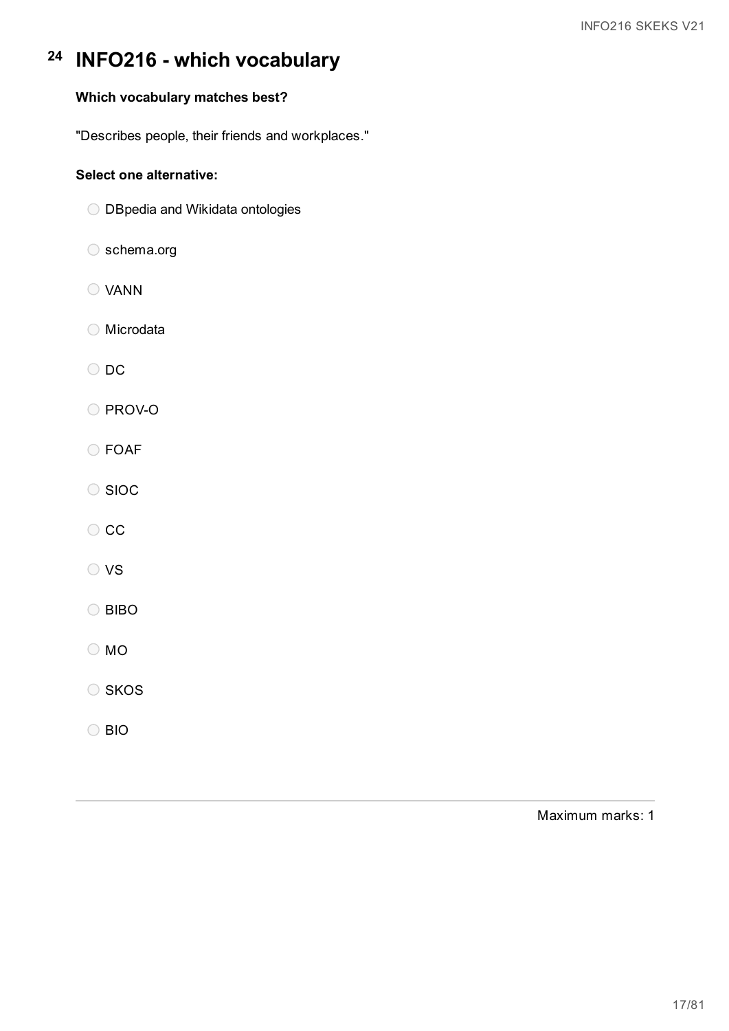# 24 INFO216 - which vocabulary

**Which vocabulary matches best?**

"Describes people, their friends and workplaces."

**Select one alternative:**

- DBpedia and Wikidata ontologies
- schema.org
- VANN
- Microdata
- DC
- PROV-O
- FOAF
- SIOC
- CC
- VS
- BIBO
- MO
- SKOS
- BIO

Maximum marks: 1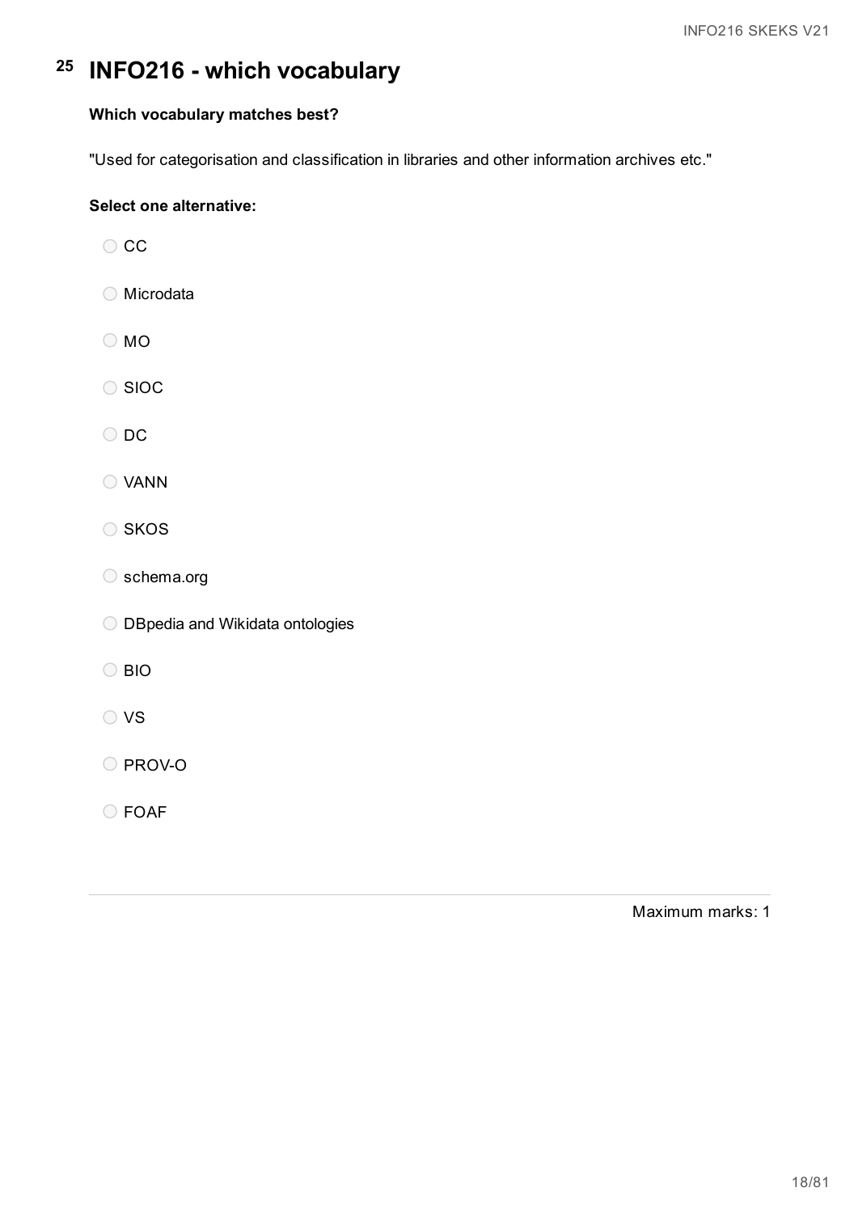# 25 INFO216 - which vocabulary

**Which vocabulary matches best?**

"Used for categorisation and classification in libraries and other information archives etc."

**Select one alternative:**

- CC
- Microdata
- MO
- SIOC
- DC
- VANN
- SKOS
- schema.org
- DBpedia and Wikidata ontologies
- BIO
- VS
- PROV-O
- FOAF

Maximum marks: 1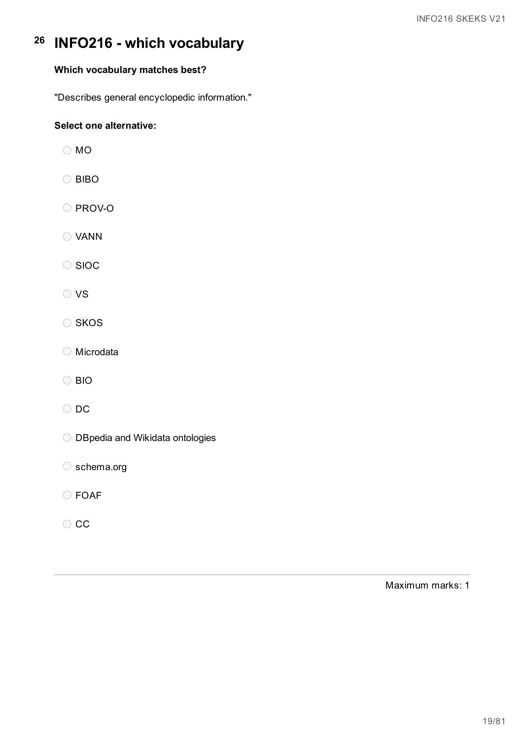# 26 INFO216 - which vocabulary

**Which vocabulary matches best?**

"Describes general encyclopedic information."

**Select one alternative:**

- MO
- BIBO
- PROV-O
- VANN
- SIOC
- VS
- SKOS
- Microdata
- BIO
- DC
- DBpedia and Wikidata ontologies
- schema.org
- FOAF
- CC

Maximum marks: 1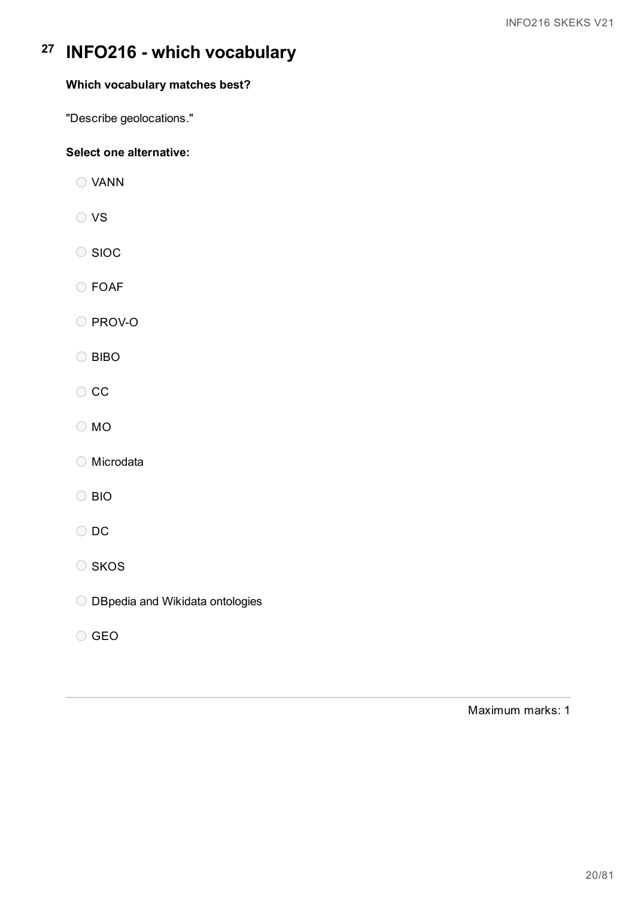# 27 INFO216 - which vocabulary

**Which vocabulary matches best?**

"Describe geolocations."

**Select one alternative:**

- VANN
- VS
- SIOC
- FOAF
- PROV-O
- BIBO
- CC
- MO
- Microdata
- BIO
- DC
- SKOS
- DBpedia and Wikidata ontologies
- GEO

Maximum marks: 1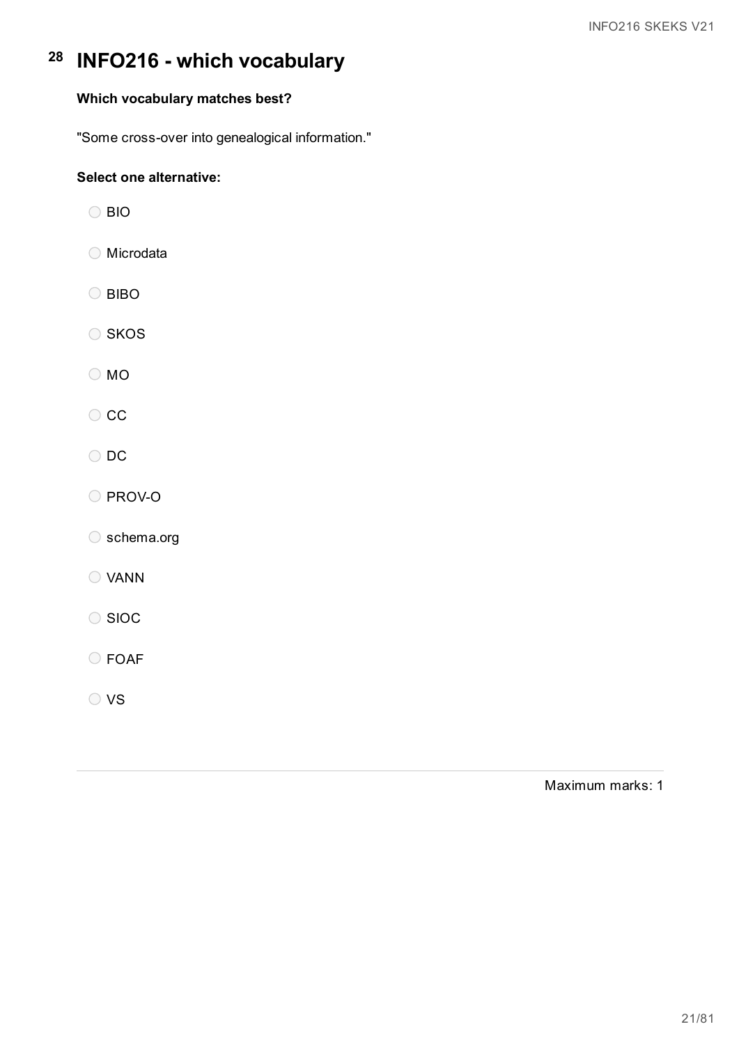# 28 INFO216 - which vocabulary

**Which vocabulary matches best?**

"Some cross-over into genealogical information."

**Select one alternative:**

- BIO
- Microdata
- BIBO
- SKOS
- MO
- CC
- DC
- PROV-O
- schema.org
- VANN
- SIOC
- FOAF
- VS

Maximum marks: 1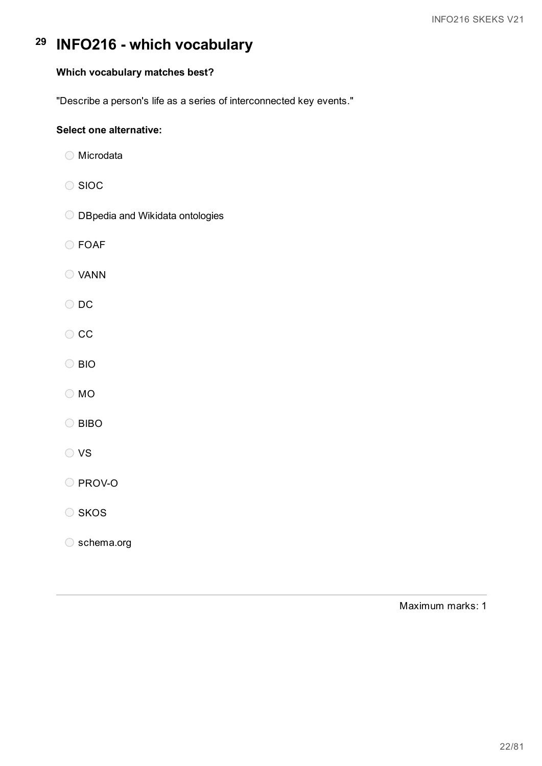# 29 INFO216 - which vocabulary

**Which vocabulary matches best?**

"Describe a person's life as a series of interconnected key events."

**Select one alternative:**

- Microdata
- SIOC
- DBpedia and Wikidata ontologies
- FOAF
- VANN
- DC
- CC
- BIO
- MO
- BIBO
- VS
- PROV-O
- SKOS
- schema.org

Maximum marks: 1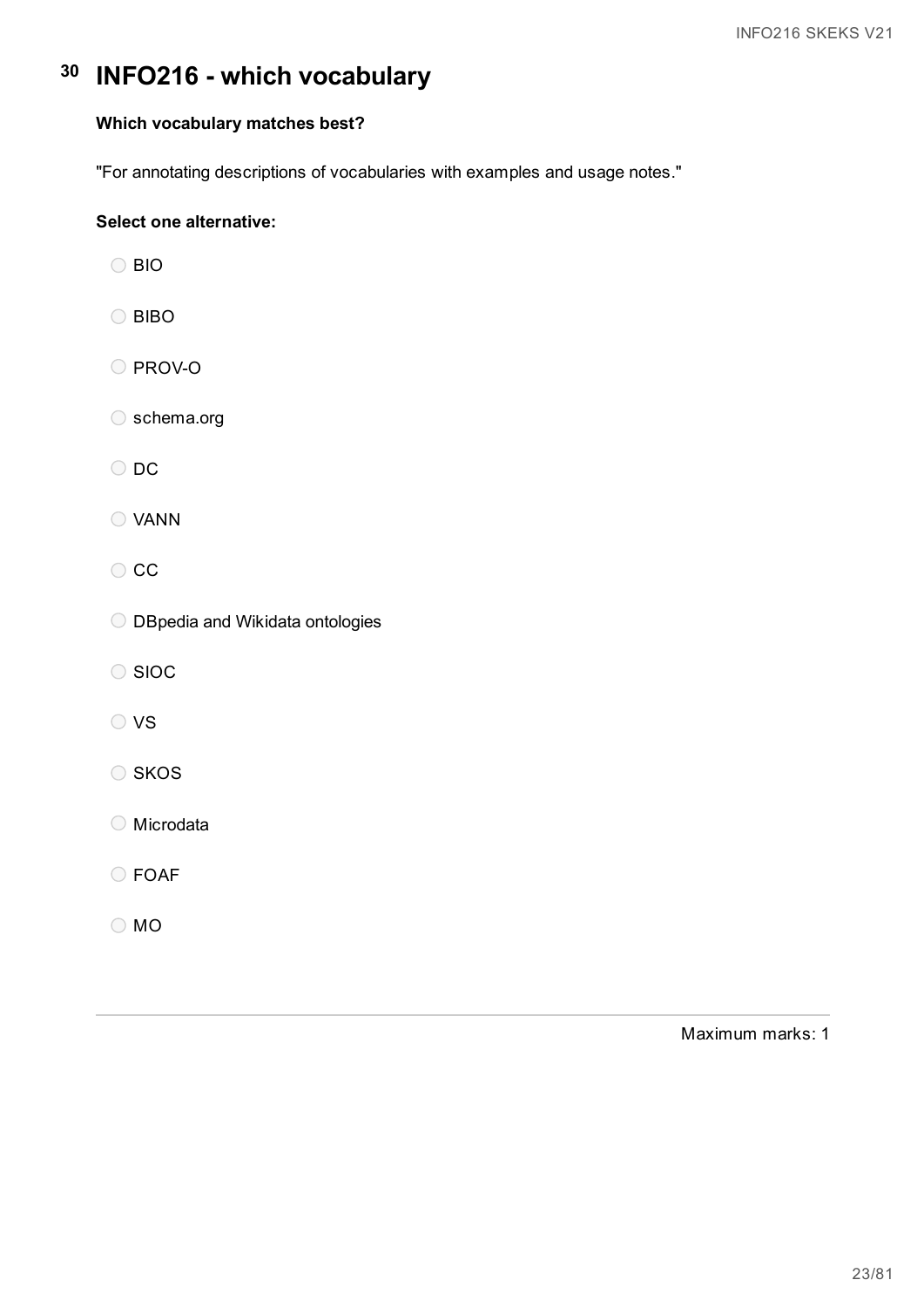# 30 INFO216 - which vocabulary

**Which vocabulary matches best?**

"For annotating descriptions of vocabularies with examples and usage notes."

**Select one alternative:**

- BIO
- BIBO
- PROV-O
- schema.org
- DC
- VANN
- CC
- DBpedia and Wikidata ontologies
- SIOC
- VS
- SKOS
- Microdata
- FOAF
- MO

Maximum marks: 1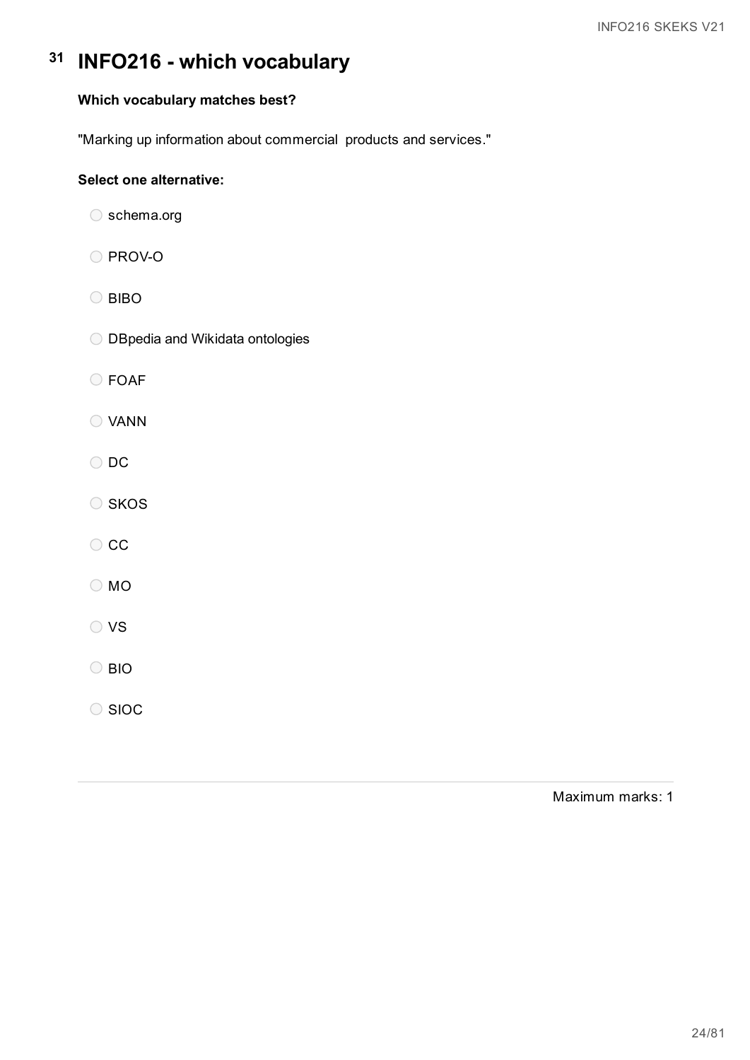# 31 INFO216 - which vocabulary

**Which vocabulary matches best?**

"Marking up information about commercial  products and services."

**Select one alternative:**

- schema.org
- PROV-O
- BIBO
- DBpedia and Wikidata ontologies
- FOAF
- VANN
- DC
- SKOS
- CC
- MO
- VS
- BIO
- SIOC

Maximum marks: 1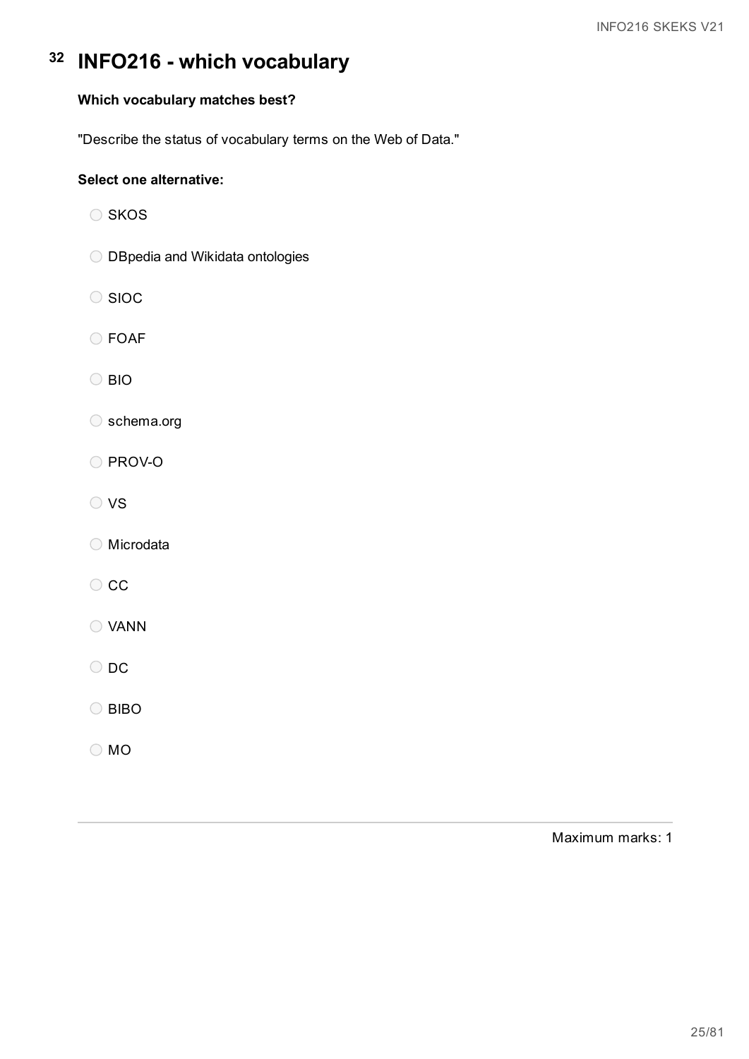# 32 INFO216 - which vocabulary

**Which vocabulary matches best?**

"Describe the status of vocabulary terms on the Web of Data."

**Select one alternative:**

- SKOS
- DBpedia and Wikidata ontologies
- SIOC
- FOAF
- BIO
- schema.org
- PROV-O
- VS
- Microdata
- CC
- VANN
- DC
- BIBO
- MO

Maximum marks: 1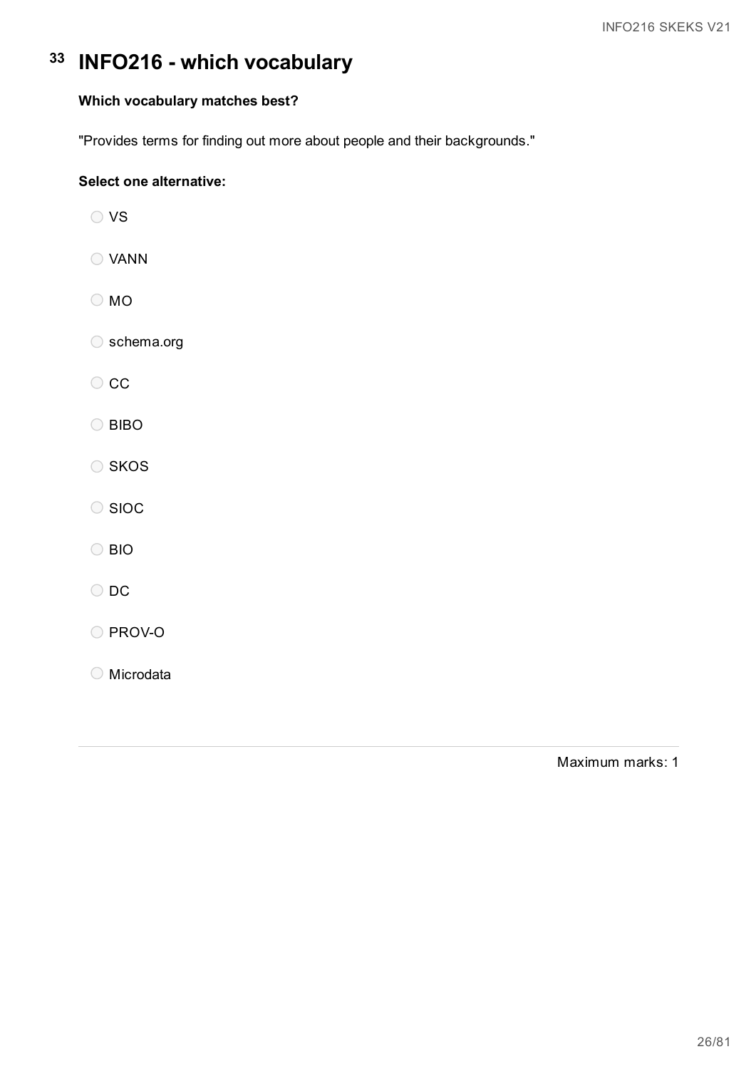# 33 INFO216 - which vocabulary

**Which vocabulary matches best?**

"Provides terms for finding out more about people and their backgrounds."

**Select one alternative:**

- VS
- VANN
- MO
- schema.org
- CC
- BIBO
- SKOS
- SIOC
- BIO
- DC
- PROV-O
- Microdata

Maximum marks: 1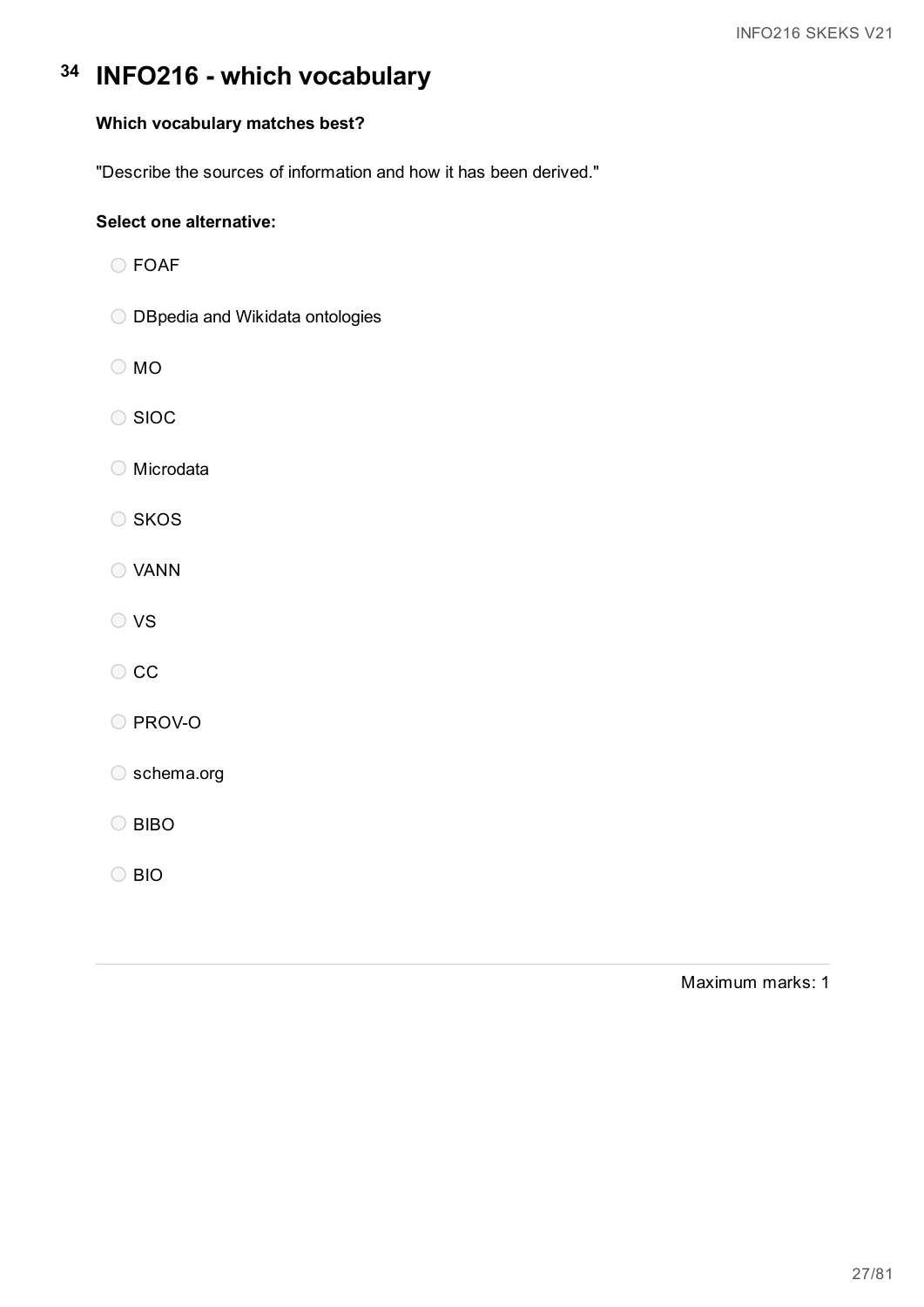# 34 INFO216 - which vocabulary

**Which vocabulary matches best?**

"Describe the sources of information and how it has been derived."

**Select one alternative:**

- FOAF
- DBpedia and Wikidata ontologies
- MO
- SIOC
- Microdata
- SKOS
- VANN
- VS
- CC
- PROV-O
- schema.org
- BIBO
- BIO

Maximum marks: 1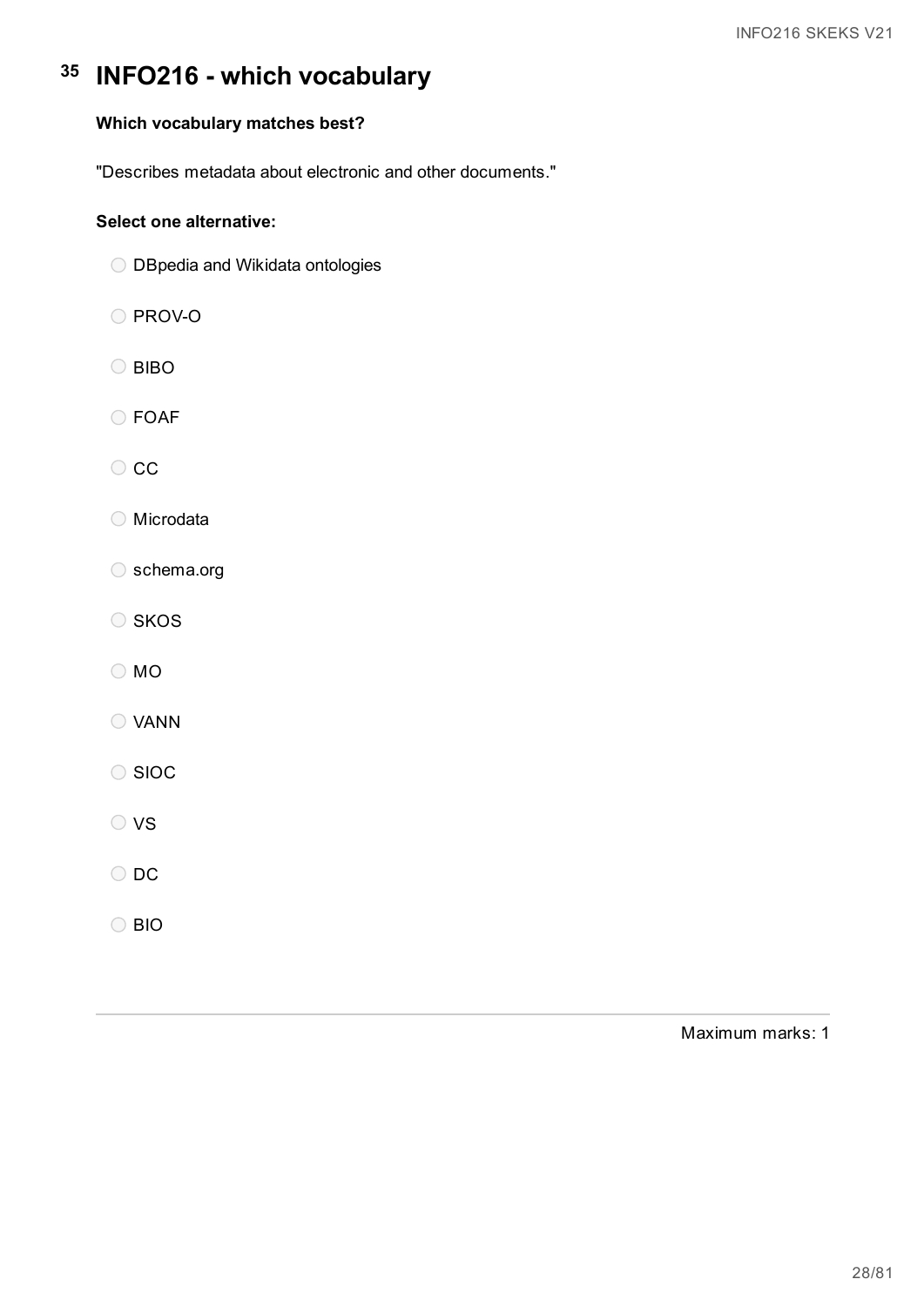# 35 INFO216 - which vocabulary

**Which vocabulary matches best?**

"Describes metadata about electronic and other documents."

**Select one alternative:**

- DBpedia and Wikidata ontologies
- PROV-O
- BIBO
- FOAF
- CC
- Microdata
- schema.org
- SKOS
- MO
- VANN
- SIOC
- VS
- DC
- BIO

Maximum marks: 1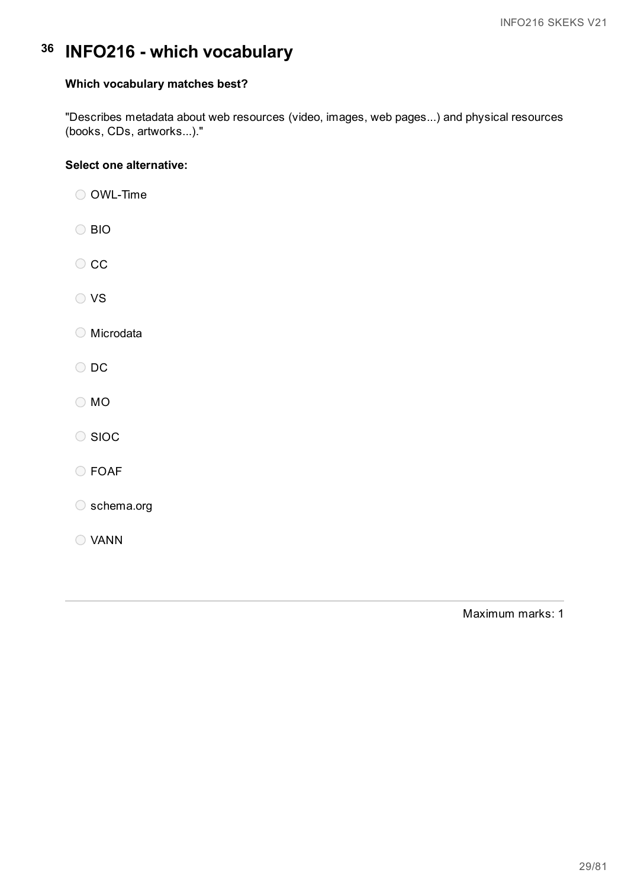# 36 INFO216 - which vocabulary

**Which vocabulary matches best?**

"Describes metadata about web resources (video, images, web pages...) and physical resources (books, CDs, artworks...)."

**Select one alternative:**

- OWL-Time
- BIO
- CC
- VS
- Microdata
- DC
- MO
- SIOC
- FOAF
- schema.org
- VANN

Maximum marks: 1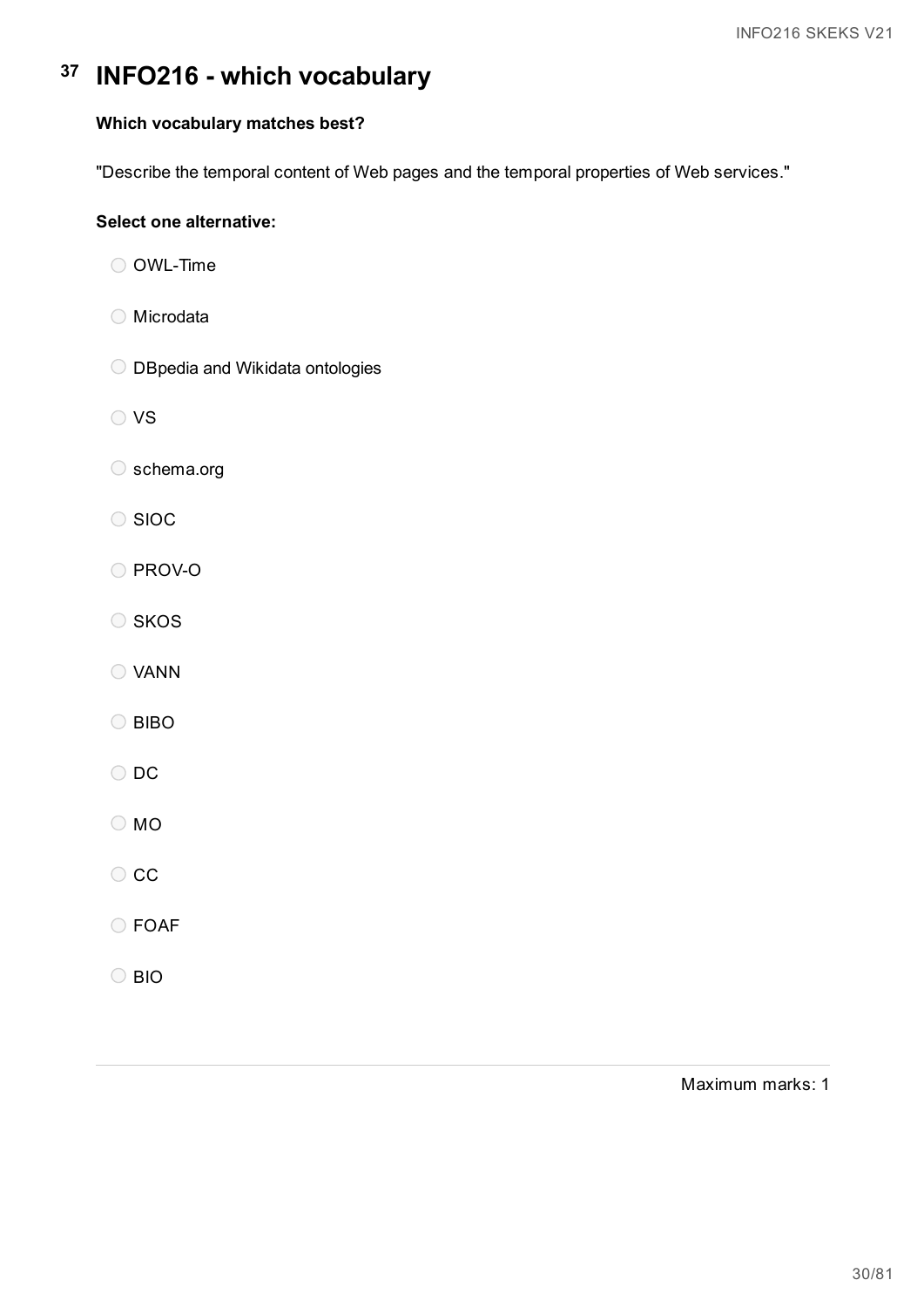# 37 INFO216 - which vocabulary

**Which vocabulary matches best?**

"Describe the temporal content of Web pages and the temporal properties of Web services."

**Select one alternative:**

- OWL-Time
- Microdata
- DBpedia and Wikidata ontologies
- VS
- schema.org
- SIOC
- PROV-O
- SKOS
- VANN
- BIBO
- DC
- MO
- CC
- FOAF
- BIO

Maximum marks: 1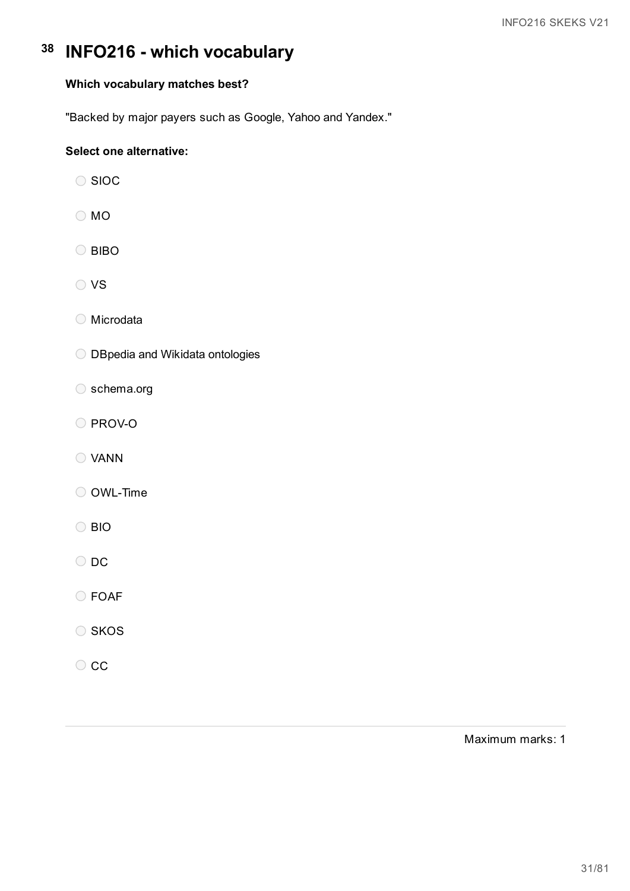# 38 INFO216 - which vocabulary

**Which vocabulary matches best?**

"Backed by major payers such as Google, Yahoo and Yandex."

**Select one alternative:**

- SIOC
- MO
- BIBO
- VS
- Microdata
- DBpedia and Wikidata ontologies
- schema.org
- PROV-O
- VANN
- OWL-Time
- BIO
- DC
- FOAF
- SKOS
- CC

Maximum marks: 1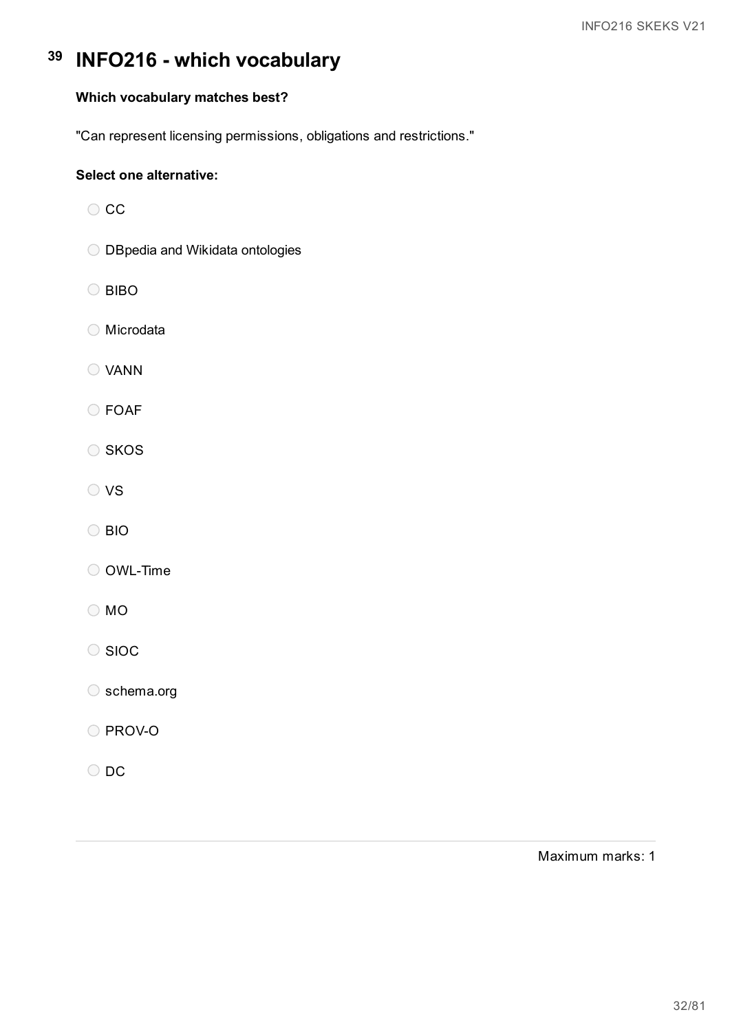# 39 INFO216 - which vocabulary

**Which vocabulary matches best?**

"Can represent licensing permissions, obligations and restrictions."

**Select one alternative:**

- CC
- DBpedia and Wikidata ontologies
- BIBO
- Microdata
- VANN
- FOAF
- SKOS
- VS
- BIO
- OWL-Time
- MO
- SIOC
- schema.org
- PROV-O
- DC

Maximum marks: 1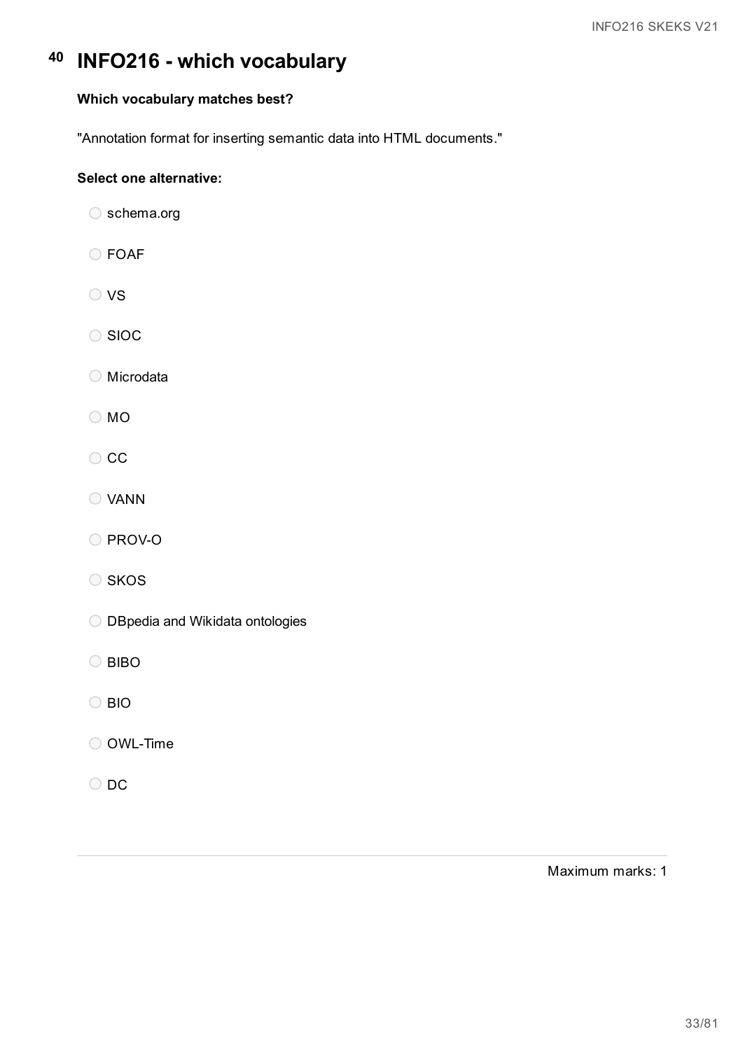# 40 INFO216 - which vocabulary

**Which vocabulary matches best?**

"Annotation format for inserting semantic data into HTML documents."

**Select one alternative:**

- schema.org
- FOAF
- VS
- SIOC
- Microdata
- MO
- CC
- VANN
- PROV-O
- SKOS
- DBpedia and Wikidata ontologies
- BIBO
- BIO
- OWL-Time
- DC

Maximum marks: 1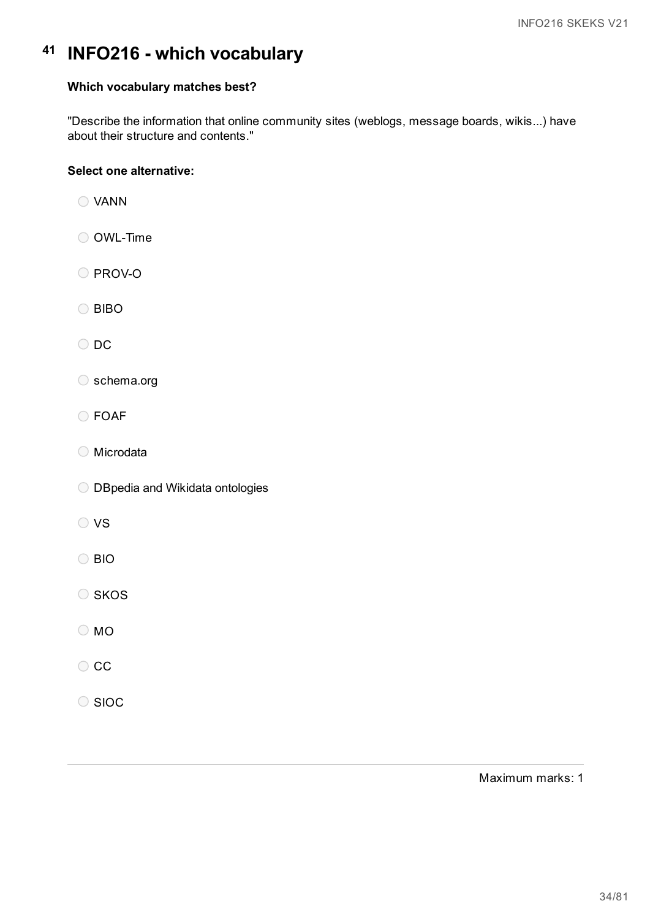# 41 INFO216 - which vocabulary

**Which vocabulary matches best?**

"Describe the information that online community sites (weblogs, message boards, wikis...) have about their structure and contents."

**Select one alternative:**

- VANN
- OWL-Time
- PROV-O
- BIBO
- DC
- schema.org
- FOAF
- Microdata
- DBpedia and Wikidata ontologies
- VS
- BIO
- SKOS
- MO
- CC
- SIOC

Maximum marks: 1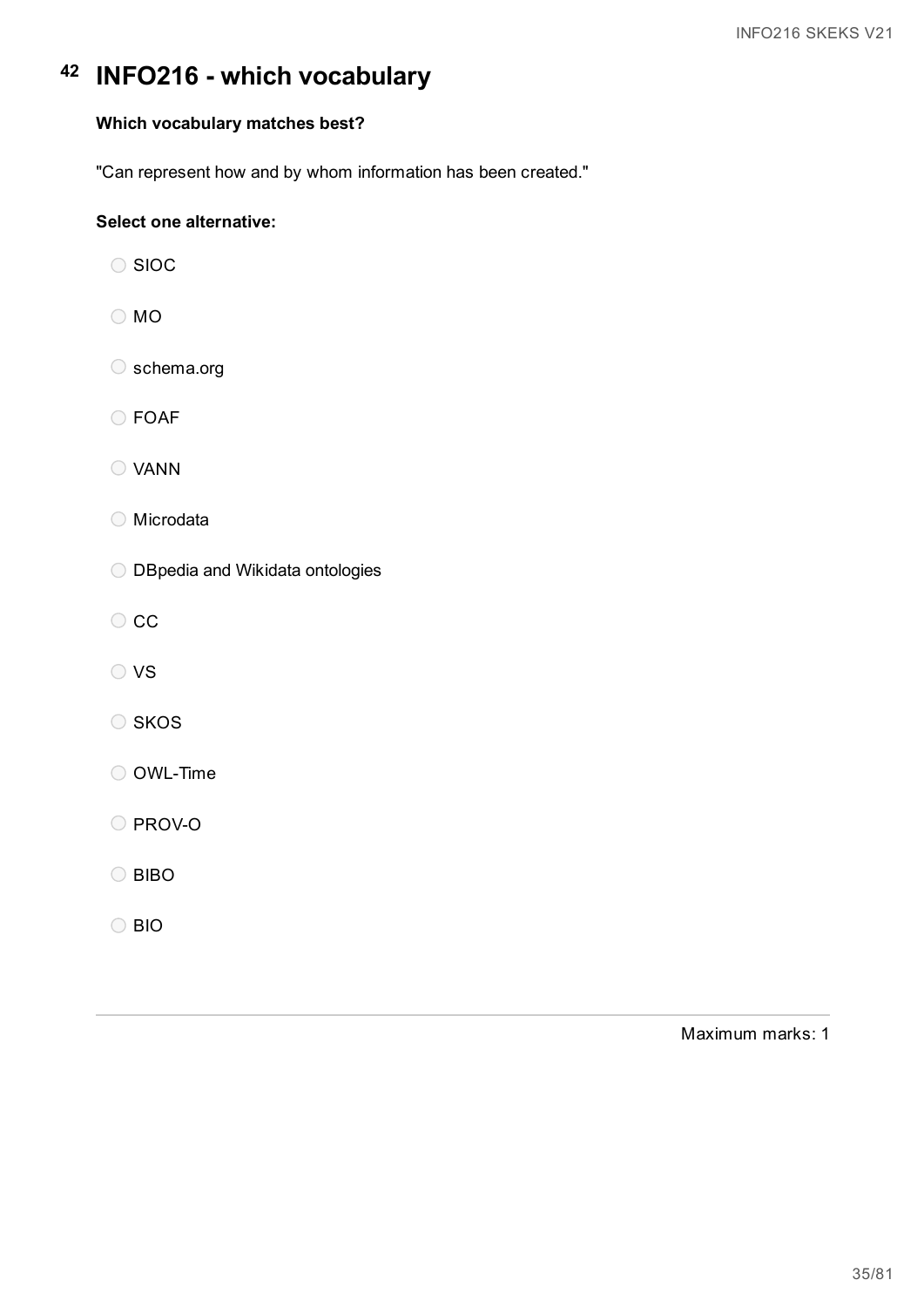# 42 INFO216 - which vocabulary

**Which vocabulary matches best?**

"Can represent how and by whom information has been created."

**Select one alternative:**

- SIOC
- MO
- schema.org
- FOAF
- VANN
- Microdata
- DBpedia and Wikidata ontologies
- CC
- VS
- SKOS
- OWL-Time
- PROV-O
- BIBO
- BIO

Maximum marks: 1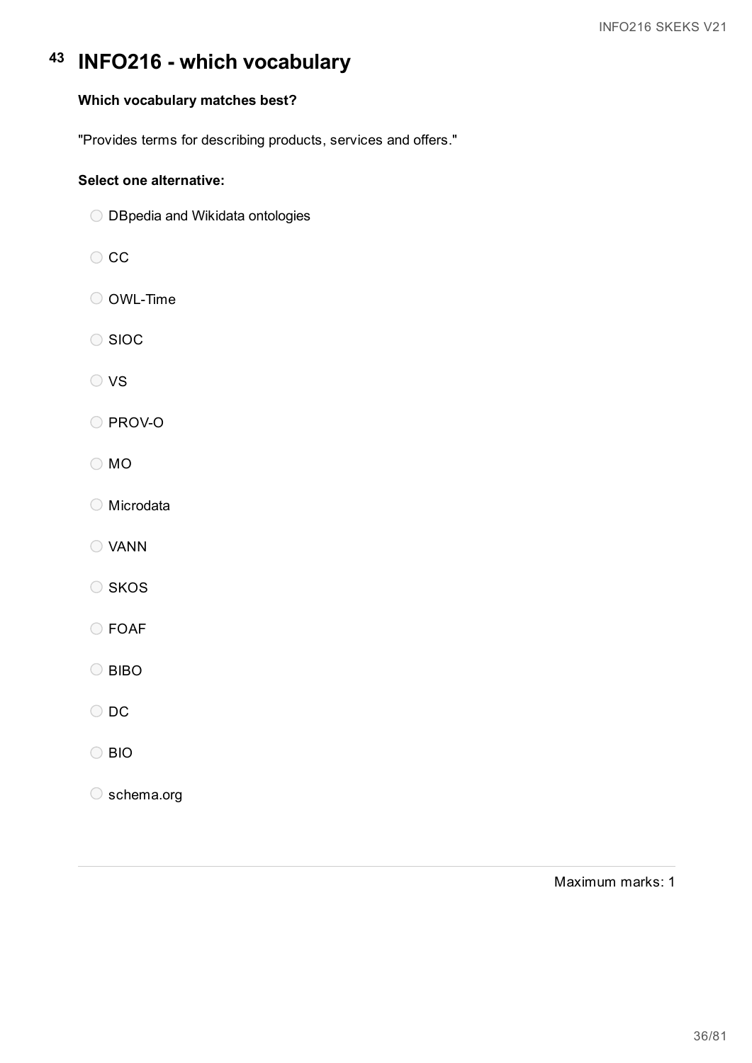# 43 INFO216 - which vocabulary

**Which vocabulary matches best?**

"Provides terms for describing products, services and offers."

**Select one alternative:**

- DBpedia and Wikidata ontologies
- CC
- OWL-Time
- SIOC
- VS
- PROV-O
- MO
- Microdata
- VANN
- SKOS
- FOAF
- BIBO
- DC
- BIO
- schema.org

Maximum marks: 1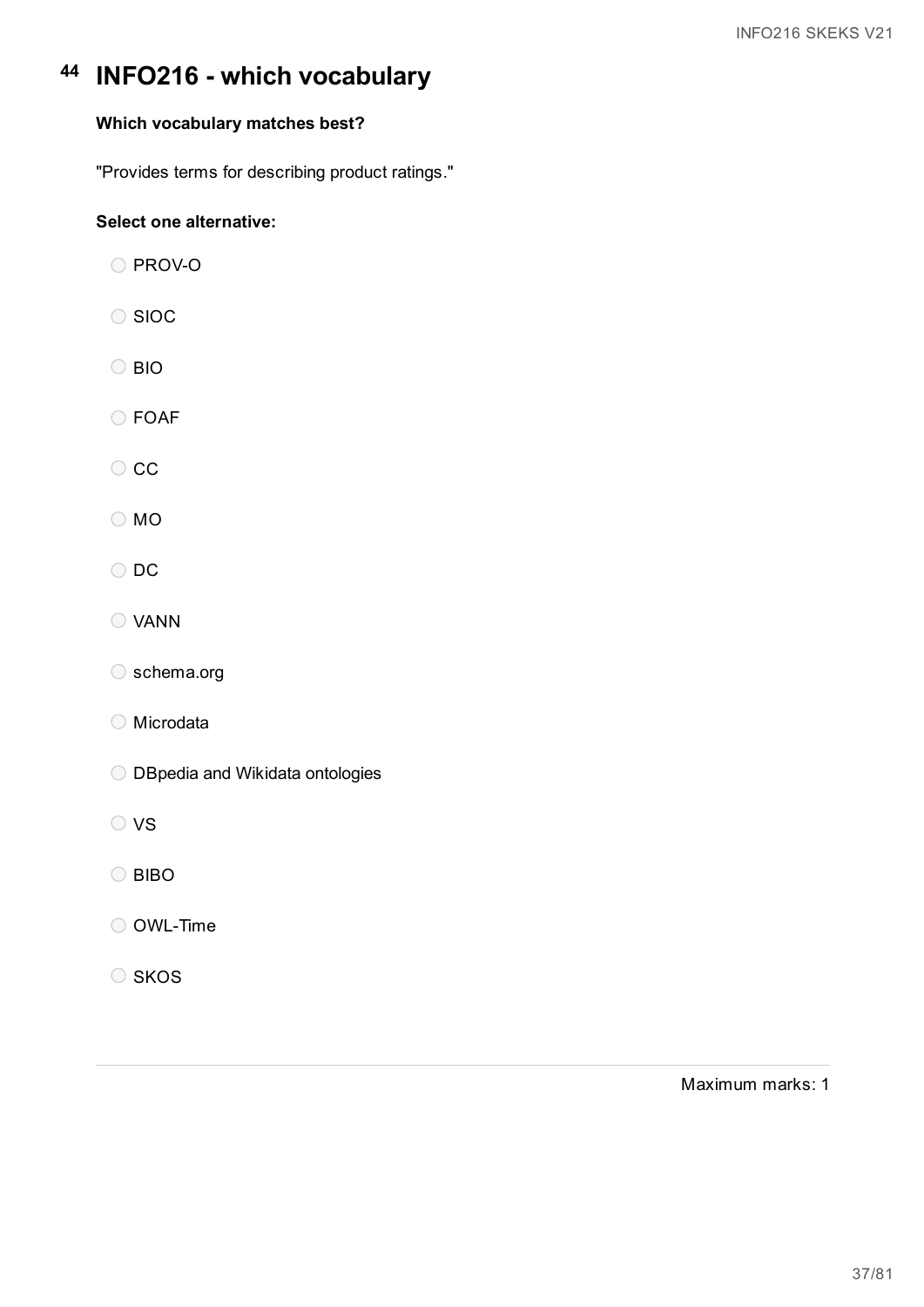# 44 INFO216 - which vocabulary

**Which vocabulary matches best?**

"Provides terms for describing product ratings."

**Select one alternative:**

- PROV-O
- SIOC
- BIO
- FOAF
- CC
- MO
- DC
- VANN
- schema.org
- Microdata
- DBpedia and Wikidata ontologies
- VS
- BIBO
- OWL-Time
- SKOS

Maximum marks: 1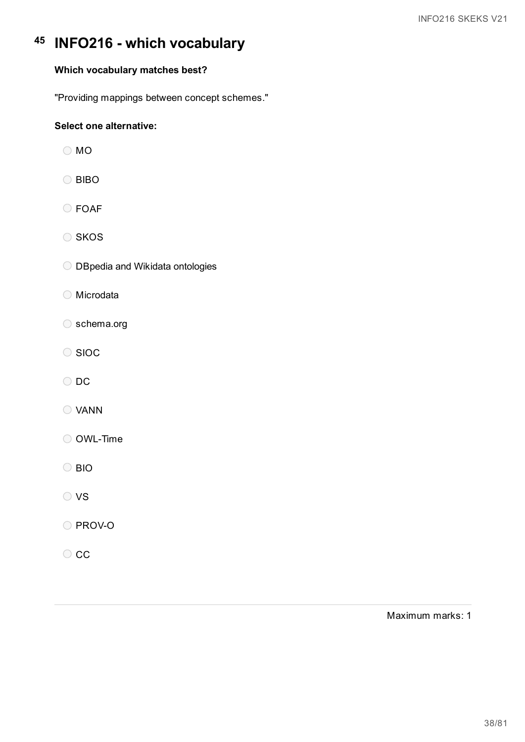# 45 INFO216 - which vocabulary

**Which vocabulary matches best?**

"Providing mappings between concept schemes."

**Select one alternative:**

- MO
- BIBO
- FOAF
- SKOS
- DBpedia and Wikidata ontologies
- Microdata
- schema.org
- SIOC
- DC
- VANN
- OWL-Time
- BIO
- VS
- PROV-O
- CC

Maximum marks: 1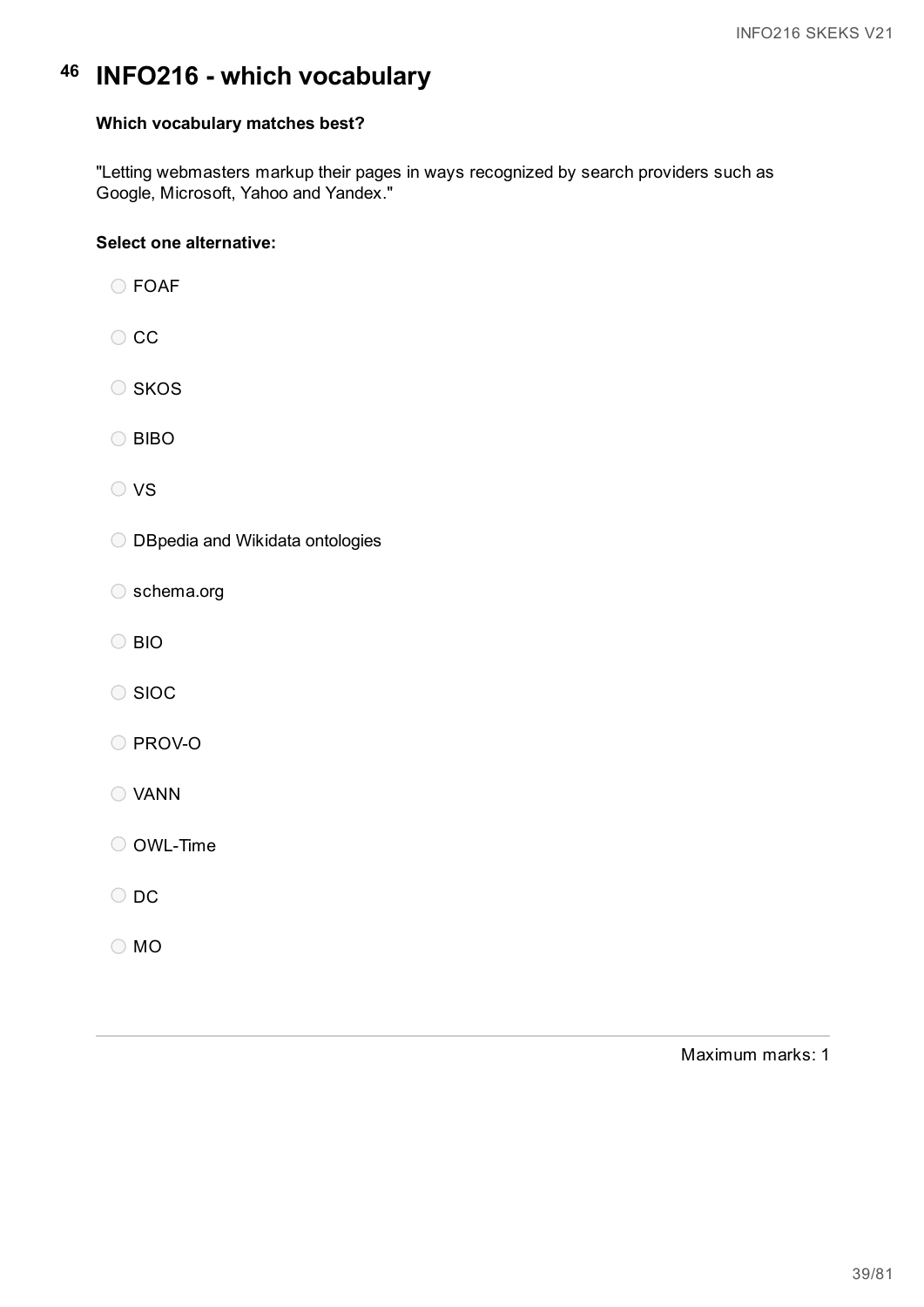# 46 INFO216 - which vocabulary

**Which vocabulary matches best?**

"Letting webmasters markup their pages in ways recognized by search providers such as Google, Microsoft, Yahoo and Yandex."

**Select one alternative:**

- FOAF
- CC
- SKOS
- BIBO
- VS
- DBpedia and Wikidata ontologies
- schema.org
- BIO
- SIOC
- PROV-O
- VANN
- OWL-Time
- DC
- MO

Maximum marks: 1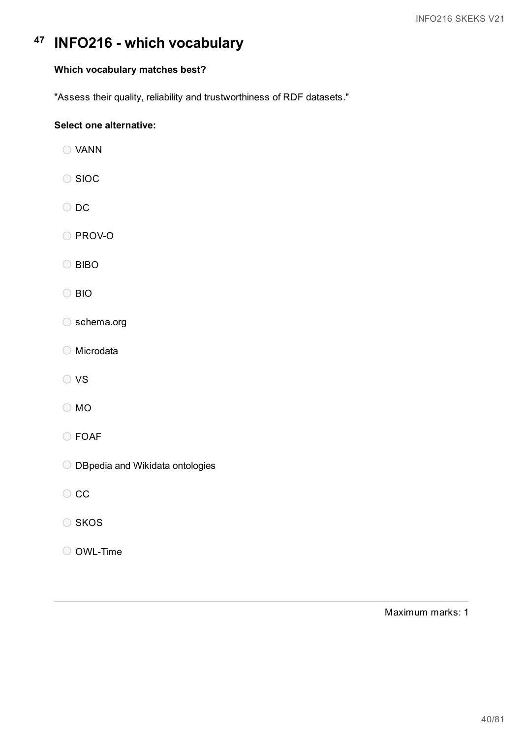# 47 INFO216 - which vocabulary

**Which vocabulary matches best?**

"Assess their quality, reliability and trustworthiness of RDF datasets."

**Select one alternative:**

- VANN
- SIOC
- DC
- PROV-O
- BIBO
- BIO
- schema.org
- Microdata
- VS
- MO
- FOAF
- DBpedia and Wikidata ontologies
- CC
- SKOS
- OWL-Time

Maximum marks: 1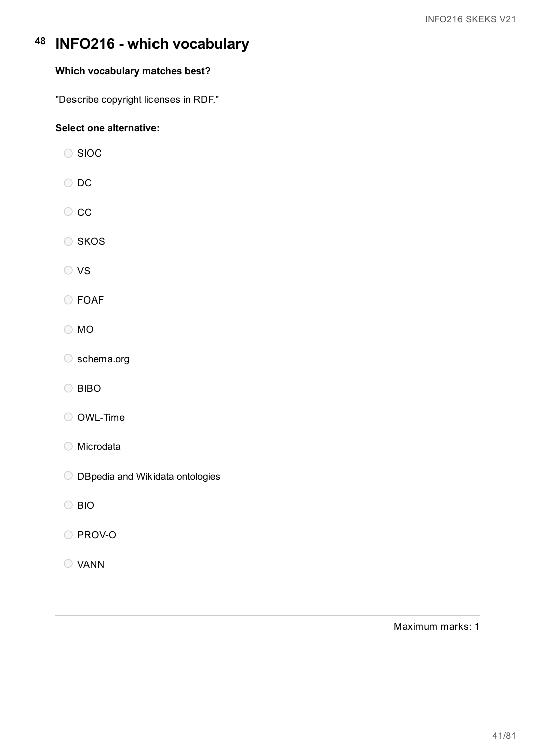# 48 INFO216 - which vocabulary

**Which vocabulary matches best?**

"Describe copyright licenses in RDF."

**Select one alternative:**

- SIOC
- DC
- CC
- SKOS
- VS
- FOAF
- MO
- schema.org
- BIBO
- OWL-Time
- Microdata
- DBpedia and Wikidata ontologies
- BIO
- PROV-O
- VANN

Maximum marks: 1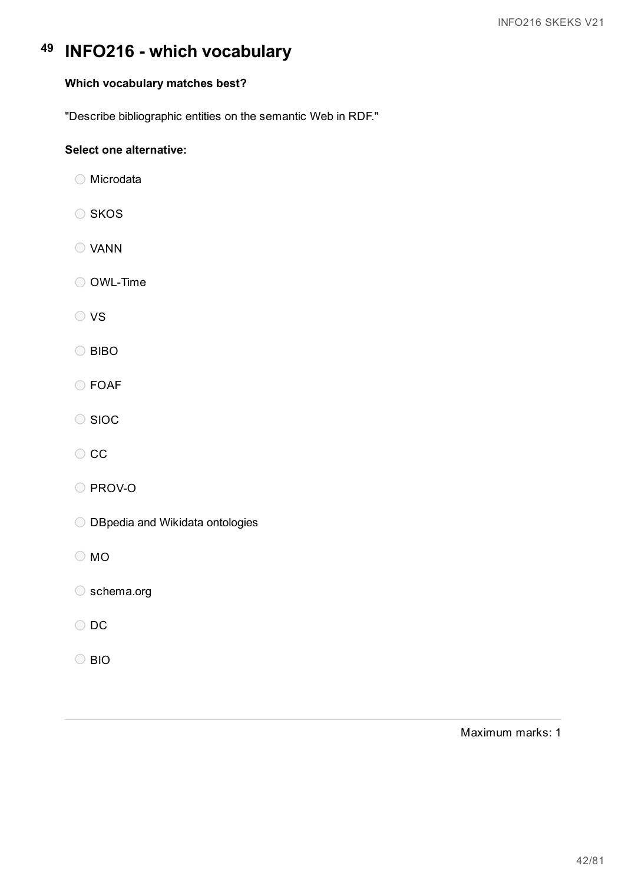# 49 INFO216 - which vocabulary

**Which vocabulary matches best?**

"Describe bibliographic entities on the semantic Web in RDF."

**Select one alternative:**

- Microdata
- SKOS
- VANN
- OWL-Time
- VS
- BIBO
- FOAF
- SIOC
- CC
- PROV-O
- DBpedia and Wikidata ontologies
- MO
- schema.org
- DC
- BIO

Maximum marks: 1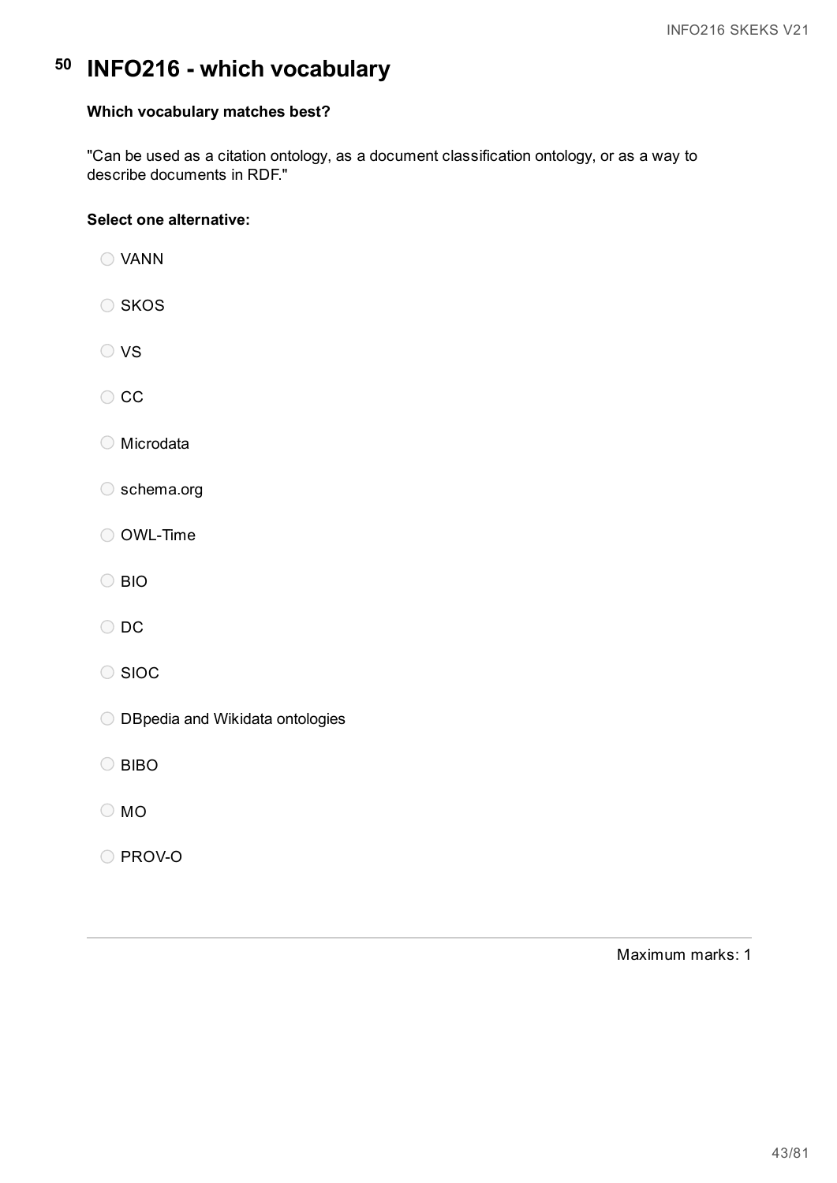# 50 INFO216 - which vocabulary

**Which vocabulary matches best?**

"Can be used as a citation ontology, as a document classification ontology, or as a way to describe documents in RDF."

**Select one alternative:**

- VANN
- SKOS
- VS
- CC
- Microdata
- schema.org
- OWL-Time
- BIO
- DC
- SIOC
- DBpedia and Wikidata ontologies
- BIBO
- MO
- PROV-O

---

Maximum marks: 1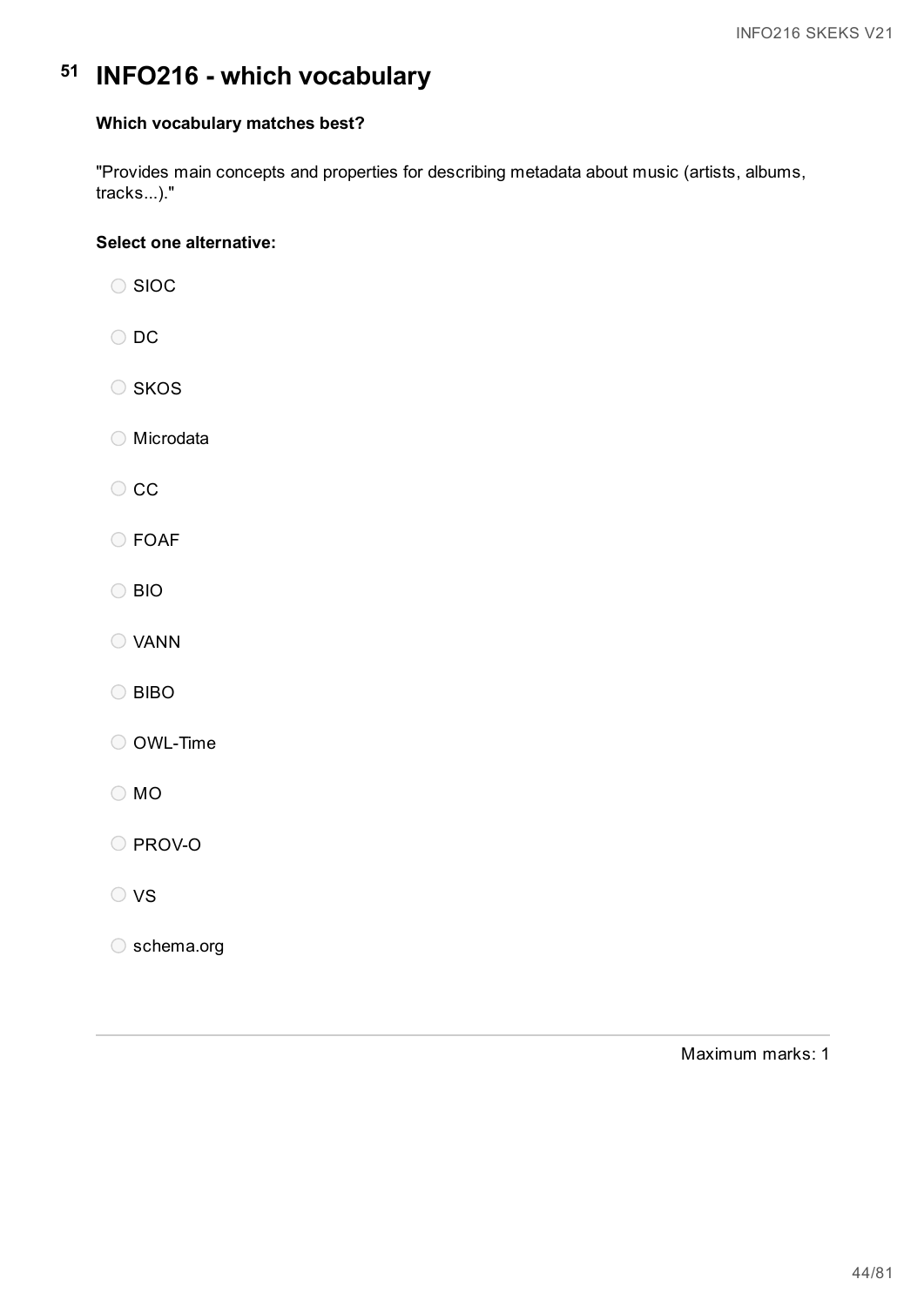# 51 INFO216 - which vocabulary

**Which vocabulary matches best?**

"Provides main concepts and properties for describing metadata about music (artists, albums, tracks...)."

**Select one alternative:**

- SIOC
- DC
- SKOS
- Microdata
- CC
- FOAF
- BIO
- VANN
- BIBO
- OWL-Time
- MO
- PROV-O
- VS
- schema.org

Maximum marks: 1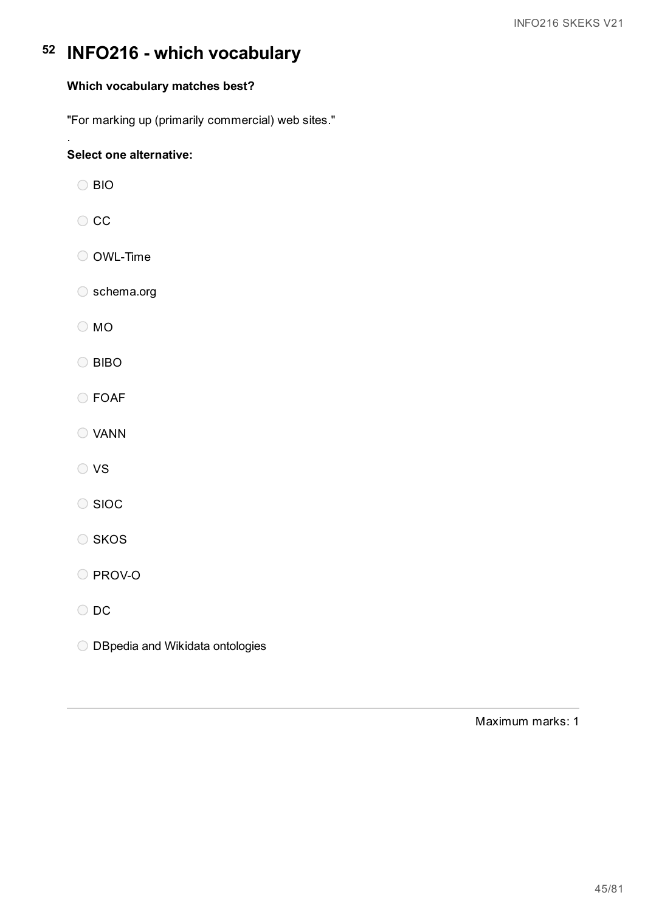# 52 INFO216 - which vocabulary

**Which vocabulary matches best?**

"For marking up (primarily commercial) web sites."

.

**Select one alternative:**

- BIO
- CC
- OWL-Time
- schema.org
- MO
- BIBO
- FOAF
- VANN
- VS
- SIOC
- SKOS
- PROV-O
- DC
- DBpedia and Wikidata ontologies

Maximum marks: 1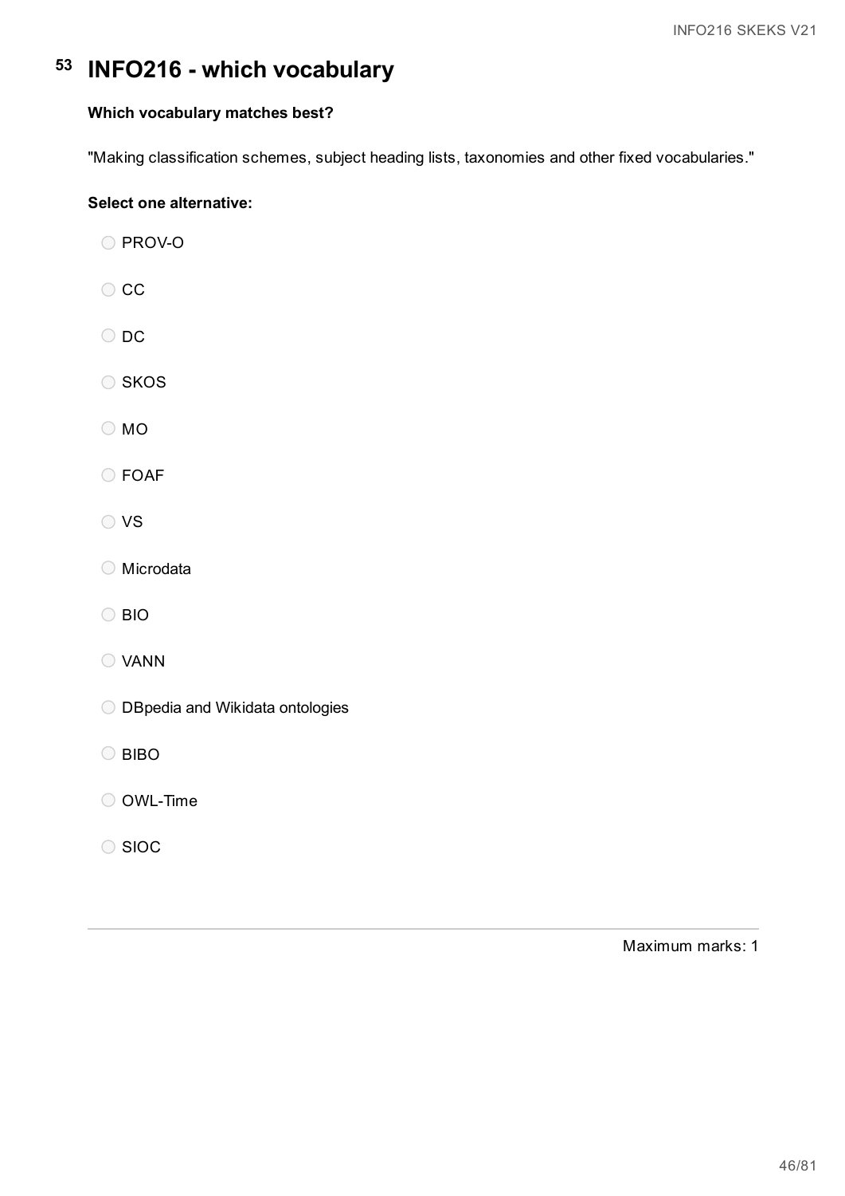# 53 INFO216 - which vocabulary

**Which vocabulary matches best?**

"Making classification schemes, subject heading lists, taxonomies and other fixed vocabularies."

**Select one alternative:**

- PROV-O
- CC
- DC
- SKOS
- MO
- FOAF
- VS
- Microdata
- BIO
- VANN
- DBpedia and Wikidata ontologies
- BIBO
- OWL-Time
- SIOC

Maximum marks: 1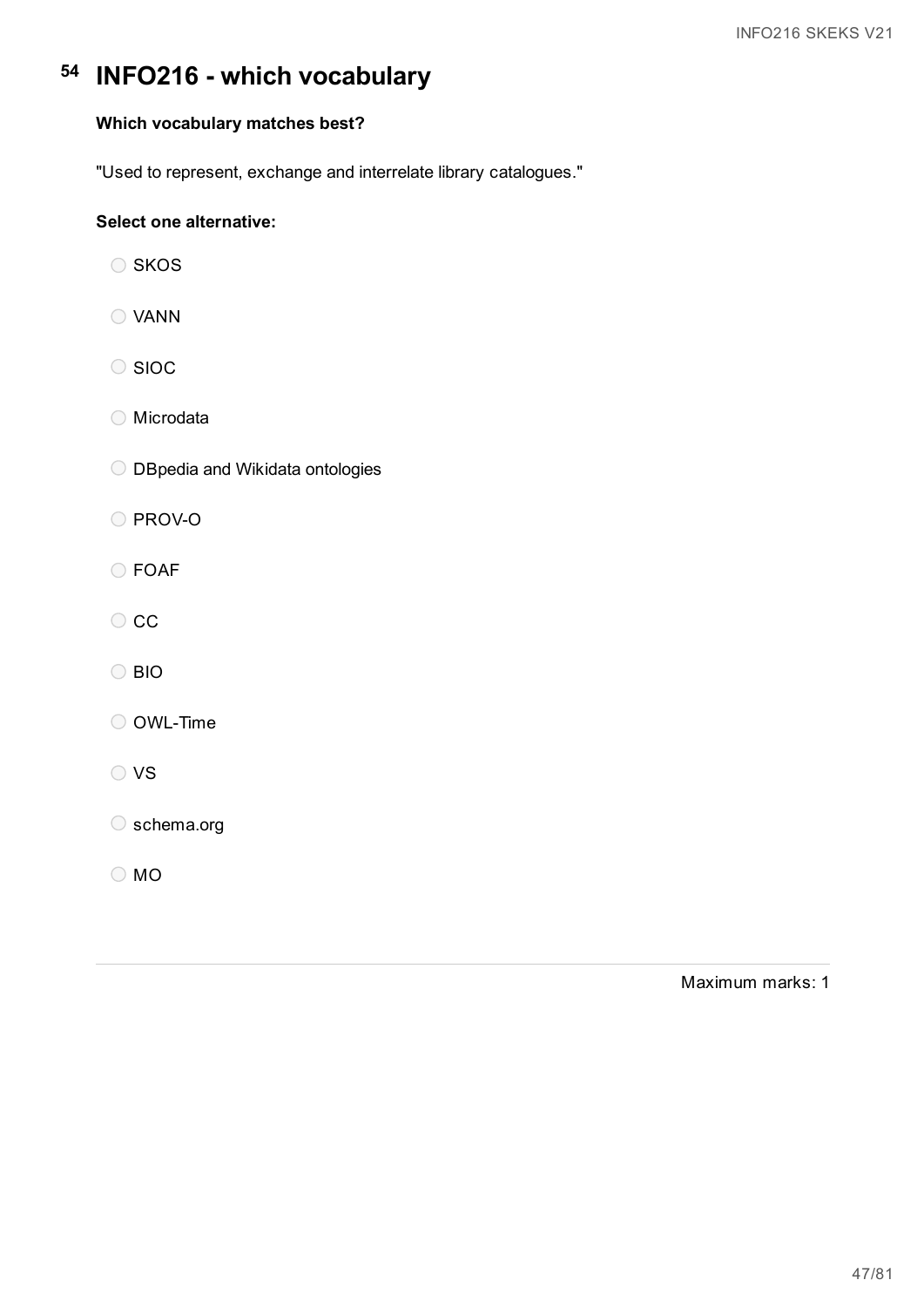# 54 INFO216 - which vocabulary

**Which vocabulary matches best?**

"Used to represent, exchange and interrelate library catalogues."

**Select one alternative:**

- SKOS
- VANN
- SIOC
- Microdata
- DBpedia and Wikidata ontologies
- PROV-O
- FOAF
- CC
- BIO
- OWL-Time
- VS
- schema.org
- MO

Maximum marks: 1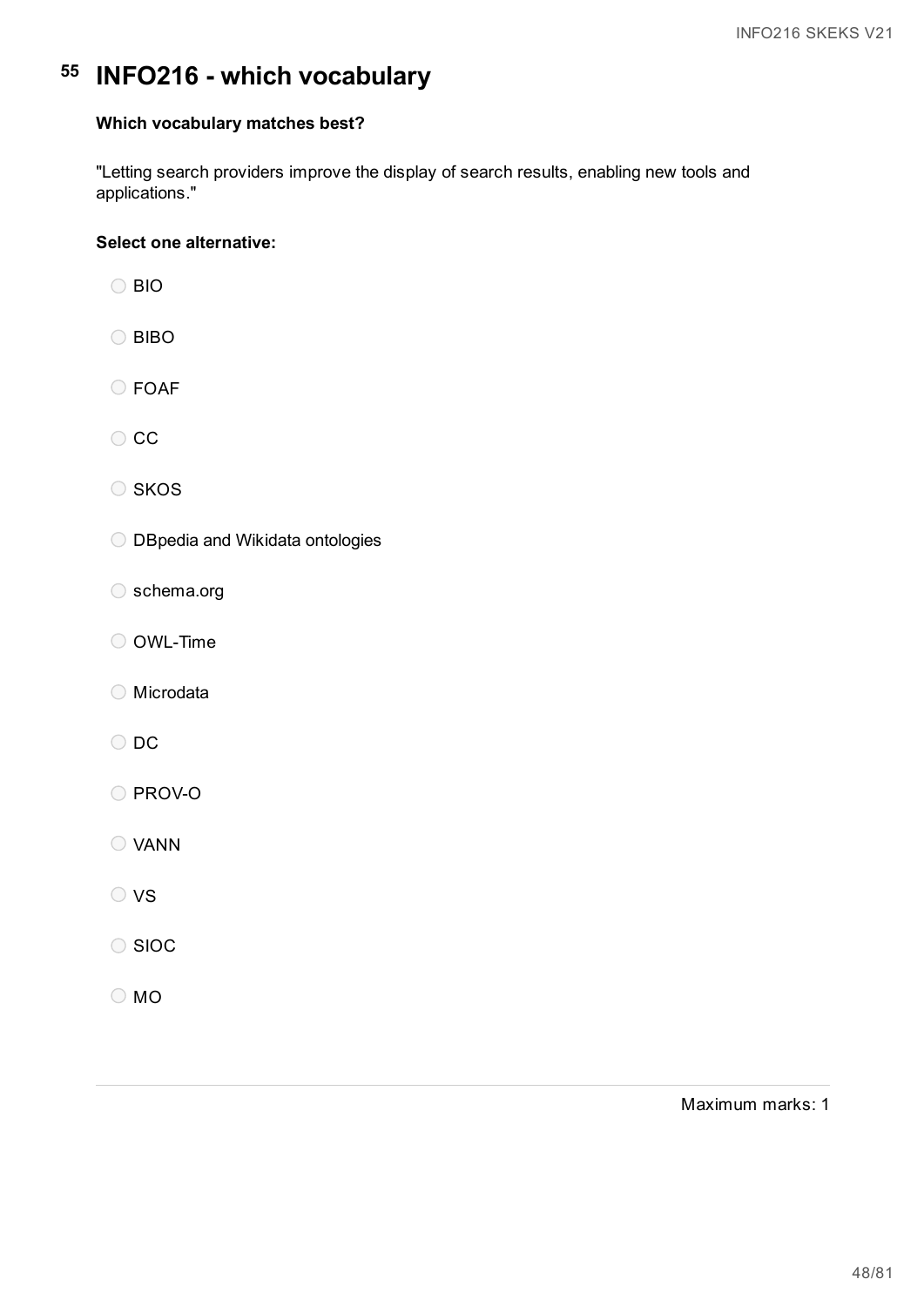# 55 INFO216 - which vocabulary

**Which vocabulary matches best?**

"Letting search providers improve the display of search results, enabling new tools and applications."

**Select one alternative:**

- BIO
- BIBO
- FOAF
- CC
- SKOS
- DBpedia and Wikidata ontologies
- schema.org
- OWL-Time
- Microdata
- DC
- PROV-O
- VANN
- VS
- SIOC
- MO

Maximum marks: 1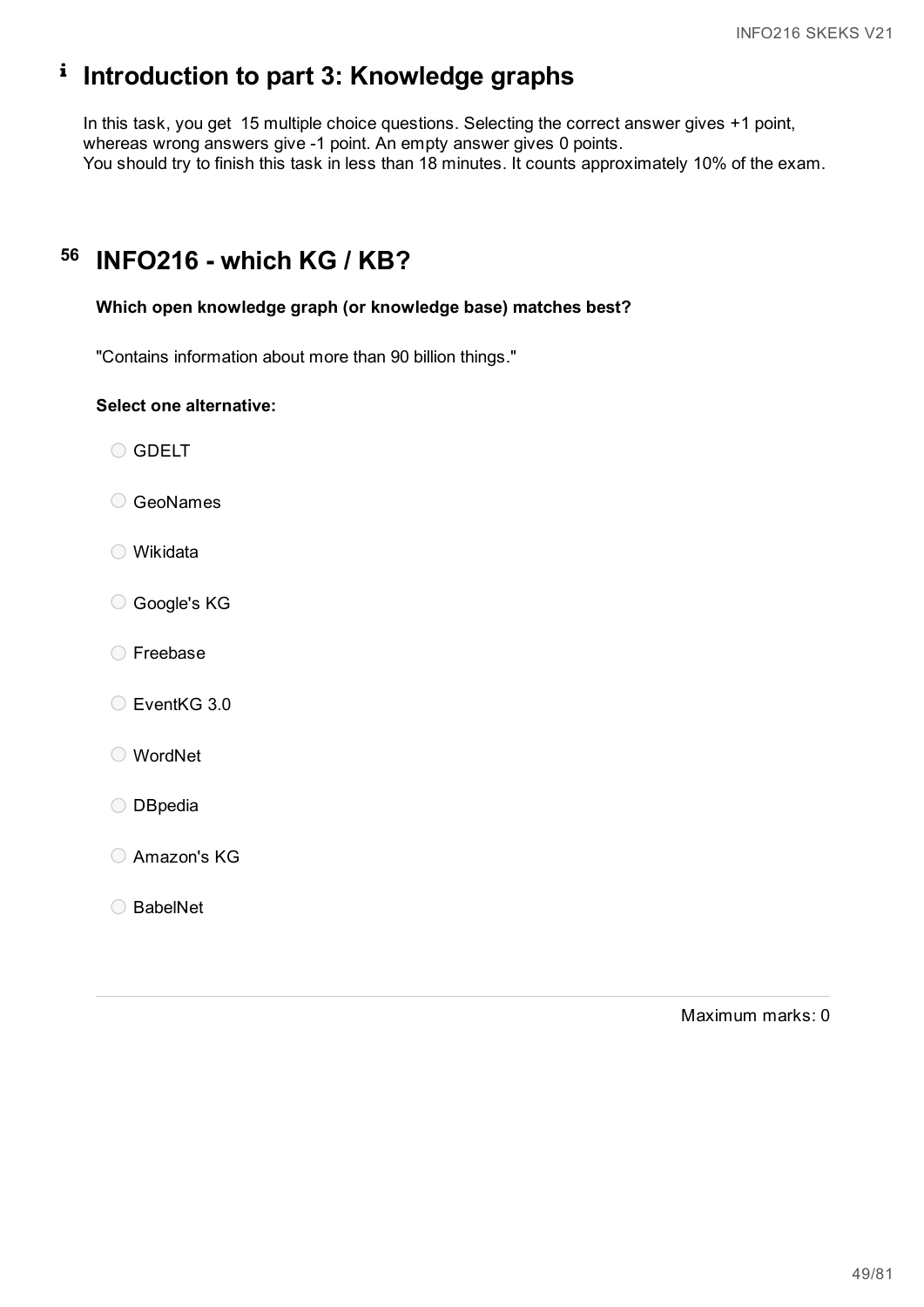# i Introduction to part 3: Knowledge graphs

In this task, you get 15 multiple choice questions. Selecting the correct answer gives +1 point, whereas wrong answers give -1 point. An empty answer gives 0 points.
You should try to finish this task in less than 18 minutes. It counts approximately 10% of the exam.

# 56 INFO216 - which KG / KB?

**Which open knowledge graph (or knowledge base) matches best?**

"Contains information about more than 90 billion things."

**Select one alternative:**

- GDELT
- GeoNames
- Wikidata
- Google's KG
- Freebase
- EventKG 3.0
- WordNet
- DBpedia
- Amazon's KG
- BabelNet

Maximum marks: 0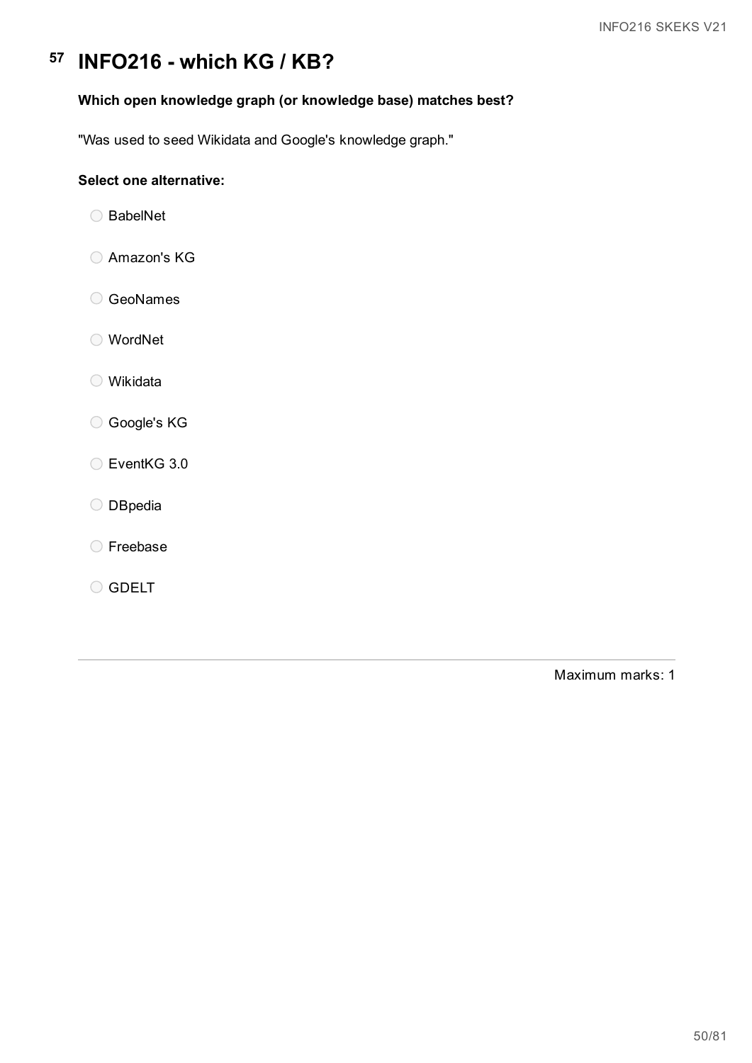# 57 INFO216 - which KG / KB?

**Which open knowledge graph (or knowledge base) matches best?**

"Was used to seed Wikidata and Google's knowledge graph."

**Select one alternative:**

- BabelNet
- Amazon's KG
- GeoNames
- WordNet
- Wikidata
- Google's KG
- EventKG 3.0
- DBpedia
- Freebase
- GDELT

Maximum marks: 1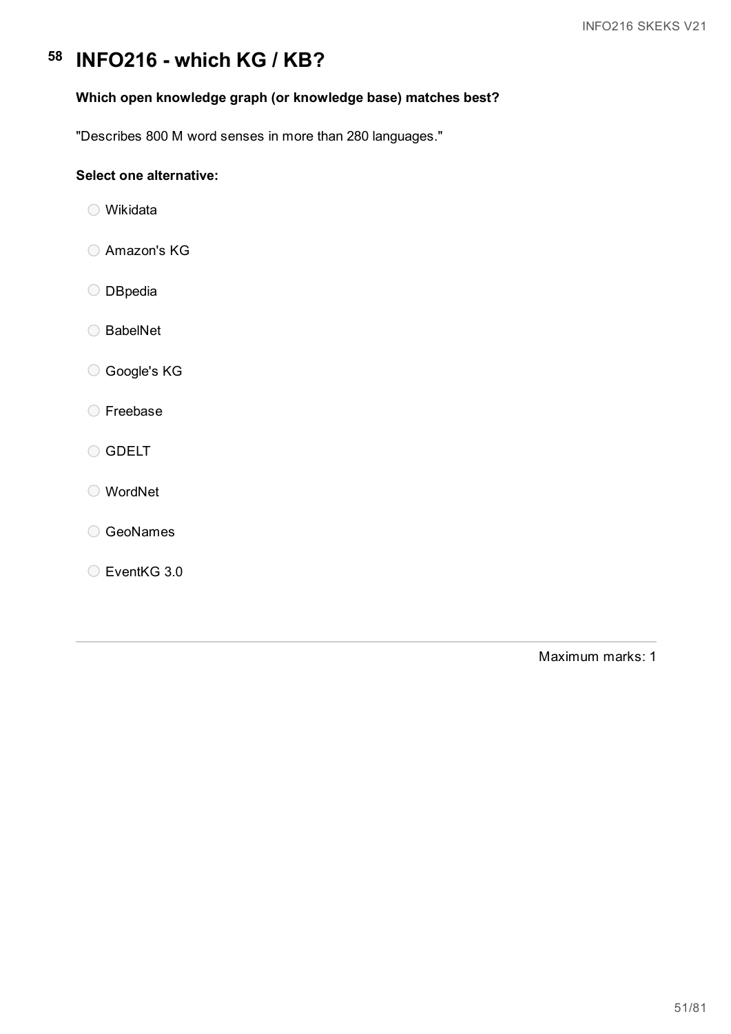# 58 INFO216 - which KG / KB?

**Which open knowledge graph (or knowledge base) matches best?**

"Describes 800 M word senses in more than 280 languages."

**Select one alternative:**

- Wikidata
- Amazon's KG
- DBpedia
- BabelNet
- Google's KG
- Freebase
- GDELT
- WordNet
- GeoNames
- EventKG 3.0

Maximum marks: 1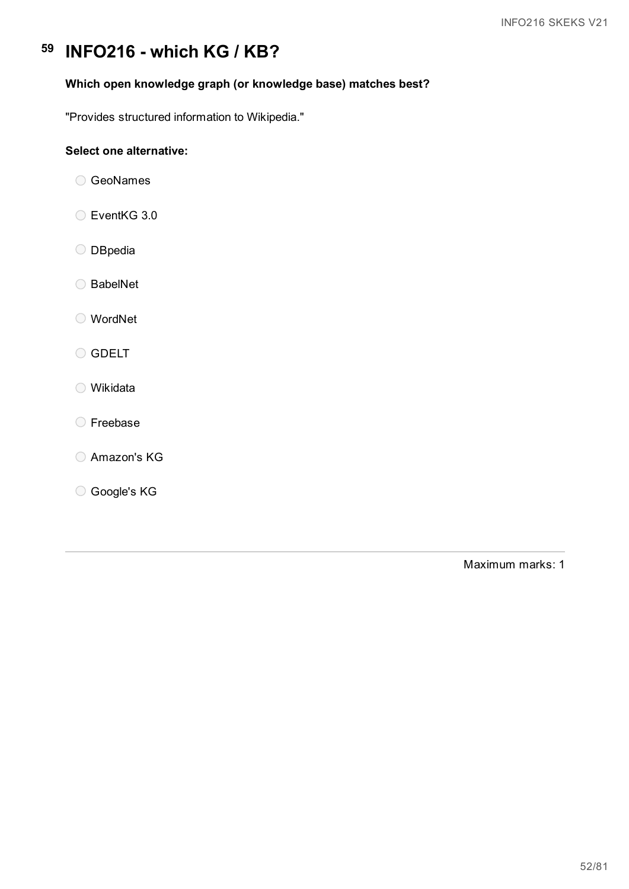# 59 INFO216 - which KG / KB?

**Which open knowledge graph (or knowledge base) matches best?**

"Provides structured information to Wikipedia."

**Select one alternative:**

- GeoNames
- EventKG 3.0
- DBpedia
- BabelNet
- WordNet
- GDELT
- Wikidata
- Freebase
- Amazon's KG
- Google's KG

Maximum marks: 1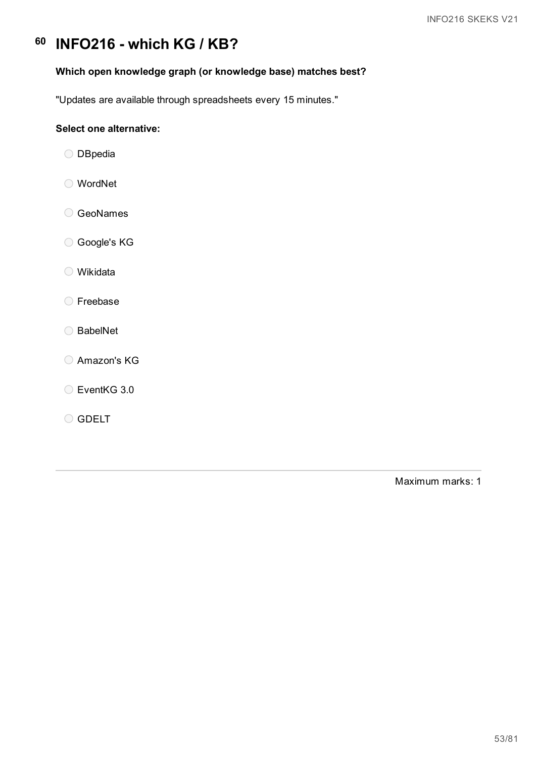# 60 INFO216 - which KG / KB?

**Which open knowledge graph (or knowledge base) matches best?**

"Updates are available through spreadsheets every 15 minutes."

**Select one alternative:**

- DBpedia
- WordNet
- GeoNames
- Google's KG
- Wikidata
- Freebase
- BabelNet
- Amazon's KG
- EventKG 3.0
- GDELT

Maximum marks: 1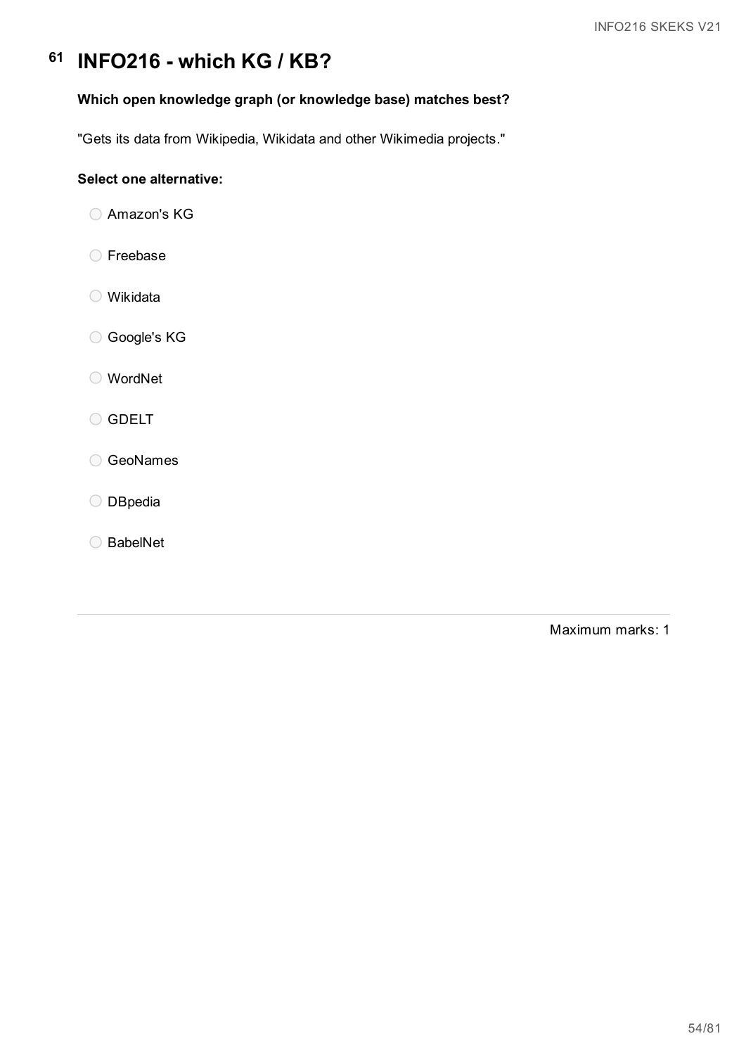# 61 INFO216 - which KG / KB?

**Which open knowledge graph (or knowledge base) matches best?**

"Gets its data from Wikipedia, Wikidata and other Wikimedia projects."

**Select one alternative:**

- Amazon's KG
- Freebase
- Wikidata
- Google's KG
- WordNet
- GDELT
- GeoNames
- DBpedia
- BabelNet

Maximum marks: 1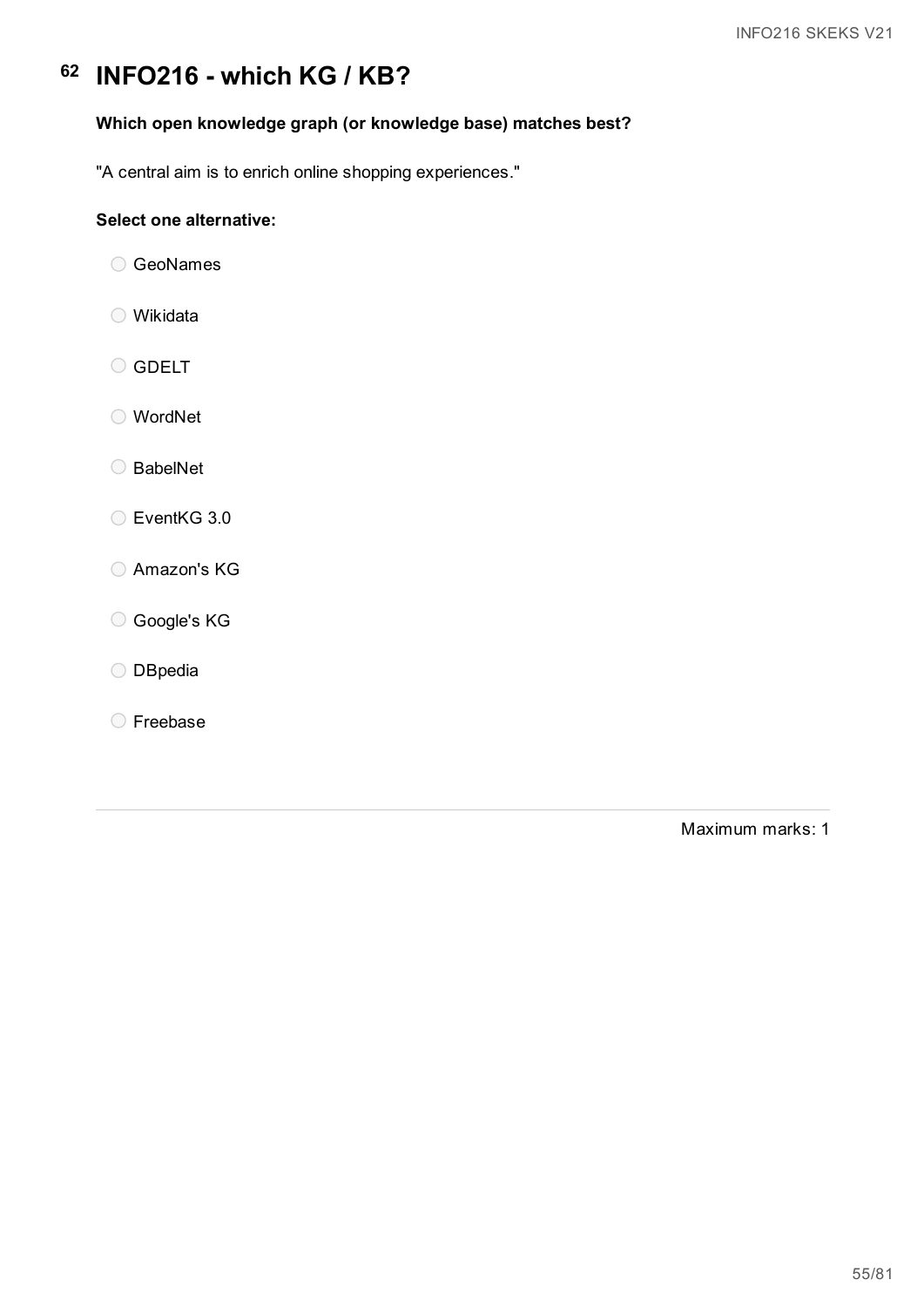# 62 INFO216 - which KG / KB?

**Which open knowledge graph (or knowledge base) matches best?**

"A central aim is to enrich online shopping experiences."

**Select one alternative:**

- GeoNames
- Wikidata
- GDELT
- WordNet
- BabelNet
- EventKG 3.0
- Amazon's KG
- Google's KG
- DBpedia
- Freebase

Maximum marks: 1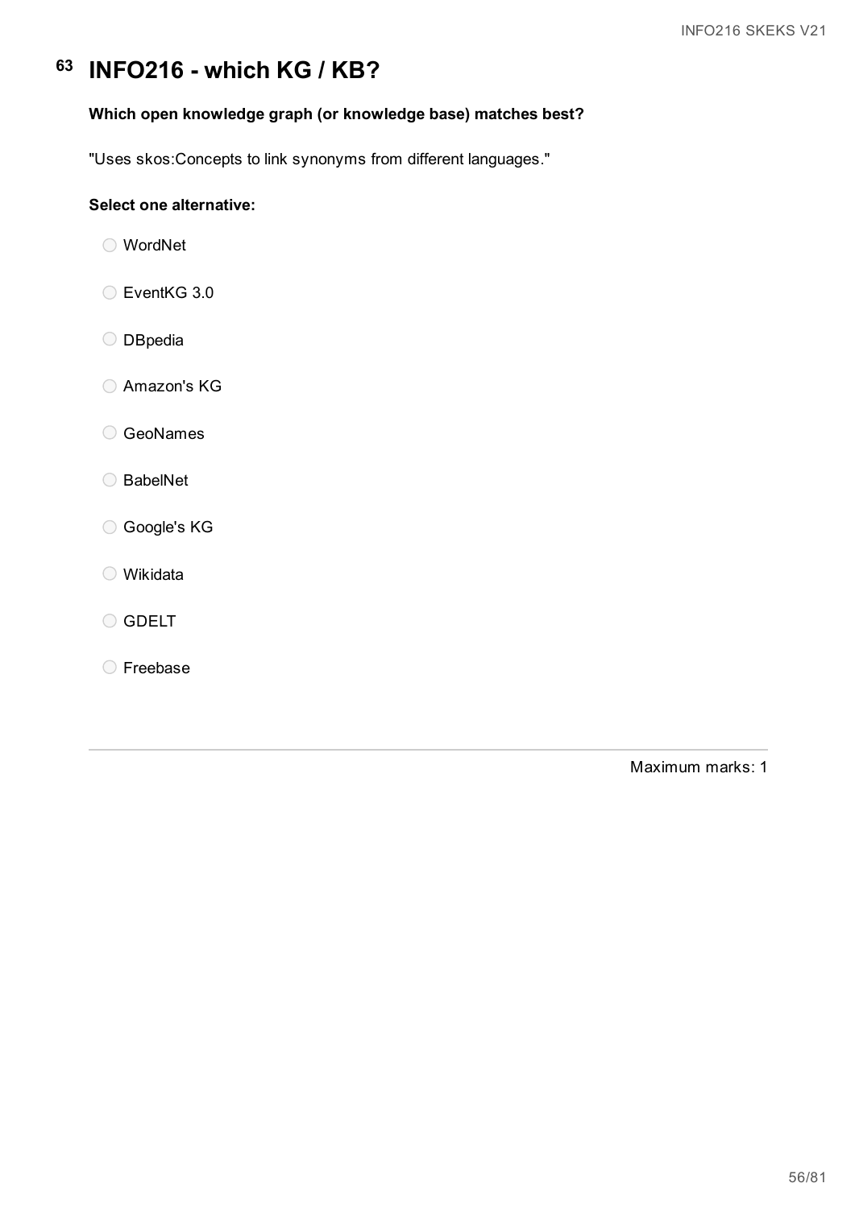# 63 INFO216 - which KG / KB?

**Which open knowledge graph (or knowledge base) matches best?**

"Uses skos:Concepts to link synonyms from different languages."

**Select one alternative:**

- WordNet
- EventKG 3.0
- DBpedia
- Amazon's KG
- GeoNames
- BabelNet
- Google's KG
- Wikidata
- GDELT
- Freebase

Maximum marks: 1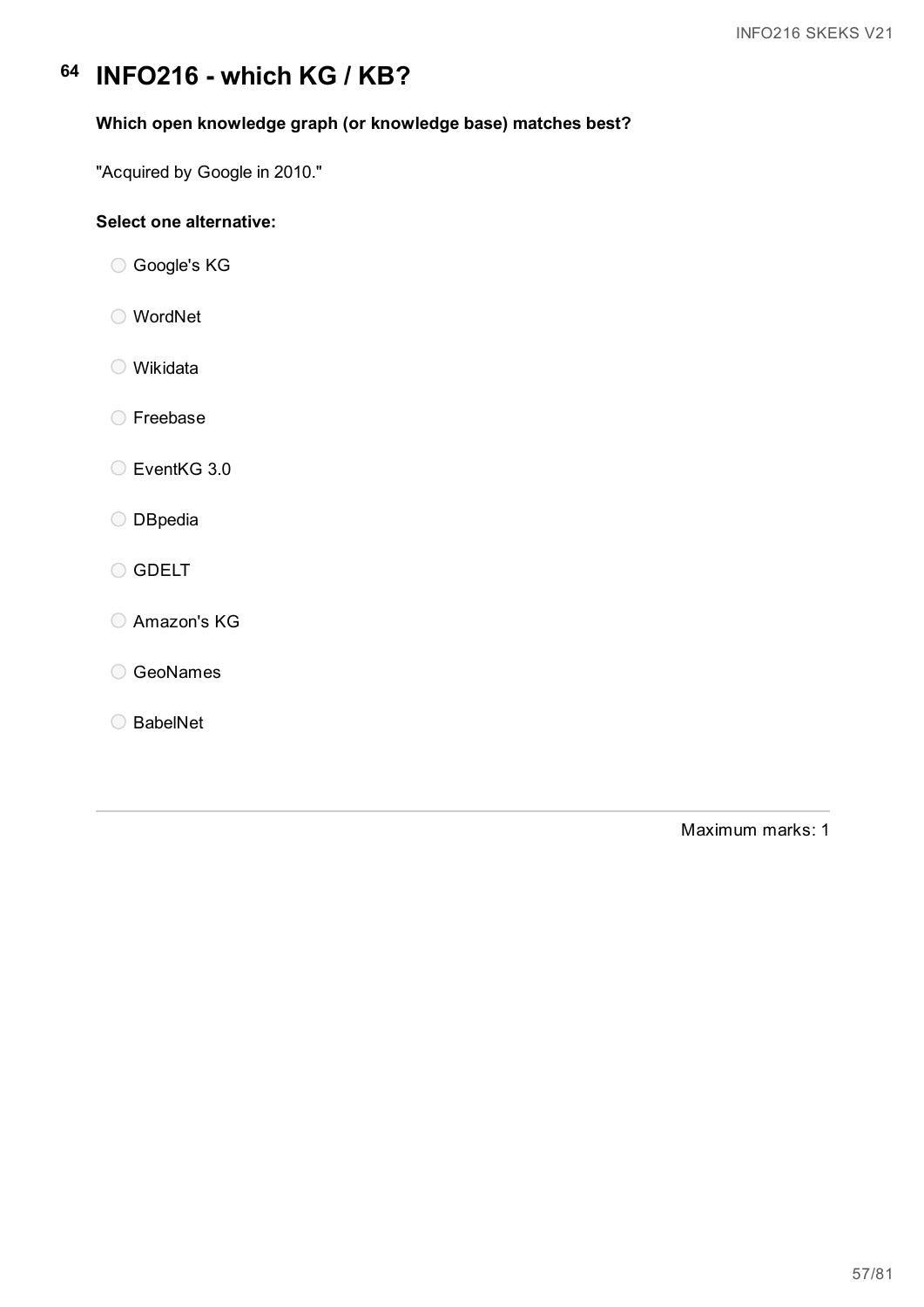# 64 INFO216 - which KG / KB?

**Which open knowledge graph (or knowledge base) matches best?**

"Acquired by Google in 2010."

**Select one alternative:**

- Google's KG
- WordNet
- Wikidata
- Freebase
- EventKG 3.0
- DBpedia
- GDELT
- Amazon's KG
- GeoNames
- BabelNet

Maximum marks: 1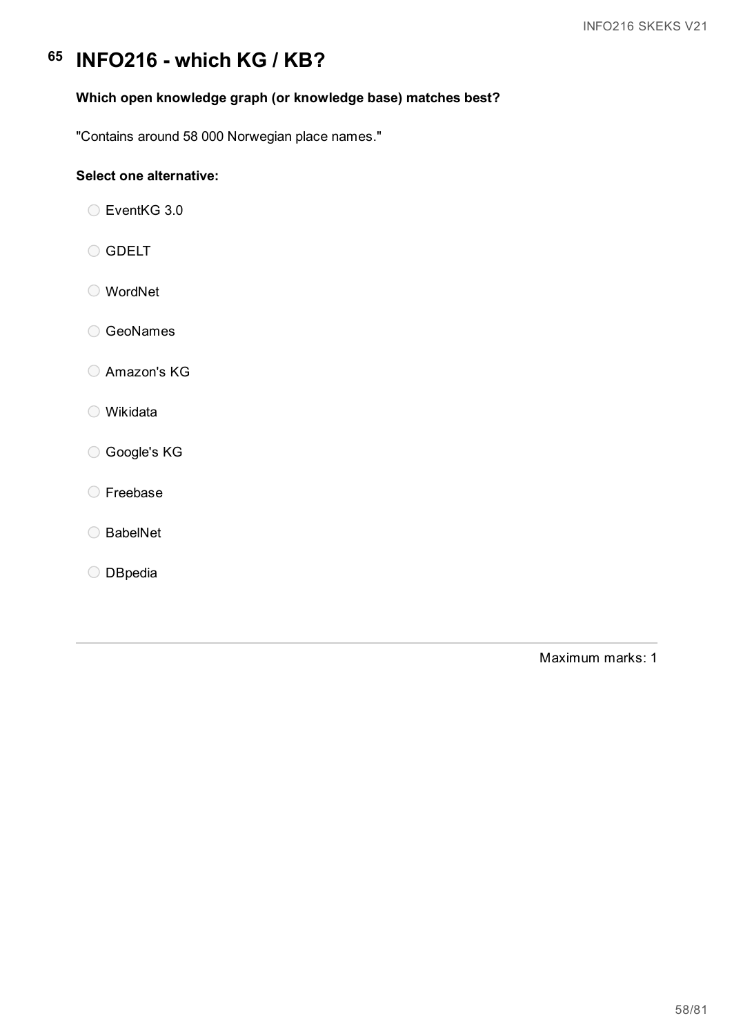# 65 INFO216 - which KG / KB?

**Which open knowledge graph (or knowledge base) matches best?**

"Contains around 58 000 Norwegian place names."

**Select one alternative:**

- EventKG 3.0
- GDELT
- WordNet
- GeoNames
- Amazon's KG
- Wikidata
- Google's KG
- Freebase
- BabelNet
- DBpedia

Maximum marks: 1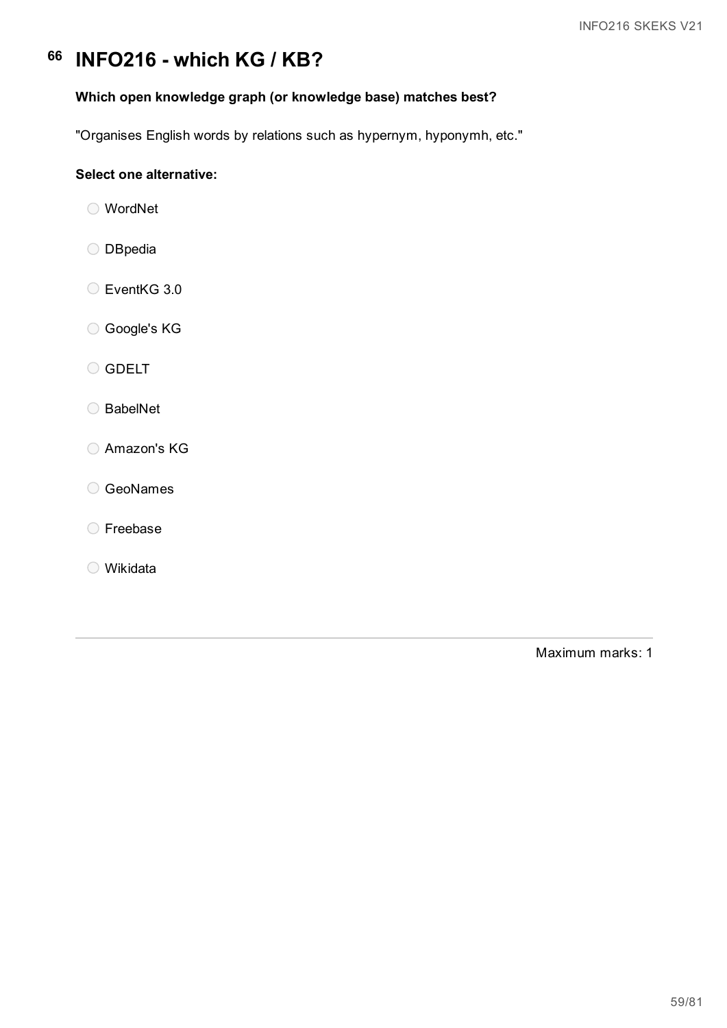# 66 INFO216 - which KG / KB?

**Which open knowledge graph (or knowledge base) matches best?**

"Organises English words by relations such as hypernym, hyponymh, etc."

**Select one alternative:**

- WordNet
- DBpedia
- EventKG 3.0
- Google's KG
- GDELT
- BabelNet
- Amazon's KG
- GeoNames
- Freebase
- Wikidata

Maximum marks: 1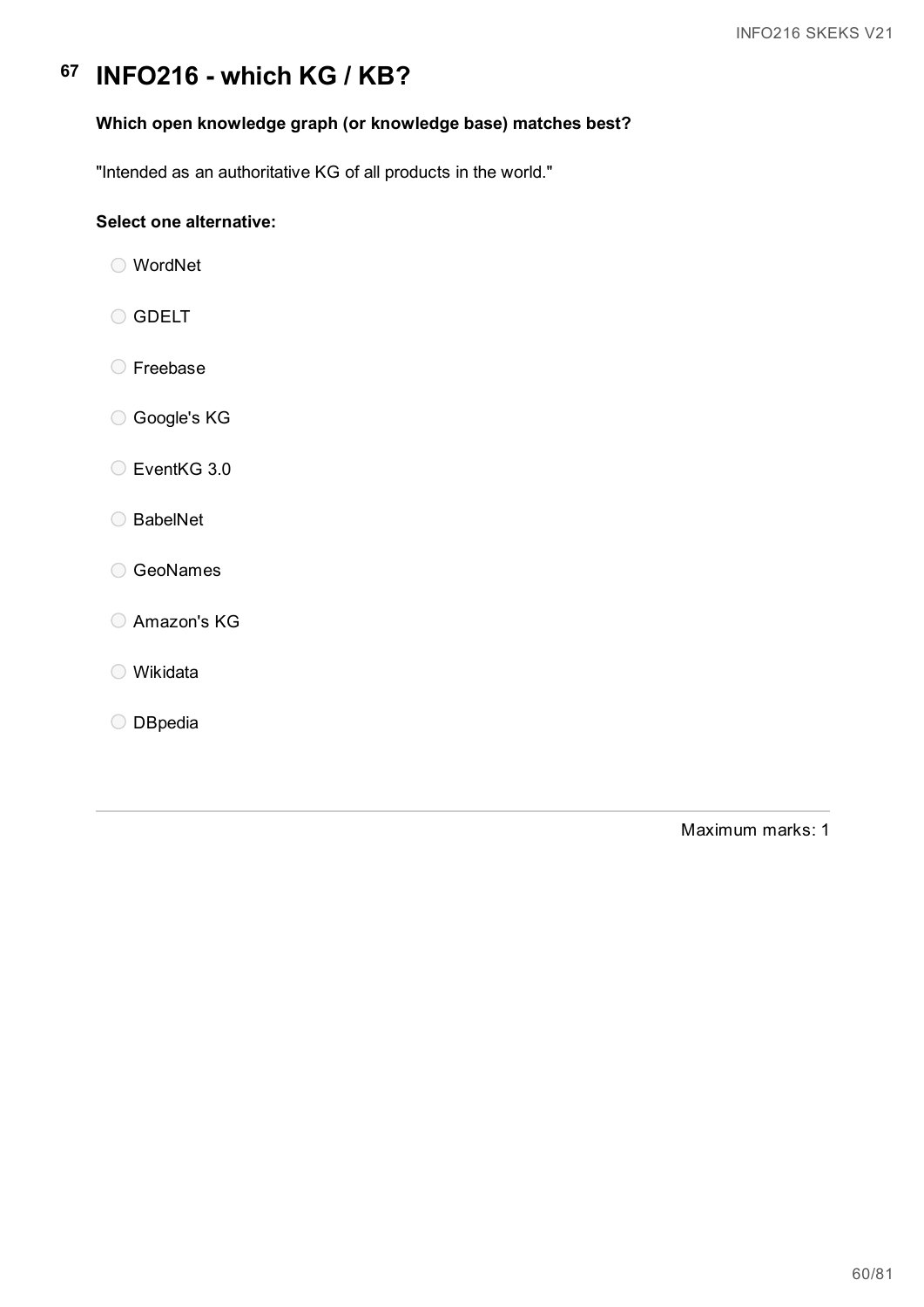# 67 INFO216 - which KG / KB?

**Which open knowledge graph (or knowledge base) matches best?**

"Intended as an authoritative KG of all products in the world."

**Select one alternative:**

- WordNet
- GDELT
- Freebase
- Google's KG
- EventKG 3.0
- BabelNet
- GeoNames
- Amazon's KG
- Wikidata
- DBpedia

Maximum marks: 1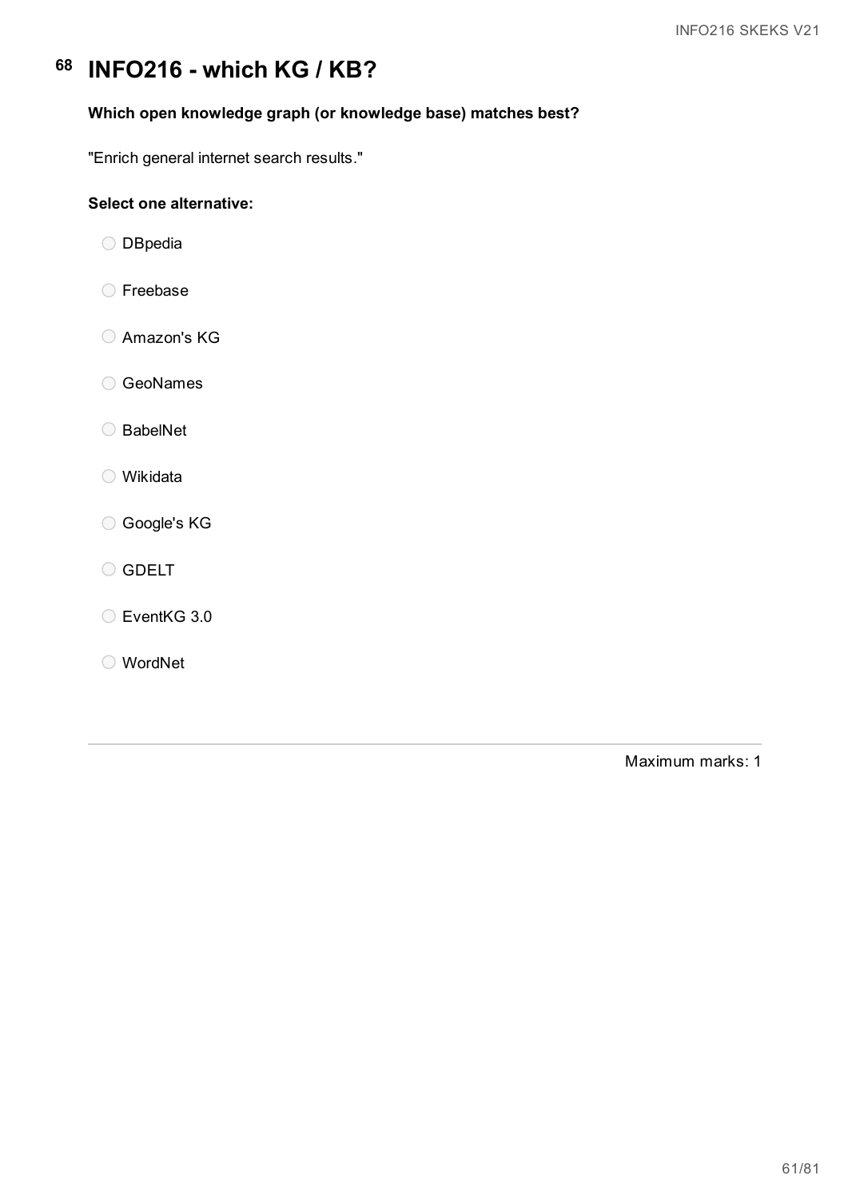# 68 INFO216 - which KG / KB?

**Which open knowledge graph (or knowledge base) matches best?**

"Enrich general internet search results."

**Select one alternative:**

- DBpedia
- Freebase
- Amazon's KG
- GeoNames
- BabelNet
- Wikidata
- Google's KG
- GDELT
- EventKG 3.0
- WordNet

Maximum marks: 1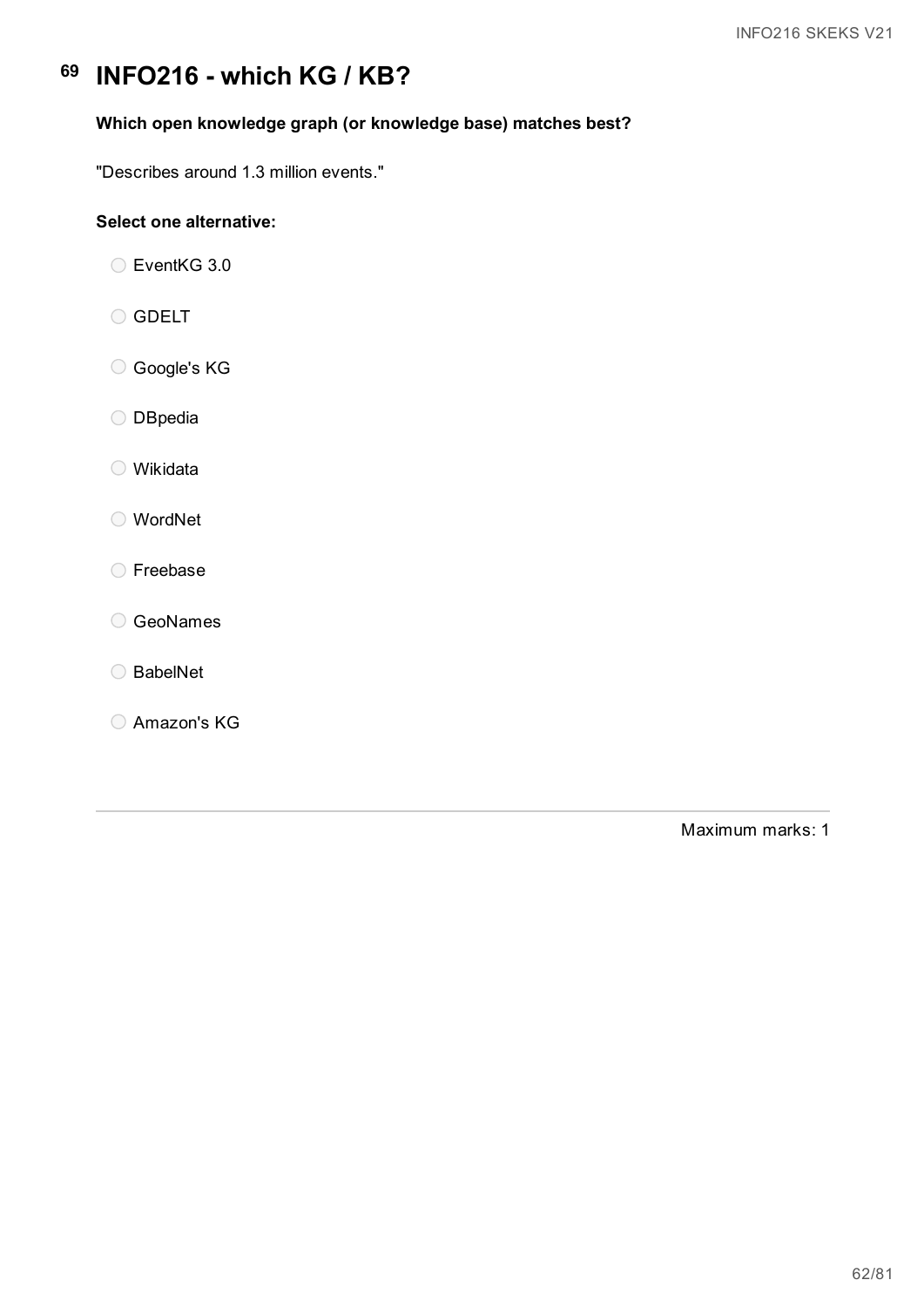# 69 INFO216 - which KG / KB?

**Which open knowledge graph (or knowledge base) matches best?**

"Describes around 1.3 million events."

**Select one alternative:**

- EventKG 3.0
- GDELT
- Google's KG
- DBpedia
- Wikidata
- WordNet
- Freebase
- GeoNames
- BabelNet
- Amazon's KG

Maximum marks: 1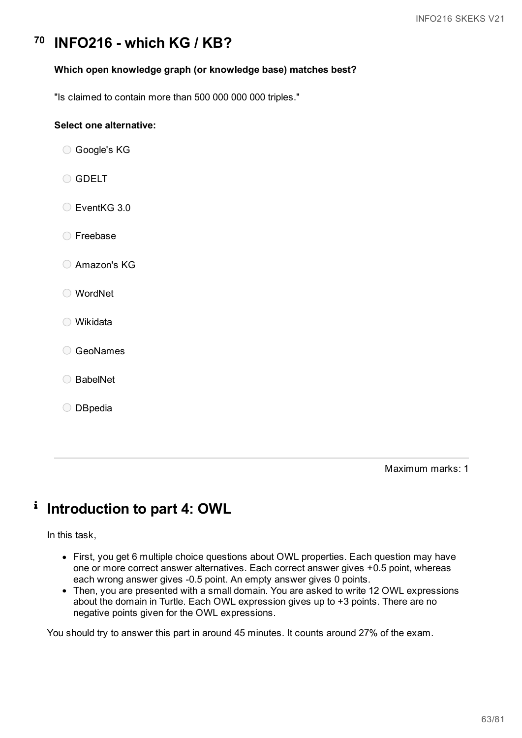# 70 INFO216 - which KG / KB?

**Which open knowledge graph (or knowledge base) matches best?**

"Is claimed to contain more than 500 000 000 000 triples."

**Select one alternative:**

- Google's KG
- GDELT
- EventKG 3.0
- Freebase
- Amazon's KG
- WordNet
- Wikidata
- GeoNames
- BabelNet
- DBpedia

Maximum marks: 1

# i Introduction to part 4: OWL

In this task,

- First, you get 6 multiple choice questions about OWL properties. Each question may have one or more correct answer alternatives. Each correct answer gives +0.5 point, whereas each wrong answer gives -0.5 point. An empty answer gives 0 points.
- Then, you are presented with a small domain. You are asked to write 12 OWL expressions about the domain in Turtle. Each OWL expression gives up to +3 points. There are no negative points given for the OWL expressions.

You should try to answer this part in around 45 minutes. It counts around 27% of the exam.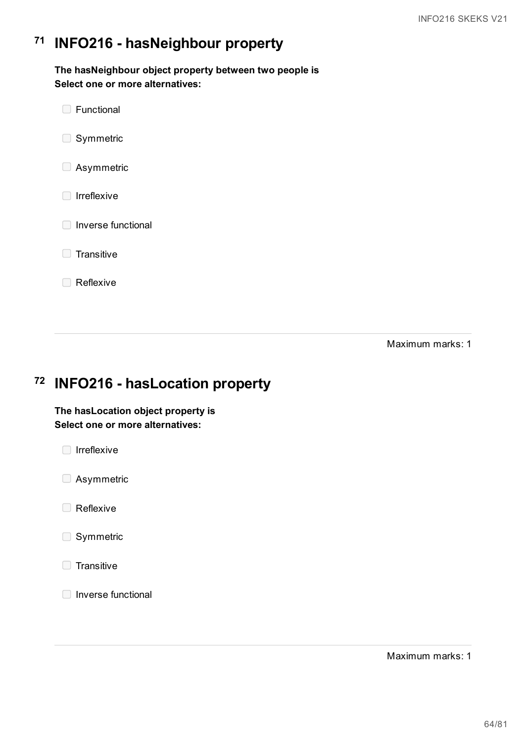## 71 INFO216 - hasNeighbour property

**The hasNeighbour object property between two people is**
**Select one or more alternatives:**

- Functional
- Symmetric
- Asymmetric
- Irreflexive
- Inverse functional
- Transitive
- Reflexive

Maximum marks: 1

## 72 INFO216 - hasLocation property

**The hasLocation object property is**
**Select one or more alternatives:**

- Irreflexive
- Asymmetric
- Reflexive
- Symmetric
- Transitive
- Inverse functional

Maximum marks: 1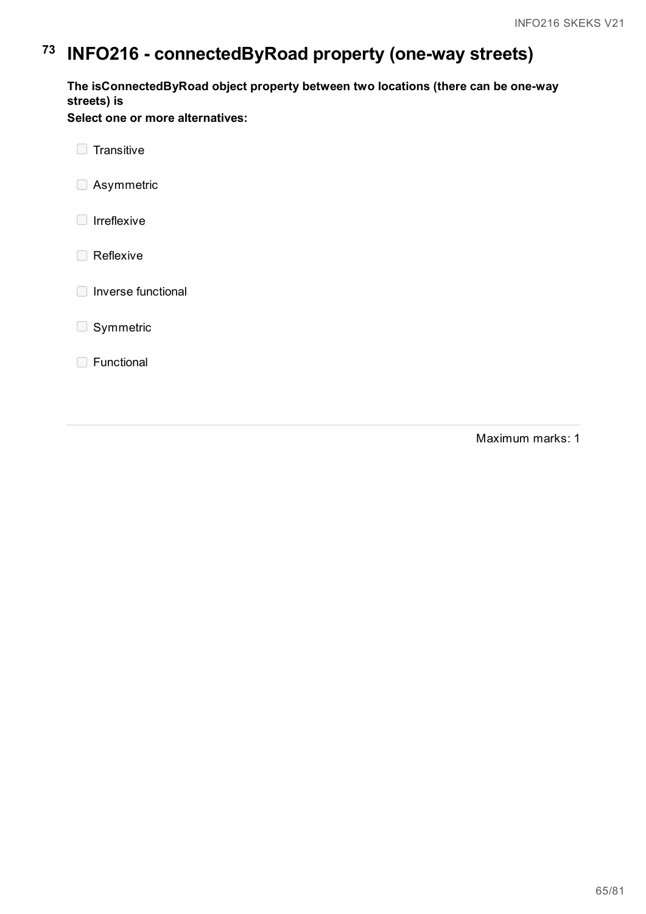# 73 INFO216 - connectedByRoad property (one-way streets)

**The isConnectedByRoad object property between two locations (there can be one-way streets) is**

**Select one or more alternatives:**

- Transitive
- Asymmetric
- Irreflexive
- Reflexive
- Inverse functional
- Symmetric
- Functional

Maximum marks: 1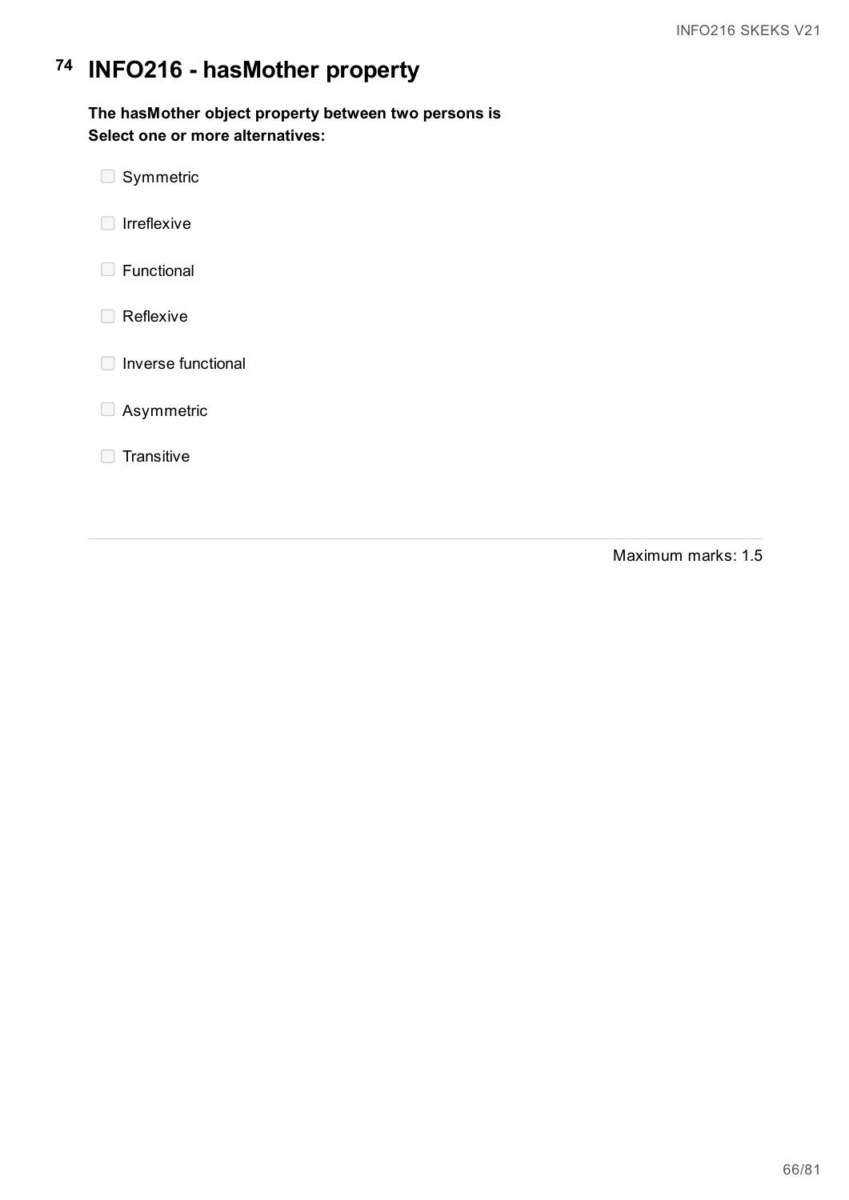# 74 INFO216 - hasMother property

**The hasMother object property between two persons is**
**Select one or more alternatives:**

- ☐ Symmetric
- ☐ Irreflexive
- ☐ Functional
- ☐ Reflexive
- ☐ Inverse functional
- ☐ Asymmetric
- ☐ Transitive

Maximum marks: 1.5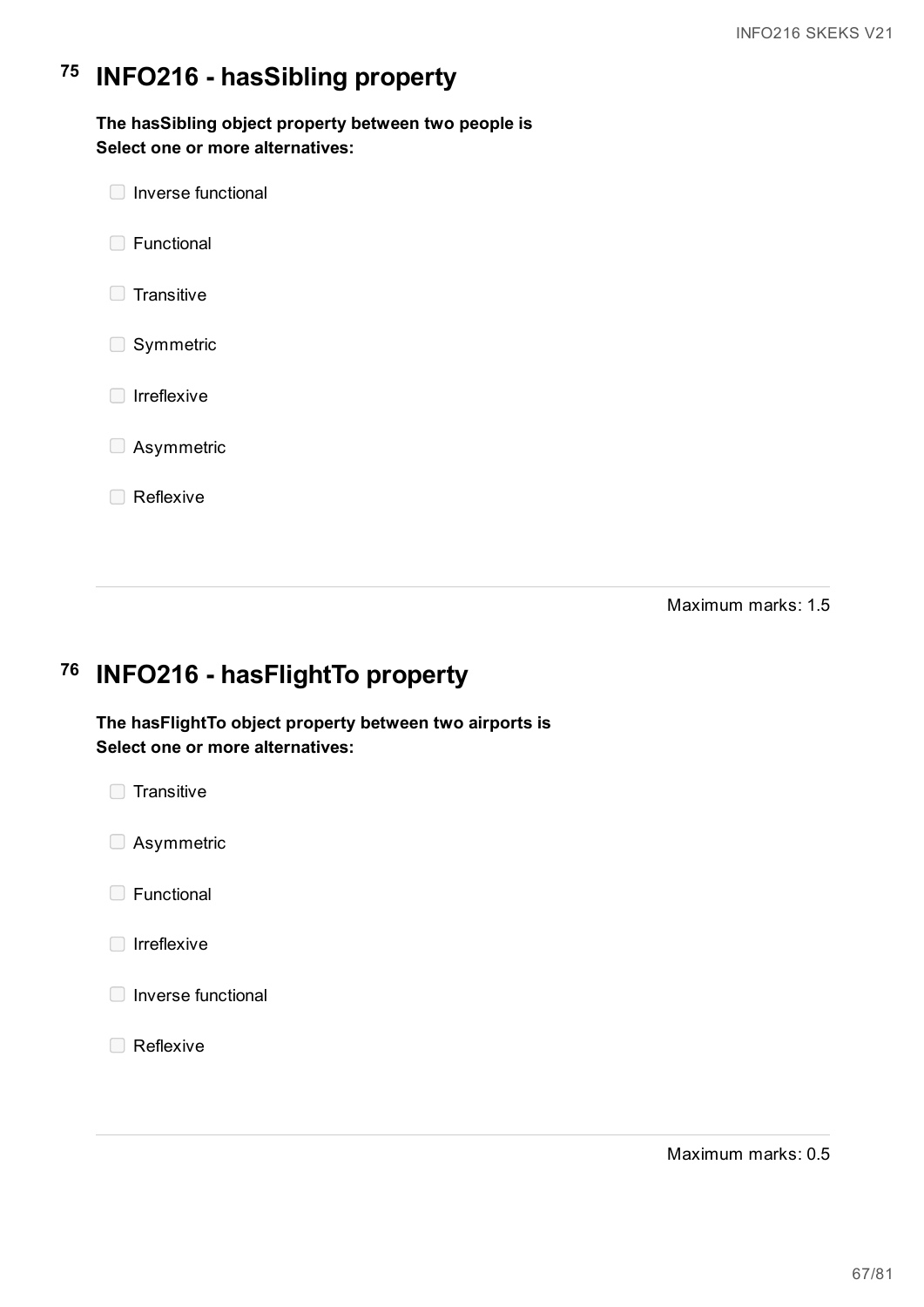# 75 INFO216 - hasSibling property

**The hasSibling object property between two people is**
**Select one or more alternatives:**

- ☐ Inverse functional
- ☐ Functional
- ☐ Transitive
- ☐ Symmetric
- ☐ Irreflexive
- ☐ Asymmetric
- ☐ Reflexive

Maximum marks: 1.5

# 76 INFO216 - hasFlightTo property

**The hasFlightTo object property between two airports is**
**Select one or more alternatives:**

- ☐ Transitive
- ☐ Asymmetric
- ☐ Functional
- ☐ Irreflexive
- ☐ Inverse functional
- ☐ Reflexive

Maximum marks: 0.5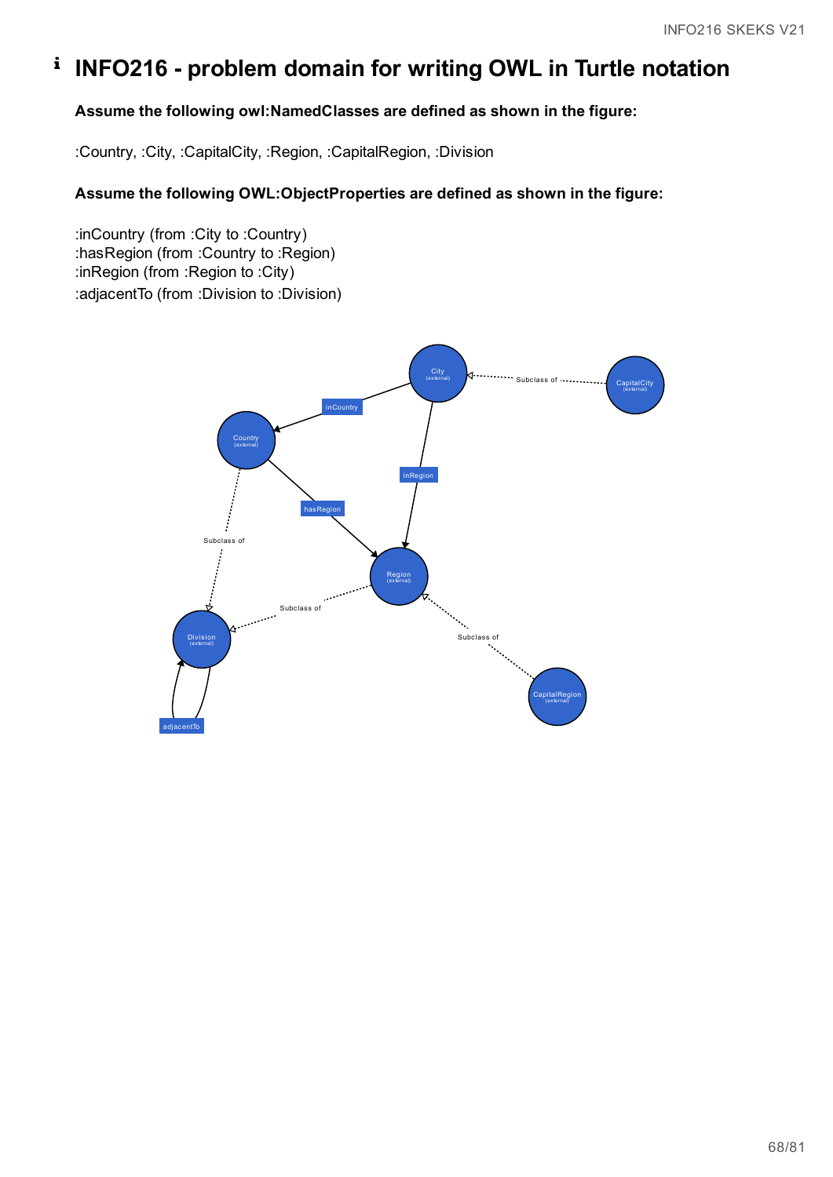# INFO216 - problem domain for writing OWL in Turtle notation

**Assume the following owl:NamedClasses are defined as shown in the figure:**

:Country, :City, :CapitalCity, :Region, :CapitalRegion, :Division

**Assume the following OWL:ObjectProperties are defined as shown in the figure:**

:inCountry (from :City to :Country)
:hasRegion (from :Country to :Region)
:inRegion (from :Region to :City)
:adjacentTo (from :Division to :Division)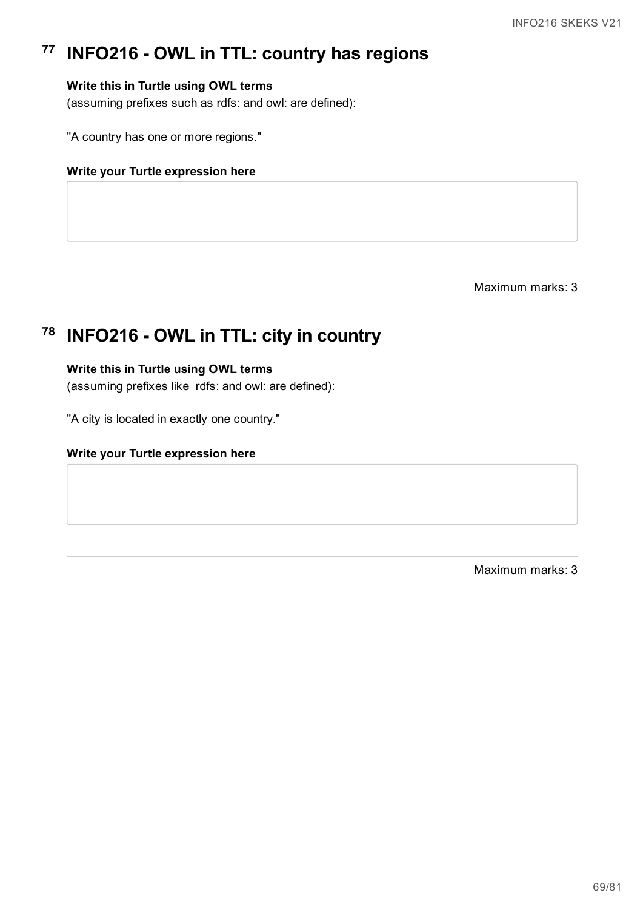# 77 INFO216 - OWL in TTL: country has regions

**Write this in Turtle using OWL terms**
(assuming prefixes such as rdfs: and owl: are defined):

"A country has one or more regions."

**Write your Turtle expression here**

Maximum marks: 3

# 78 INFO216 - OWL in TTL: city in country

**Write this in Turtle using OWL terms**
(assuming prefixes like rdfs: and owl: are defined):

"A city is located in exactly one country."

**Write your Turtle expression here**

Maximum marks: 3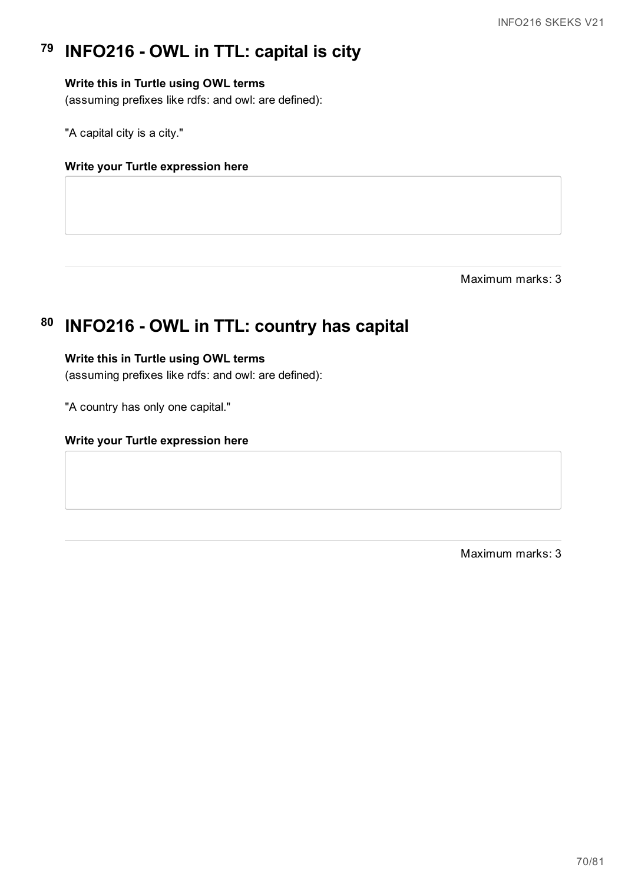## 79 INFO216 - OWL in TTL: capital is city

**Write this in Turtle using OWL terms**
(assuming prefixes like rdfs: and owl: are defined):

"A capital city is a city."

**Write your Turtle expression here**

Maximum marks: 3

## 80 INFO216 - OWL in TTL: country has capital

**Write this in Turtle using OWL terms**
(assuming prefixes like rdfs: and owl: are defined):

"A country has only one capital."

**Write your Turtle expression here**

Maximum marks: 3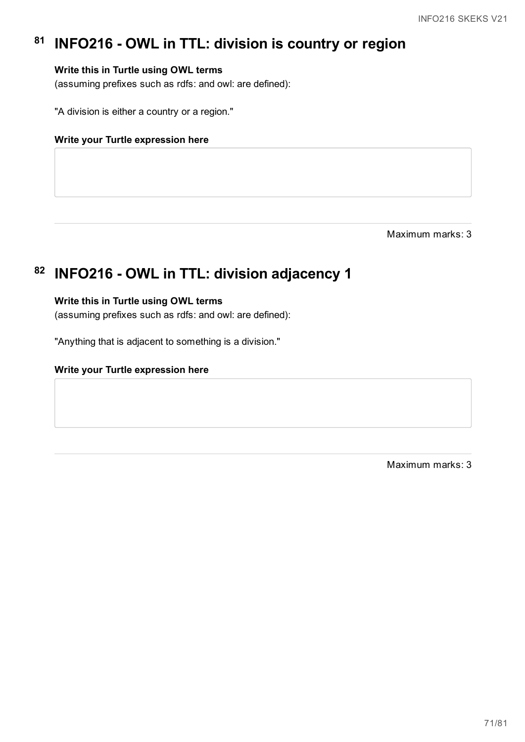# 81 INFO216 - OWL in TTL: division is country or region

**Write this in Turtle using OWL terms**
(assuming prefixes such as rdfs: and owl: are defined):

"A division is either a country or a region."

**Write your Turtle expression here**

Maximum marks: 3

# 82 INFO216 - OWL in TTL: division adjacency 1

**Write this in Turtle using OWL terms**
(assuming prefixes such as rdfs: and owl: are defined):

"Anything that is adjacent to something is a division."

**Write your Turtle expression here**

Maximum marks: 3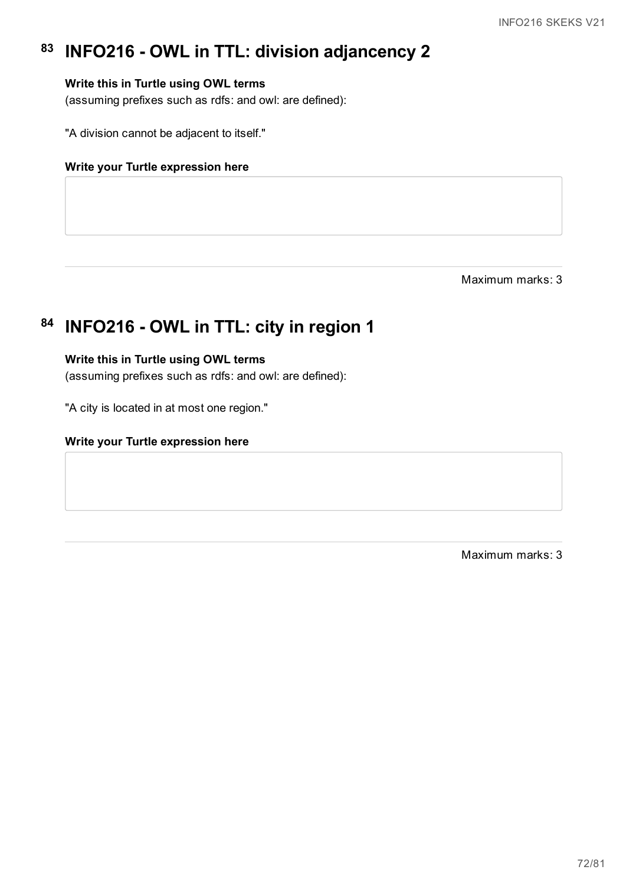# 83 INFO216 - OWL in TTL: division adjancency 2

**Write this in Turtle using OWL terms**
(assuming prefixes such as rdfs: and owl: are defined):

"A division cannot be adjacent to itself."

**Write your Turtle expression here**

Maximum marks: 3

# 84 INFO216 - OWL in TTL: city in region 1

**Write this in Turtle using OWL terms**
(assuming prefixes such as rdfs: and owl: are defined):

"A city is located in at most one region."

**Write your Turtle expression here**

Maximum marks: 3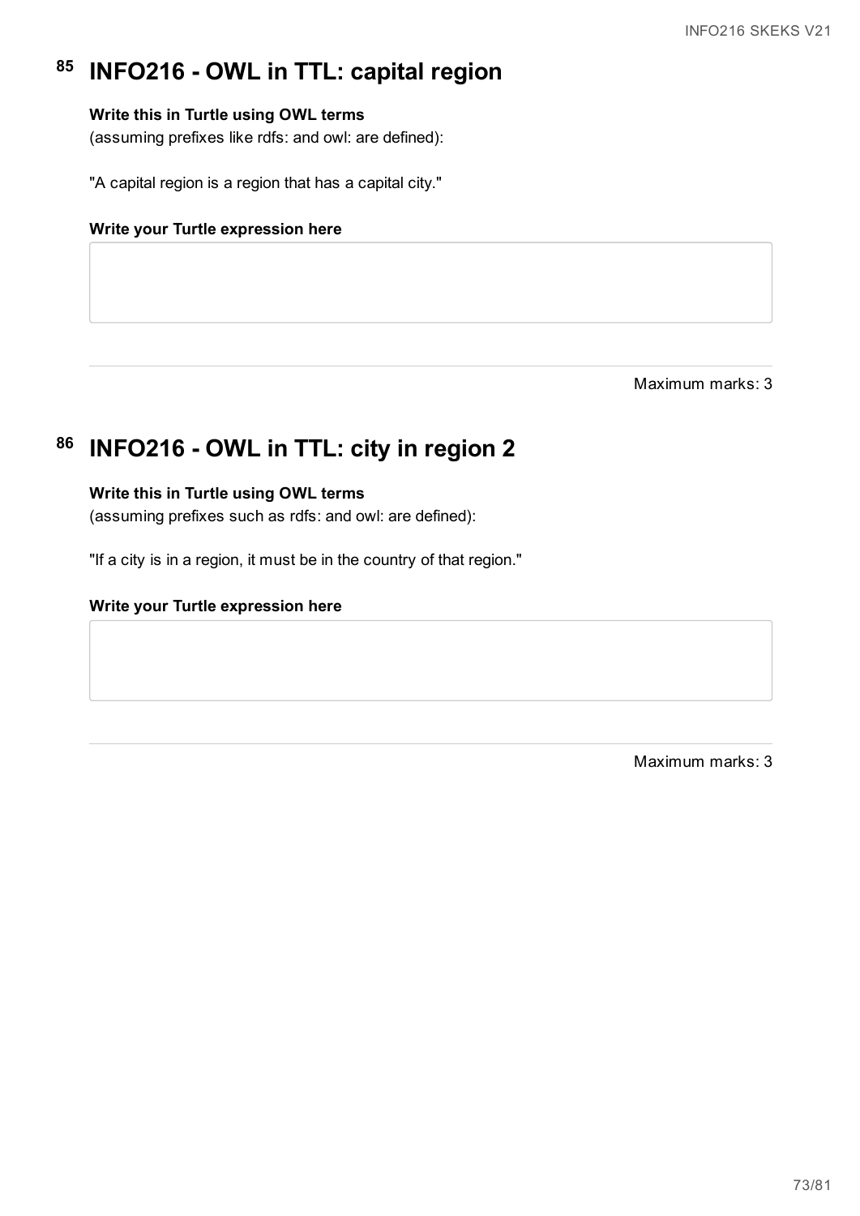## 85 INFO216 - OWL in TTL: capital region

**Write this in Turtle using OWL terms**
(assuming prefixes like rdfs: and owl: are defined):

"A capital region is a region that has a capital city."

**Write your Turtle expression here**

Maximum marks: 3

## 86 INFO216 - OWL in TTL: city in region 2

**Write this in Turtle using OWL terms**
(assuming prefixes such as rdfs: and owl: are defined):

"If a city is in a region, it must be in the country of that region."

**Write your Turtle expression here**

Maximum marks: 3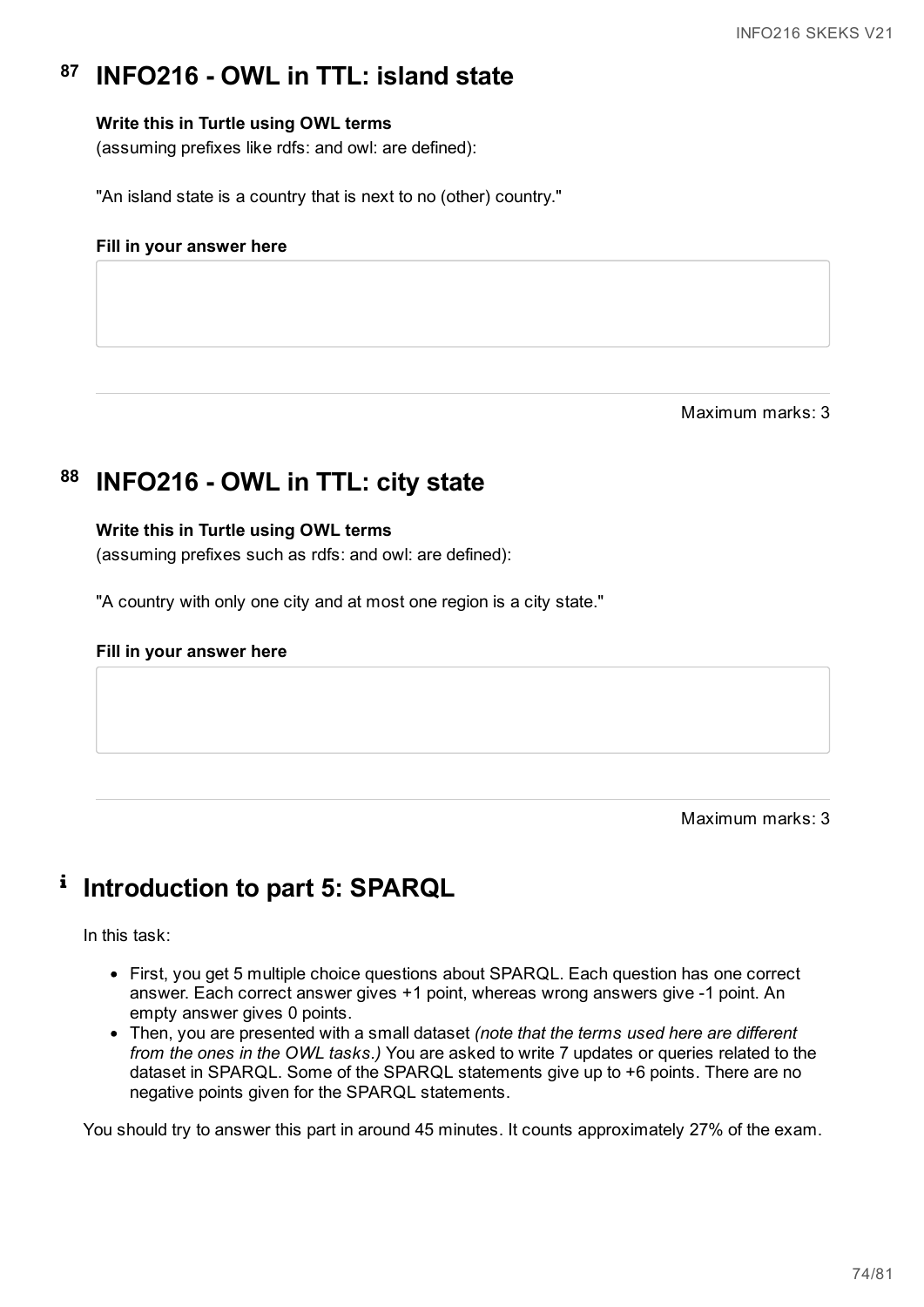# 87 INFO216 - OWL in TTL: island state

**Write this in Turtle using OWL terms**
(assuming prefixes like rdfs: and owl: are defined):

"An island state is a country that is next to no (other) country."

**Fill in your answer here**

Maximum marks: 3

# 88 INFO216 - OWL in TTL: city state

**Write this in Turtle using OWL terms**
(assuming prefixes such as rdfs: and owl: are defined):

"A country with only one city and at most one region is a city state."

**Fill in your answer here**

Maximum marks: 3

# Introduction to part 5: SPARQL

In this task:

- First, you get 5 multiple choice questions about SPARQL. Each question has one correct answer. Each correct answer gives +1 point, whereas wrong answers give -1 point. An empty answer gives 0 points.
- Then, you are presented with a small dataset *(note that the terms used here are different from the ones in the OWL tasks.)* You are asked to write 7 updates or queries related to the dataset in SPARQL. Some of the SPARQL statements give up to +6 points. There are no negative points given for the SPARQL statements.

You should try to answer this part in around 45 minutes. It counts approximately 27% of the exam.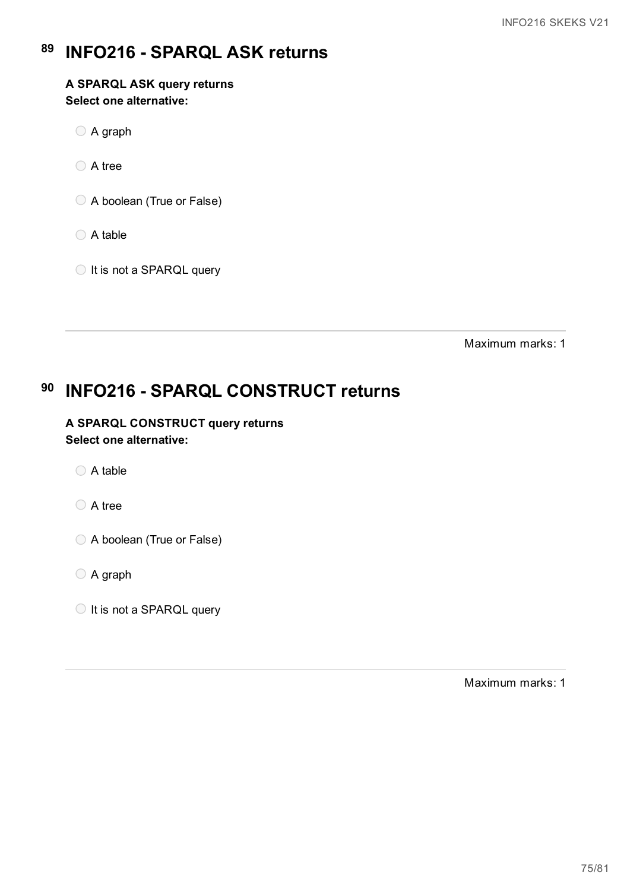# 89 INFO216 - SPARQL ASK returns

**A SPARQL ASK query returns**
**Select one alternative:**

- A graph
- A tree
- A boolean (True or False)
- A table
- It is not a SPARQL query

Maximum marks: 1

# 90 INFO216 - SPARQL CONSTRUCT returns

**A SPARQL CONSTRUCT query returns**
**Select one alternative:**

- A table
- A tree
- A boolean (True or False)
- A graph
- It is not a SPARQL query

Maximum marks: 1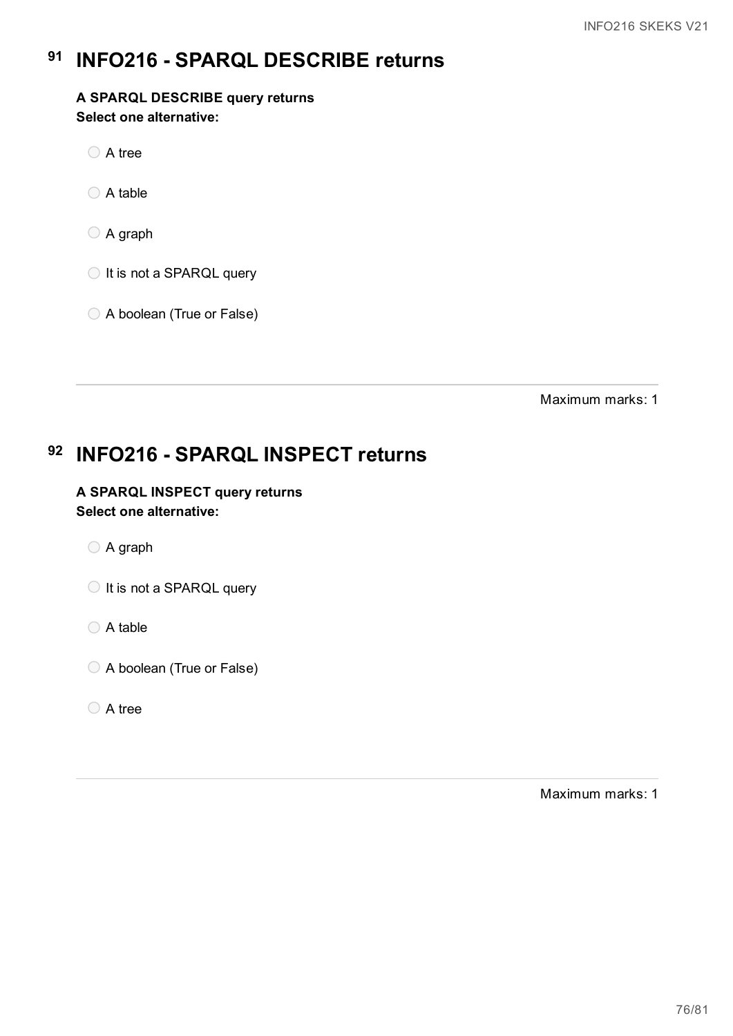# 91 INFO216 - SPARQL DESCRIBE returns

**A SPARQL DESCRIBE query returns**
**Select one alternative:**

- A tree
- A table
- A graph
- It is not a SPARQL query
- A boolean (True or False)

Maximum marks: 1

# 92 INFO216 - SPARQL INSPECT returns

**A SPARQL INSPECT query returns**
**Select one alternative:**

- A graph
- It is not a SPARQL query
- A table
- A boolean (True or False)
- A tree

Maximum marks: 1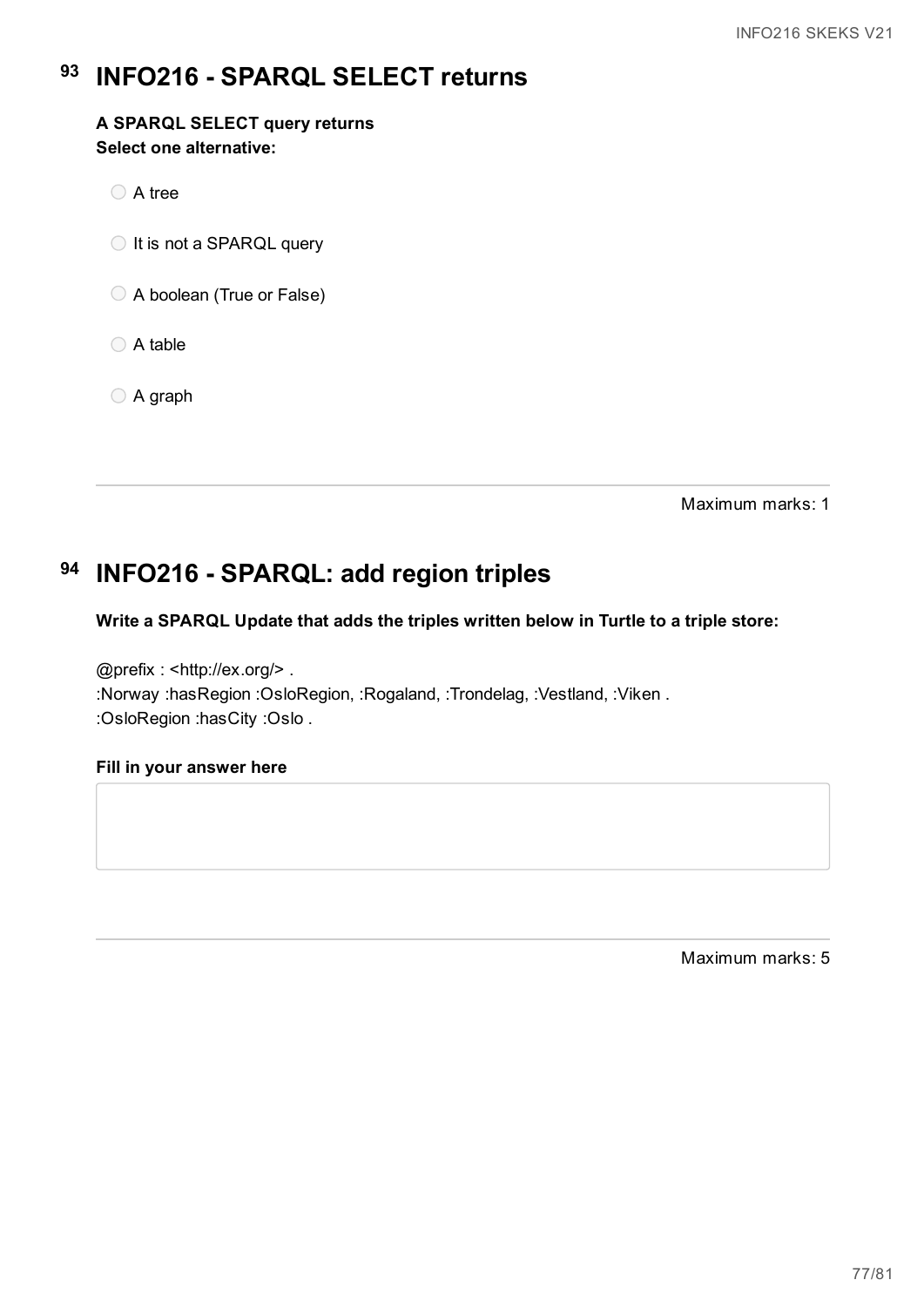## 93 INFO216 - SPARQL SELECT returns

**A SPARQL SELECT query returns**
**Select one alternative:**

- A tree
- It is not a SPARQL query
- A boolean (True or False)
- A table
- A graph

Maximum marks: 1

## 94 INFO216 - SPARQL: add region triples

**Write a SPARQL Update that adds the triples written below in Turtle to a triple store:**

@prefix : <http://ex.org/> .
:Norway :hasRegion :OsloRegion, :Rogaland, :Trondelag, :Vestland, :Viken .
:OsloRegion :hasCity :Oslo .

**Fill in your answer here**

Maximum marks: 5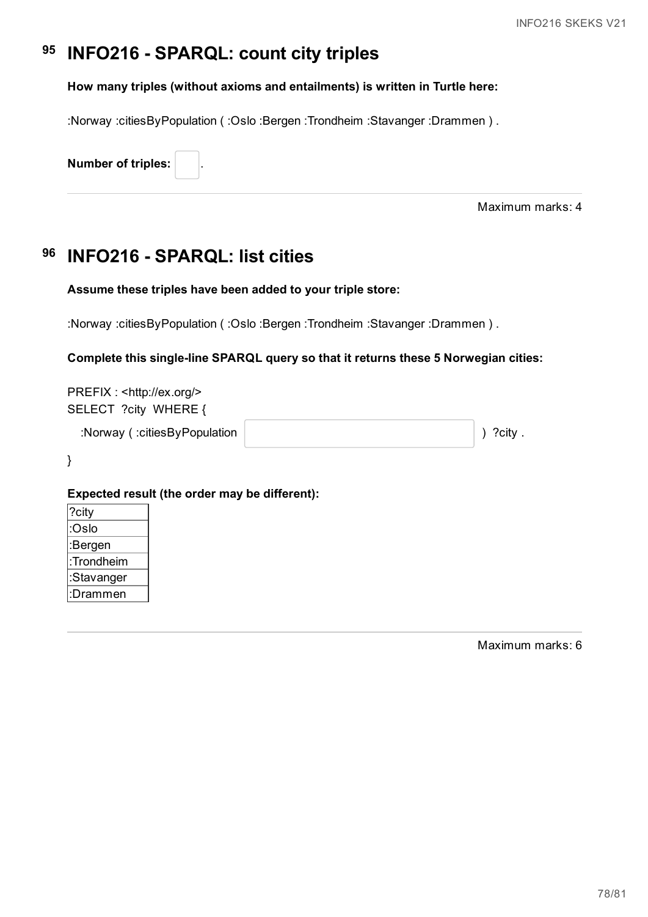## 95 INFO216 - SPARQL: count city triples

**How many triples (without axioms and entailments) is written in Turtle here:**

:Norway :citiesByPopulation ( :Oslo :Bergen :Trondheim :Stavanger :Drammen ) .

**Number of triples:** [ ] .

Maximum marks: 4

## 96 INFO216 - SPARQL: list cities

**Assume these triples have been added to your triple store:**

:Norway :citiesByPopulation ( :Oslo :Bergen :Trondheim :Stavanger :Drammen ) .

**Complete this single-line SPARQL query so that it returns these 5 Norwegian cities:**

```
PREFIX : <http://ex.org/>
SELECT  ?city  WHERE {
   :Norway ( :citiesByPopulation [                    ] ) ?city .
}
```

**Expected result (the order may be different):**

| ?city |
|---|
| :Oslo |
| :Bergen |
| :Trondheim |
| :Stavanger |
| :Drammen |

Maximum marks: 6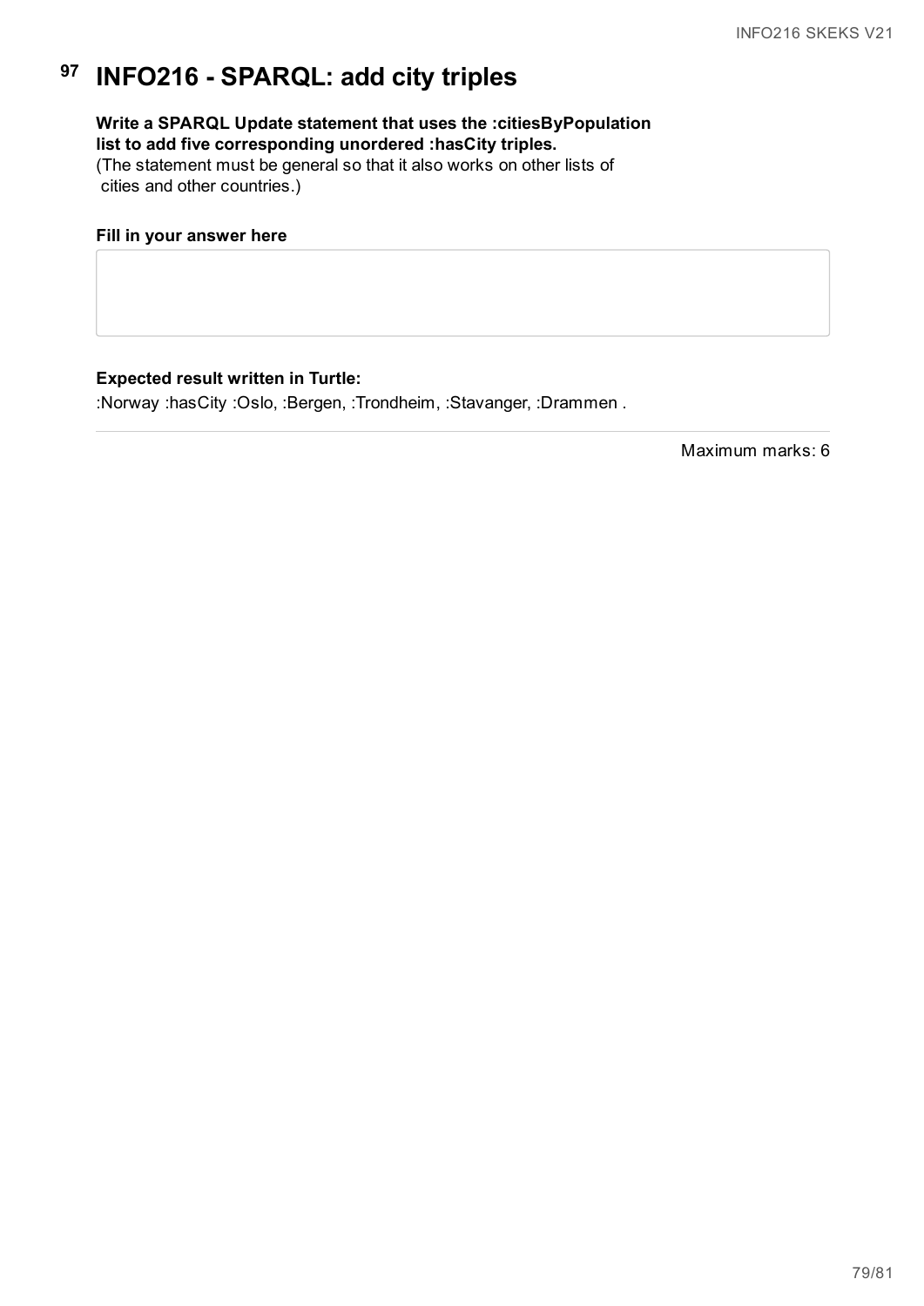# 97 INFO216 - SPARQL: add city triples

**Write a SPARQL Update statement that uses the :citiesByPopulation list to add five corresponding unordered :hasCity triples.**
(The statement must be general so that it also works on other lists of cities and other countries.)

**Fill in your answer here**

**Expected result written in Turtle:**
:Norway :hasCity :Oslo, :Bergen, :Trondheim, :Stavanger, :Drammen .

Maximum marks: 6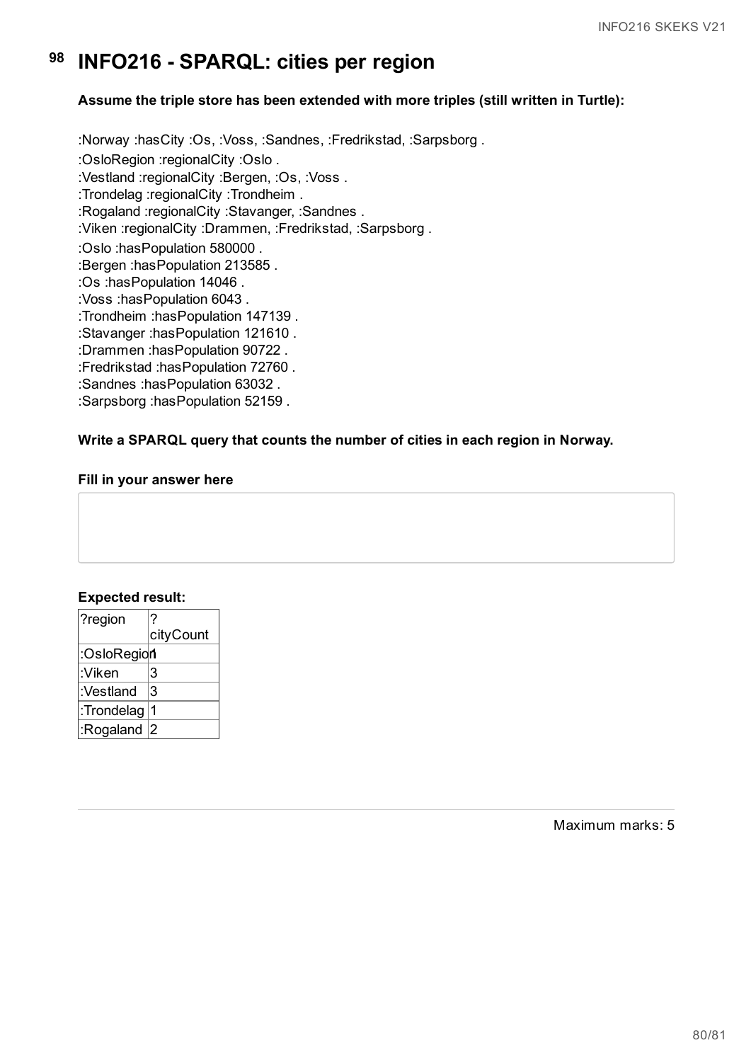# 98 INFO216 - SPARQL: cities per region

**Assume the triple store has been extended with more triples (still written in Turtle):**

```
:Norway :hasCity :Os, :Voss, :Sandnes, :Fredrikstad, :Sarpsborg .
:OsloRegion :regionalCity :Oslo .
:Vestland :regionalCity :Bergen, :Os, :Voss .
:Trondelag :regionalCity :Trondheim .
:Rogaland :regionalCity :Stavanger, :Sandnes .
:Viken :regionalCity :Drammen, :Fredrikstad, :Sarpsborg .
:Oslo :hasPopulation 580000 .
:Bergen :hasPopulation 213585 .
:Os :hasPopulation 14046 .
:Voss :hasPopulation 6043 .
:Trondheim :hasPopulation 147139 .
:Stavanger :hasPopulation 121610 .
:Drammen :hasPopulation 90722 .
:Fredrikstad :hasPopulation 72760 .
:Sandnes :hasPopulation 63032 .
:Sarpsborg :hasPopulation 52159 .
```

**Write a SPARQL query that counts the number of cities in each region in Norway.**

**Fill in your answer here**

**Expected result:**

| ?region | ?cityCount |
|---|---|
| :OsloRegion | 1 |
| :Viken | 3 |
| :Vestland | 3 |
| :Trondelag | 1 |
| :Rogaland | 2 |

Maximum marks: 5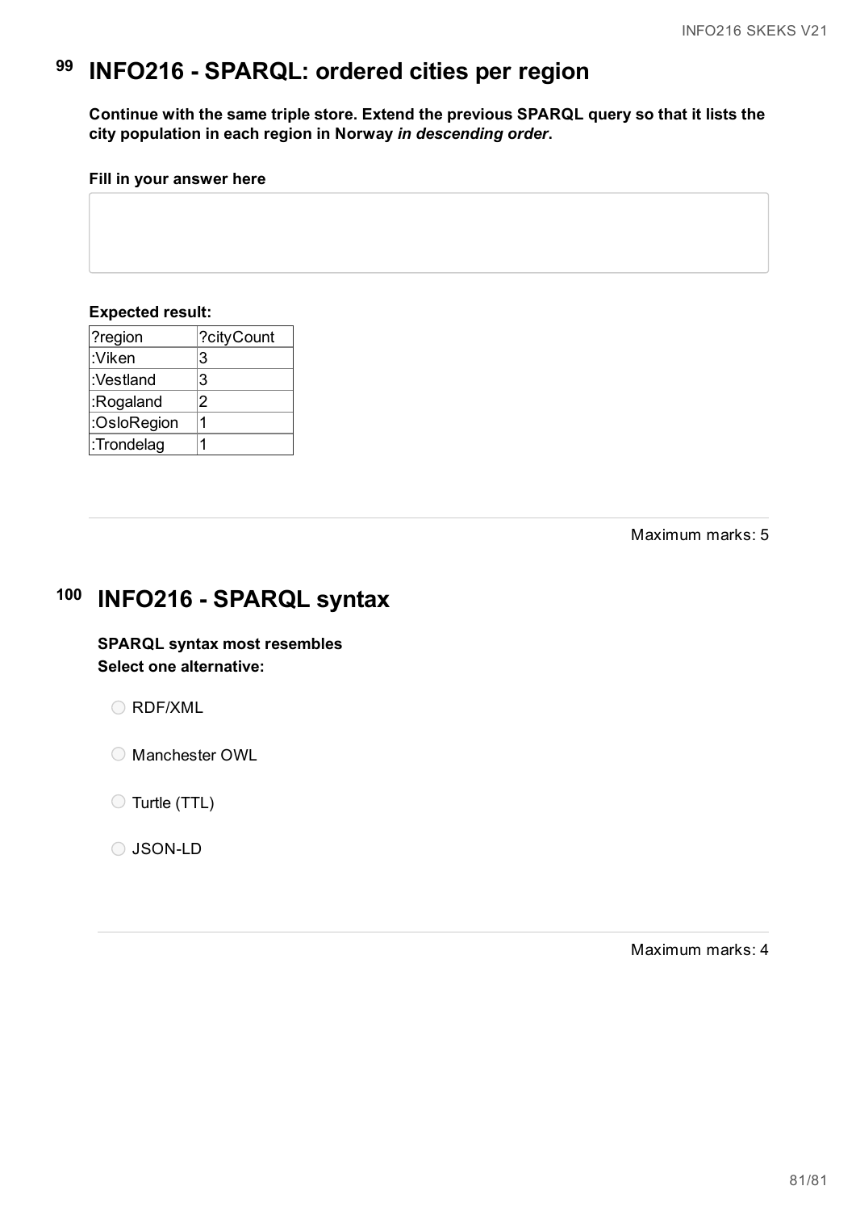# 99 INFO216 - SPARQL: ordered cities per region

**Continue with the same triple store. Extend the previous SPARQL query so that it lists the city population in each region in Norway *in descending order*.**

**Fill in your answer here**

**Expected result:**

| ?region | ?cityCount |
|---|---|
| :Viken | 3 |
| :Vestland | 3 |
| :Rogaland | 2 |
| :OsloRegion | 1 |
| :Trondelag | 1 |

Maximum marks: 5

# 100 INFO216 - SPARQL syntax

**SPARQL syntax most resembles**
**Select one alternative:**

- RDF/XML
- Manchester OWL
- Turtle (TTL)
- JSON-LD

Maximum marks: 4